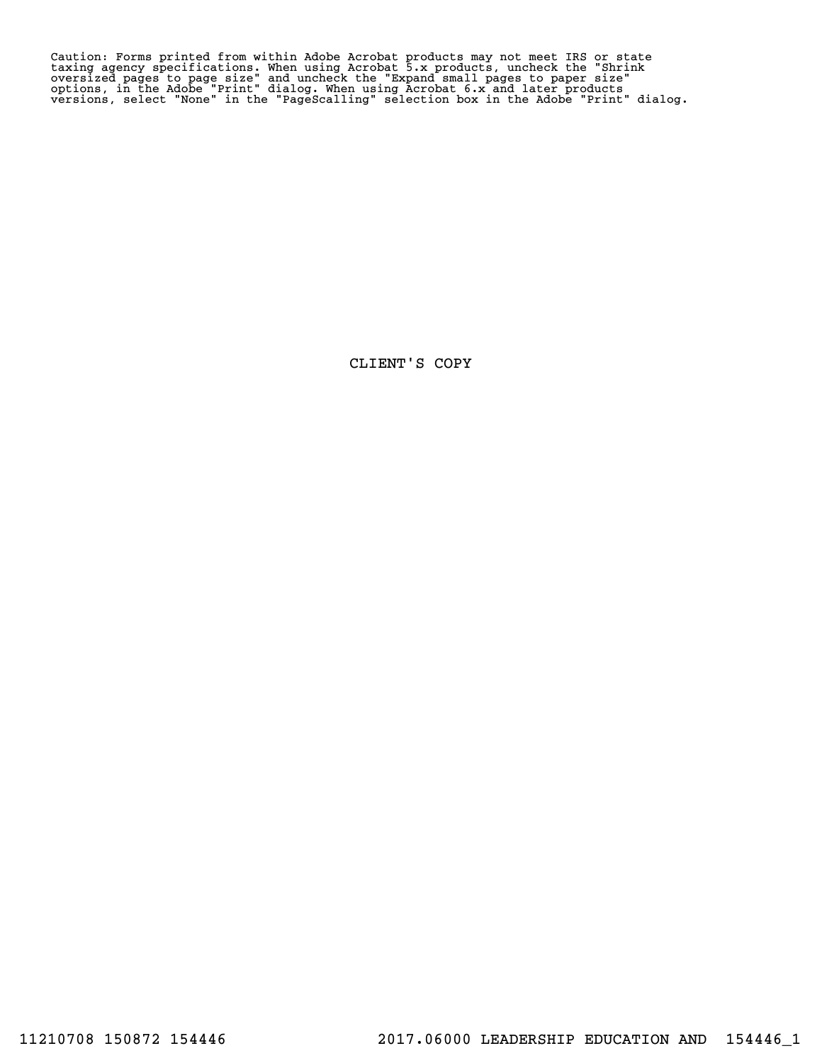Caution: Forms printed from within Adobe Acrobat products may not meet IRS or state taxing agency specifications. When using Acrobat 5.x products, uncheck the "Shrink oversized pages to page size" and uncheck the "Expand small pages to paper size" options, in the Adobe "Print" dialog. When using Acrobat 6.x and later products versions, select "None" in the "PageScalling" selection box in the Adobe "Print" dialog.

CLIENT'S COPY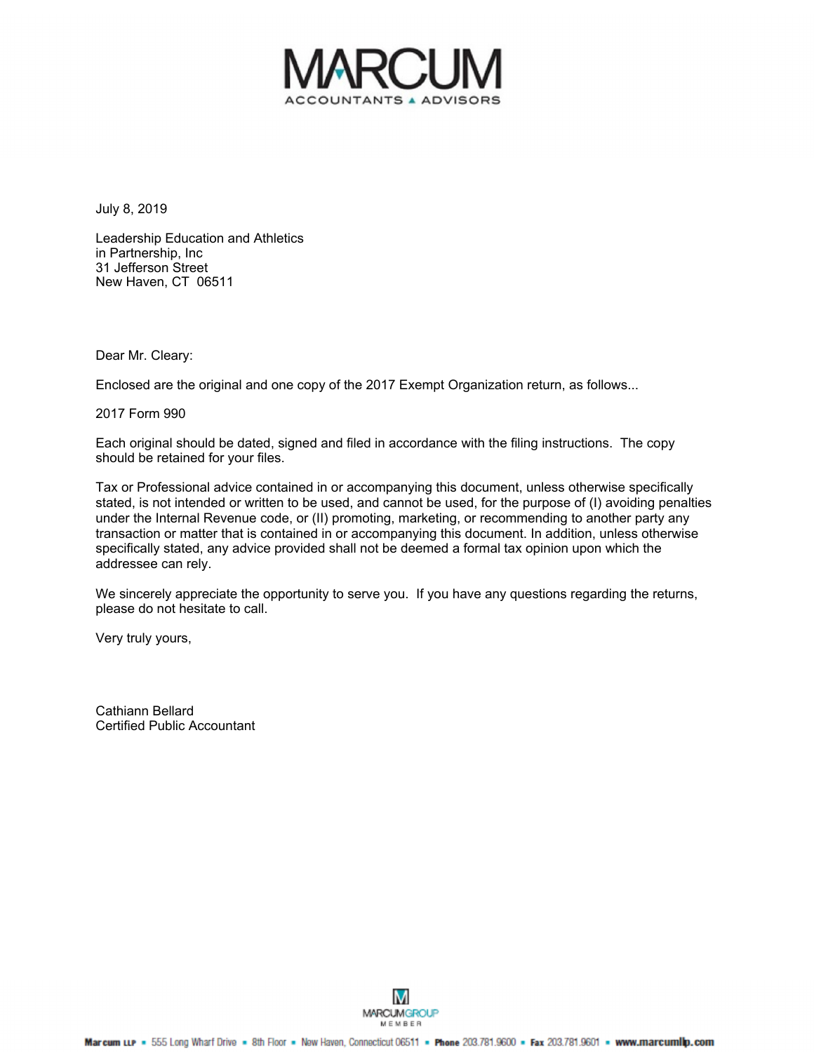MARCUM

ACCOUNTANTS ▲ ADVISORS

July 8, 2019

Leadership Education and Athletics
in Partnership, Inc
31 Jefferson Street
New Haven, CT 06511

Dear Mr. Cleary:

Enclosed are the original and one copy of the 2017 Exempt Organization return, as follows...

2017 Form 990

Each original should be dated, signed and filed in accordance with the filing instructions. The copy should be retained for your files.

Tax or Professional advice contained in or accompanying this document, unless otherwise specifically stated, is not intended or written to be used, and cannot be used, for the purpose of (I) avoiding penalties under the Internal Revenue code, or (II) promoting, marketing, or recommending to another party any transaction or matter that is contained in or accompanying this document. In addition, unless otherwise specifically stated, any advice provided shall not be deemed a formal tax opinion upon which the addressee can rely.

We sincerely appreciate the opportunity to serve you. If you have any questions regarding the returns, please do not hesitate to call.

Very truly yours,

Cathiann Bellard
Certified Public Accountant

MARCUMGROUP MEMBER

Marcum LLP ▪ 555 Long Wharf Drive ▪ 8th Floor ▪ New Haven, Connecticut 06511 ▪ Phone 203.781.9600 ▪ Fax 203.781.9601 ▪ www.marcumllp.com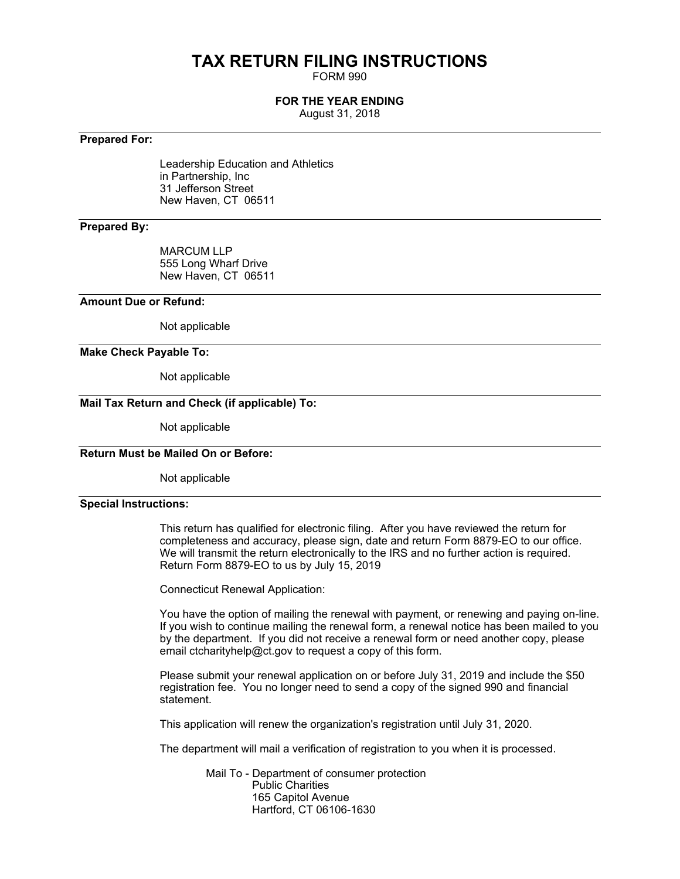# TAX RETURN FILING INSTRUCTIONS

FORM 990

**FOR THE YEAR ENDING**

August 31, 2018

---

**Prepared For:**

Leadership Education and Athletics
in Partnership, Inc
31 Jefferson Street
New Haven, CT 06511

---

**Prepared By:**

MARCUM LLP
555 Long Wharf Drive
New Haven, CT 06511

---

**Amount Due or Refund:**

Not applicable

---

**Make Check Payable To:**

Not applicable

---

**Mail Tax Return and Check (if applicable) To:**

Not applicable

---

**Return Must be Mailed On or Before:**

Not applicable

---

**Special Instructions:**

This return has qualified for electronic filing. After you have reviewed the return for completeness and accuracy, please sign, date and return Form 8879-EO to our office. We will transmit the return electronically to the IRS and no further action is required. Return Form 8879-EO to us by July 15, 2019

Connecticut Renewal Application:

You have the option of mailing the renewal with payment, or renewing and paying on-line. If you wish to continue mailing the renewal form, a renewal notice has been mailed to you by the department. If you did not receive a renewal form or need another copy, please email ctcharityhelp@ct.gov to request a copy of this form.

Please submit your renewal application on or before July 31, 2019 and include the $50 registration fee. You no longer need to send a copy of the signed 990 and financial statement.

This application will renew the organization's registration until July 31, 2020.

The department will mail a verification of registration to you when it is processed.

Mail To - Department of consumer protection
Public Charities
165 Capitol Avenue
Hartford, CT 06106-1630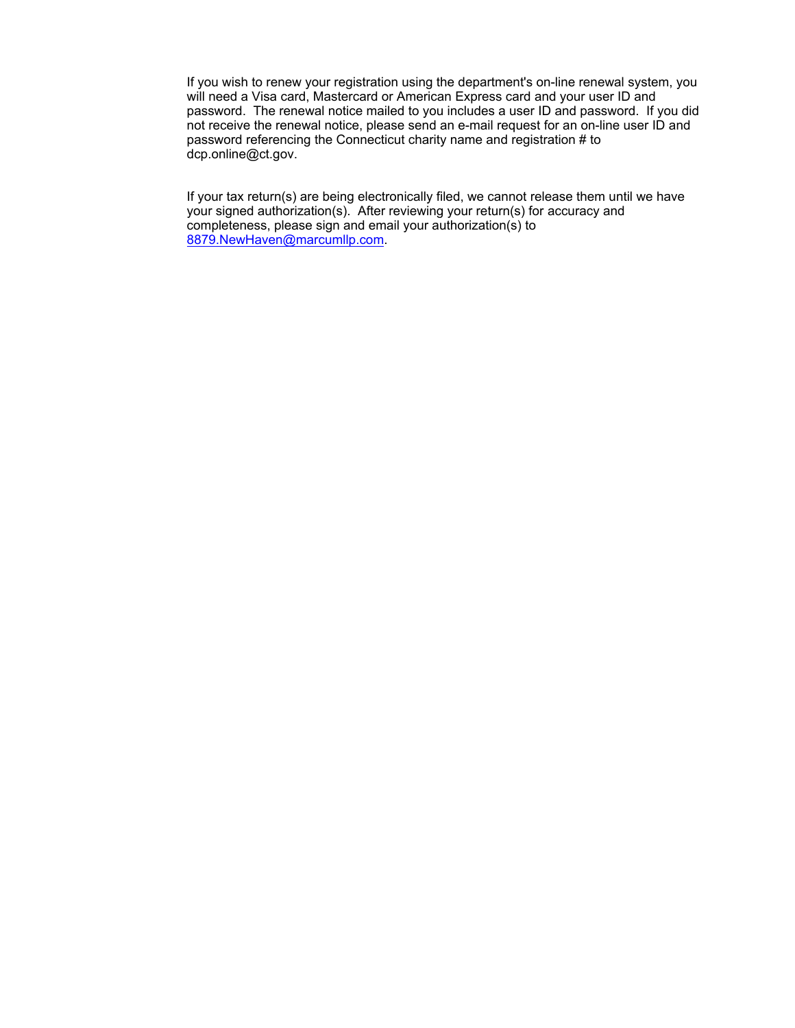If you wish to renew your registration using the department's on-line renewal system, you will need a Visa card, Mastercard or American Express card and your user ID and password.  The renewal notice mailed to you includes a user ID and password.  If you did not receive the renewal notice, please send an e-mail request for an on-line user ID and password referencing the Connecticut charity name and registration # to dcp.online@ct.gov.

If your tax return(s) are being electronically filed, we cannot release them until we have your signed authorization(s).  After reviewing your return(s) for accuracy and completeness, please sign and email your authorization(s) to 8879.NewHaven@marcumllp.com.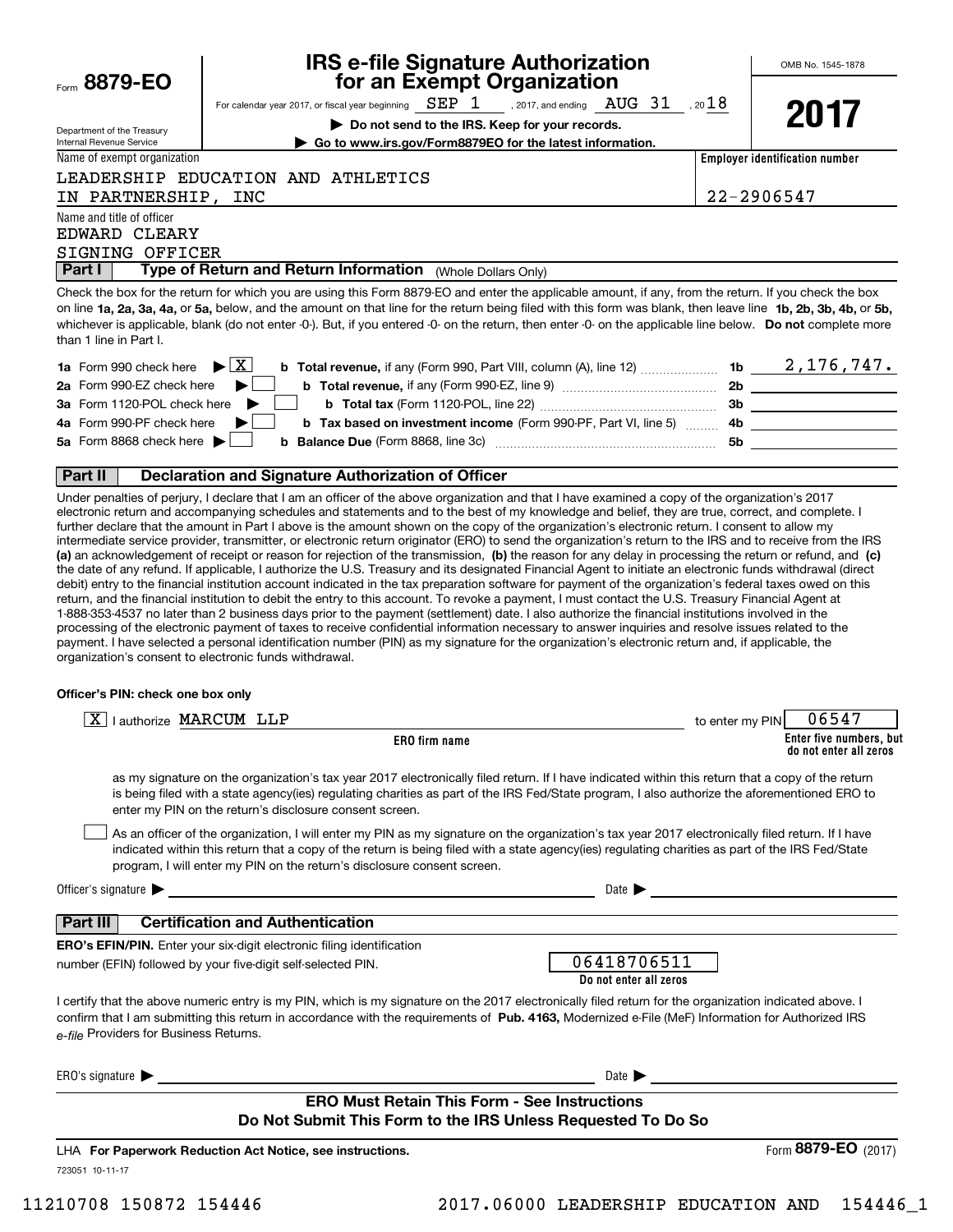Form **8879-EO**

Department of the Treasury
Internal Revenue Service

# IRS e-file Signature Authorization for an Exempt Organization

For calendar year 2017, or fiscal year beginning SEP 1, 2017, and ending AUG 31, 2018

▶ **Do not send to the IRS. Keep for your records.**

▶ **Go to www.irs.gov/Form8879EO for the latest information.**

OMB No. 1545-1878

**2017**

Name of exempt organization: LEADERSHIP EDUCATION AND ATHLETICS IN PARTNERSHIP, INC

**Employer identification number:** 22-2906547

Name and title of officer: EDWARD CLEARY, SIGNING OFFICER

## Part I — Type of Return and Return Information (Whole Dollars Only)

Check the box for the return for which you are using this Form 8879-EO and enter the applicable amount, if any, from the return. If you check the box on line **1a, 2a, 3a, 4a,** or **5a,** below, and the amount on that line for the return being filed with this form was blank, then leave line **1b, 2b, 3b, 4b,** or **5b,** whichever is applicable, blank (do not enter -0-). But, if you entered -0- on the return, then enter -0- on the applicable line below. **Do not** complete more than 1 line in Part I.

| | | | |
|---|---|---|---|
| **1a** Form 990 check here ▶ [X] | **b Total revenue,** if any (Form 990, Part VIII, column (A), line 12) | 1b | 2,176,747. |
| **2a** Form 990-EZ check here ▶ [ ] | **b Total revenue,** if any (Form 990-EZ, line 9) | 2b | |
| **3a** Form 1120-POL check here ▶ [ ] | **b Total tax** (Form 1120-POL, line 22) | 3b | |
| **4a** Form 990-PF check here ▶ [ ] | **b Tax based on investment income** (Form 990-PF, Part VI, line 5) | 4b | |
| **5a** Form 8868 check here ▶ [ ] | **b Balance Due** (Form 8868, line 3c) | 5b | |

## Part II — Declaration and Signature Authorization of Officer

Under penalties of perjury, I declare that I am an officer of the above organization and that I have examined a copy of the organization's 2017 electronic return and accompanying schedules and statements and to the best of my knowledge and belief, they are true, correct, and complete. I further declare that the amount in Part I above is the amount shown on the copy of the organization's electronic return. I consent to allow my intermediate service provider, transmitter, or electronic return originator (ERO) to send the organization's return to the IRS and to receive from the IRS **(a)** an acknowledgement of receipt or reason for rejection of the transmission, **(b)** the reason for any delay in processing the return or refund, and **(c)** the date of any refund. If applicable, I authorize the U.S. Treasury and its designated Financial Agent to initiate an electronic funds withdrawal (direct debit) entry to the financial institution account indicated in the tax preparation software for payment of the organization's federal taxes owed on this return, and the financial institution to debit the entry to this account. To revoke a payment, I must contact the U.S. Treasury Financial Agent at 1-888-353-4537 no later than 2 business days prior to the payment (settlement) date. I also authorize the financial institutions involved in the processing of the electronic payment of taxes to receive confidential information necessary to answer inquiries and resolve issues related to the payment. I have selected a personal identification number (PIN) as my signature for the organization's electronic return and, if applicable, the organization's consent to electronic funds withdrawal.

**Officer's PIN: check one box only**

[X] I authorize MARCUM LLP (**ERO firm name**) to enter my PIN 06547 (**Enter five numbers, but do not enter all zeros**)

as my signature on the organization's tax year 2017 electronically filed return. If I have indicated within this return that a copy of the return is being filed with a state agency(ies) regulating charities as part of the IRS Fed/State program, I also authorize the aforementioned ERO to enter my PIN on the return's disclosure consent screen.

[ ] As an officer of the organization, I will enter my PIN as my signature on the organization's tax year 2017 electronically filed return. If I have indicated within this return that a copy of the return is being filed with a state agency(ies) regulating charities as part of the IRS Fed/State program, I will enter my PIN on the return's disclosure consent screen.

Officer's signature ▶ ____________________ Date ▶ ____________

## Part III — Certification and Authentication

**ERO's EFIN/PIN.** Enter your six-digit electronic filing identification number (EFIN) followed by your five-digit self-selected PIN. 06418706511 (**Do not enter all zeros**)

I certify that the above numeric entry is my PIN, which is my signature on the 2017 electronically filed return for the organization indicated above. I confirm that I am submitting this return in accordance with the requirements of **Pub. 4163,** Modernized e-File (MeF) Information for Authorized IRS *e-file* Providers for Business Returns.

ERO's signature ▶ ____________________ Date ▶ ____________

**ERO Must Retain This Form - See Instructions**
**Do Not Submit This Form to the IRS Unless Requested To Do So**

LHA **For Paperwork Reduction Act Notice, see instructions.** Form **8879-EO** (2017)

723051 10-11-17

11210708 150872 154446 2017.06000 LEADERSHIP EDUCATION AND 154446_1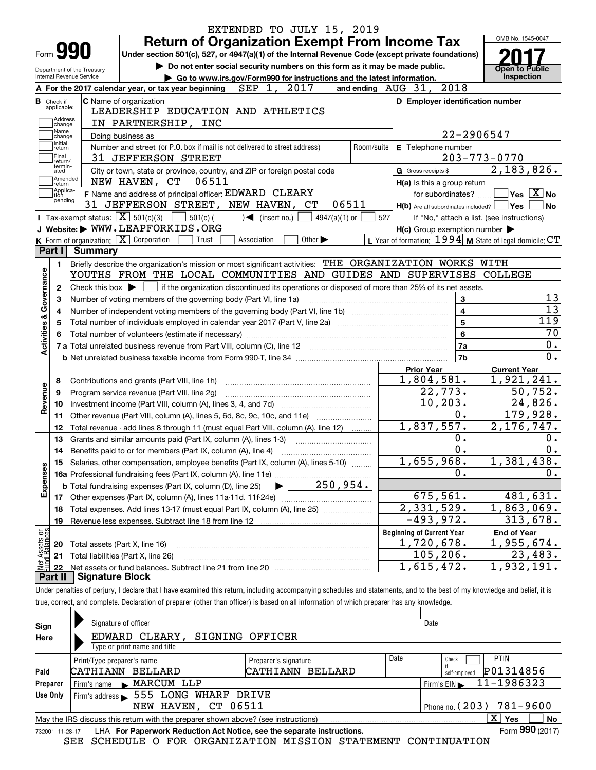EXTENDED TO JULY 15, 2019

# Form 990 — Return of Organization Exempt From Income Tax (2017)

Under section 501(c), 527, or 4947(a)(1) of the Internal Revenue Code (except private foundations)

▶ Do not enter social security numbers on this form as it may be made public.

▶ Go to www.irs.gov/Form990 for instructions and the latest information.

Department of the Treasury, Internal Revenue Service

OMB No. 1545-0047 — **Open to Public Inspection**

**A** For the 2017 calendar year, or tax year beginning SEP 1, 2017 and ending AUG 31, 2018

**B** Check if applicable: Address change, Name change, Initial return, Final return/terminated, Amended return, Application pending

**C** Name of organization: LEADERSHIP EDUCATION AND ATHLETICS IN PARTNERSHIP, INC

Doing business as

Number and street (or P.O. box if mail is not delivered to street address): 31 JEFFERSON STREET — Room/suite

City or town, state or province, country, and ZIP or foreign postal code: NEW HAVEN, CT 06511

**D** Employer identification number: 22-2906547

**E** Telephone number: 203-773-0770

**G** Gross receipts $ 2,183,826.

**F** Name and address of principal officer: EDWARD CLEARY, 31 JEFFERSON STREET, NEW HAVEN, CT 06511

**H(a)** Is this a group return for subordinates? ☐ Yes ☒ No

**H(b)** Are all subordinates included? ☐ Yes ☐ No — If "No," attach a list. (see instructions)

**H(c)** Group exemption number ▶

**I** Tax-exempt status: ☒ 501(c)(3) ☐ 501(c) ( ) ◀ (insert no.) ☐ 4947(a)(1) or ☐ 527

**J** Website: ▶ WWW.LEAPFORKIDS.ORG

**K** Form of organization: ☒ Corporation ☐ Trust ☐ Association ☐ Other ▶

**L** Year of formation: 1994 **M** State of legal domicile: CT

## Part I Summary

**Activities & Governance**

1 Briefly describe the organization's mission or most significant activities: THE ORGANIZATION WORKS WITH YOUTHS FROM THE LOCAL COMMUNITIES AND GUIDES AND SUPERVISES COLLEGE

2 Check this box ▶ ☐ if the organization discontinued its operations or disposed of more than 25% of its net assets.

| Line | Description | | Value |
|---|---|---|---|
| 3 | Number of voting members of the governing body (Part VI, line 1a) | 3 | 13 |
| 4 | Number of independent voting members of the governing body (Part VI, line 1b) | 4 | 13 |
| 5 | Total number of individuals employed in calendar year 2017 (Part V, line 2a) | 5 | 119 |
| 6 | Total number of volunteers (estimate if necessary) | 6 | 70 |
| 7a | Total unrelated business revenue from Part VIII, column (C), line 12 | 7a | 0. |
| 7b | Net unrelated business taxable income from Form 990-T, line 34 | 7b | 0. |

| Line | Description | Prior Year | Current Year |
|---|---|---|---|
| **Revenue** | | | |
| 8 | Contributions and grants (Part VIII, line 1h) | 1,804,581. | 1,921,241. |
| 9 | Program service revenue (Part VIII, line 2g) | 22,773. | 50,752. |
| 10 | Investment income (Part VIII, column (A), lines 3, 4, and 7d) | 10,203. | 24,826. |
| 11 | Other revenue (Part VIII, column (A), lines 5, 6d, 8c, 9c, 10c, and 11e) | 0. | 179,928. |
| 12 | Total revenue - add lines 8 through 11 (must equal Part VIII, column (A), line 12) | 1,837,557. | 2,176,747. |
| **Expenses** | | | |
| 13 | Grants and similar amounts paid (Part IX, column (A), lines 1-3) | 0. | 0. |
| 14 | Benefits paid to or for members (Part IX, column (A), line 4) | 0. | 0. |
| 15 | Salaries, other compensation, employee benefits (Part IX, column (A), lines 5-10) | 1,655,968. | 1,381,438. |
| 16a | Professional fundraising fees (Part IX, column (A), line 11e) | 0. | 0. |
| b | Total fundraising expenses (Part IX, column (D), line 25) ▶ 250,954. | | |
| 17 | Other expenses (Part IX, column (A), lines 11a-11d, 11f-24e) | 675,561. | 481,631. |
| 18 | Total expenses. Add lines 13-17 (must equal Part IX, column (A), line 25) | 2,331,529. | 1,863,069. |
| 19 | Revenue less expenses. Subtract line 18 from line 12 | -493,972. | 313,678. |

| Line | Net Assets or Fund Balances | Beginning of Current Year | End of Year |
|---|---|---|---|
| 20 | Total assets (Part X, line 16) | 1,720,678. | 1,955,674. |
| 21 | Total liabilities (Part X, line 26) | 105,206. | 23,483. |
| 22 | Net assets or fund balances. Subtract line 21 from line 20 | 1,615,472. | 1,932,191. |

## Part II Signature Block

Under penalties of perjury, I declare that I have examined this return, including accompanying schedules and statements, and to the best of my knowledge and belief, it is true, correct, and complete. Declaration of preparer (other than officer) is based on all information of which preparer has any knowledge.

**Sign Here**

Signature of officer — Date

EDWARD CLEARY, SIGNING OFFICER

Type or print name and title

**Paid Preparer Use Only**

| Print/Type preparer's name | Preparer's signature | Date | Check if self-employed | PTIN |
|---|---|---|---|---|
| CATHIANN BELLARD | CATHIANN BELLARD | | ☐ | P01314856 |

Firm's name ▶ MARCUM LLP — Firm's EIN ▶ 11-1986323

Firm's address ▶ 555 LONG WHARF DRIVE, NEW HAVEN, CT 06511 — Phone no. (203) 781-9600

May the IRS discuss this return with the preparer shown above? (see instructions) ☒ Yes ☐ No

732001 11-28-17 LHA For Paperwork Reduction Act Notice, see the separate instructions. Form **990** (2017)

SEE SCHEDULE O FOR ORGANIZATION MISSION STATEMENT CONTINUATION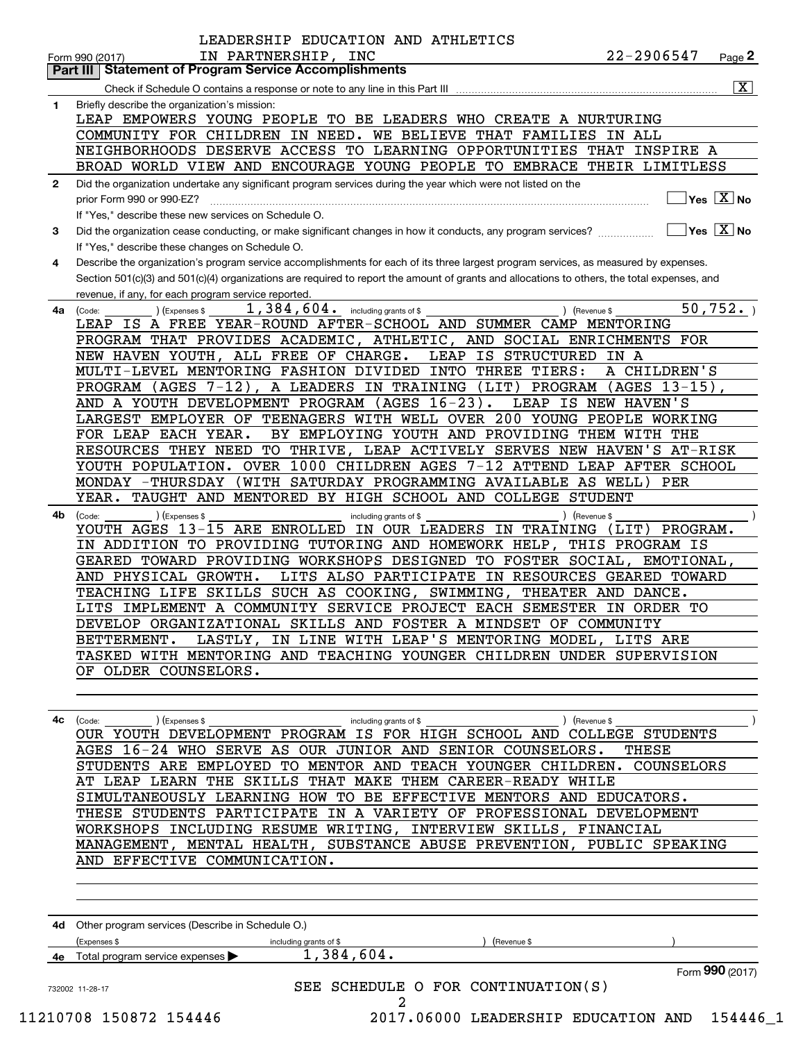LEADERSHIP EDUCATION AND ATHLETICS IN PARTNERSHIP, INC — 22-2906547 — Form 990 (2017) Page 2

## Part III Statement of Program Service Accomplishments

Check if Schedule O contains a response or note to any line in this Part III ..... [X]

**1** Briefly describe the organization's mission:

LEAP EMPOWERS YOUNG PEOPLE TO BE LEADERS WHO CREATE A NURTURING COMMUNITY FOR CHILDREN IN NEED. WE BELIEVE THAT FAMILIES IN ALL NEIGHBORHOODS DESERVE ACCESS TO LEARNING OPPORTUNITIES THAT INSPIRE A BROAD WORLD VIEW AND ENCOURAGE YOUNG PEOPLE TO EMBRACE THEIR LIMITLESS

**2** Did the organization undertake any significant program services during the year which were not listed on the prior Form 990 or 990-EZ? ..... [ ] Yes [X] No

If "Yes," describe these new services on Schedule O.

**3** Did the organization cease conducting, or make significant changes in how it conducts, any program services? ..... [ ] Yes [X] No

If "Yes," describe these changes on Schedule O.

**4** Describe the organization's program service accomplishments for each of its three largest program services, as measured by expenses. Section 501(c)(3) and 501(c)(4) organizations are required to report the amount of grants and allocations to others, the total expenses, and revenue, if any, for each program service reported.

**4a** (Code: ) (Expenses $ 1,384,604. including grants of $ ) (Revenue $ 50,752. )

LEAP IS A FREE YEAR-ROUND AFTER-SCHOOL AND SUMMER CAMP MENTORING PROGRAM THAT PROVIDES ACADEMIC, ATHLETIC, AND SOCIAL ENRICHMENTS FOR NEW HAVEN YOUTH, ALL FREE OF CHARGE. LEAP IS STRUCTURED IN A MULTI-LEVEL MENTORING FASHION DIVIDED INTO THREE TIERS: A CHILDREN'S PROGRAM (AGES 7-12), A LEADERS IN TRAINING (LIT) PROGRAM (AGES 13-15), AND A YOUTH DEVELOPMENT PROGRAM (AGES 16-23). LEAP IS NEW HAVEN'S LARGEST EMPLOYER OF TEENAGERS WITH WELL OVER 200 YOUNG PEOPLE WORKING FOR LEAP EACH YEAR. BY EMPLOYING YOUTH AND PROVIDING THEM WITH THE RESOURCES THEY NEED TO THRIVE, LEAP ACTIVELY SERVES NEW HAVEN'S AT-RISK YOUTH POPULATION. OVER 1000 CHILDREN AGES 7-12 ATTEND LEAP AFTER SCHOOL MONDAY -THURSDAY (WITH SATURDAY PROGRAMMING AVAILABLE AS WELL) PER YEAR. TAUGHT AND MENTORED BY HIGH SCHOOL AND COLLEGE STUDENT

**4b** (Code: ) (Expenses $ including grants of $ ) (Revenue $ )

YOUTH AGES 13-15 ARE ENROLLED IN OUR LEADERS IN TRAINING (LIT) PROGRAM. IN ADDITION TO PROVIDING TUTORING AND HOMEWORK HELP, THIS PROGRAM IS GEARED TOWARD PROVIDING WORKSHOPS DESIGNED TO FOSTER SOCIAL, EMOTIONAL, AND PHYSICAL GROWTH. LITS ALSO PARTICIPATE IN RESOURCES GEARED TOWARD TEACHING LIFE SKILLS SUCH AS COOKING, SWIMMING, THEATER AND DANCE. LITS IMPLEMENT A COMMUNITY SERVICE PROJECT EACH SEMESTER IN ORDER TO DEVELOP ORGANIZATIONAL SKILLS AND FOSTER A MINDSET OF COMMUNITY BETTERMENT. LASTLY, IN LINE WITH LEAP'S MENTORING MODEL, LITS ARE TASKED WITH MENTORING AND TEACHING YOUNGER CHILDREN UNDER SUPERVISION OF OLDER COUNSELORS.

**4c** (Code: ) (Expenses $ including grants of $ ) (Revenue $ )

OUR YOUTH DEVELOPMENT PROGRAM IS FOR HIGH SCHOOL AND COLLEGE STUDENTS AGES 16-24 WHO SERVE AS OUR JUNIOR AND SENIOR COUNSELORS. THESE STUDENTS ARE EMPLOYED TO MENTOR AND TEACH YOUNGER CHILDREN. COUNSELORS AT LEAP LEARN THE SKILLS THAT MAKE THEM CAREER-READY WHILE SIMULTANEOUSLY LEARNING HOW TO BE EFFECTIVE MENTORS AND EDUCATORS. THESE STUDENTS PARTICIPATE IN A VARIETY OF PROFESSIONAL DEVELOPMENT WORKSHOPS INCLUDING RESUME WRITING, INTERVIEW SKILLS, FINANCIAL MANAGEMENT, MENTAL HEALTH, SUBSTANCE ABUSE PREVENTION, PUBLIC SPEAKING AND EFFECTIVE COMMUNICATION.

**4d** Other program services (Describe in Schedule O.)

(Expenses $ including grants of $ ) (Revenue $ )

**4e** Total program service expenses ▶ 1,384,604.

SEE SCHEDULE O FOR CONTINUATION(S)

Form **990** (2017)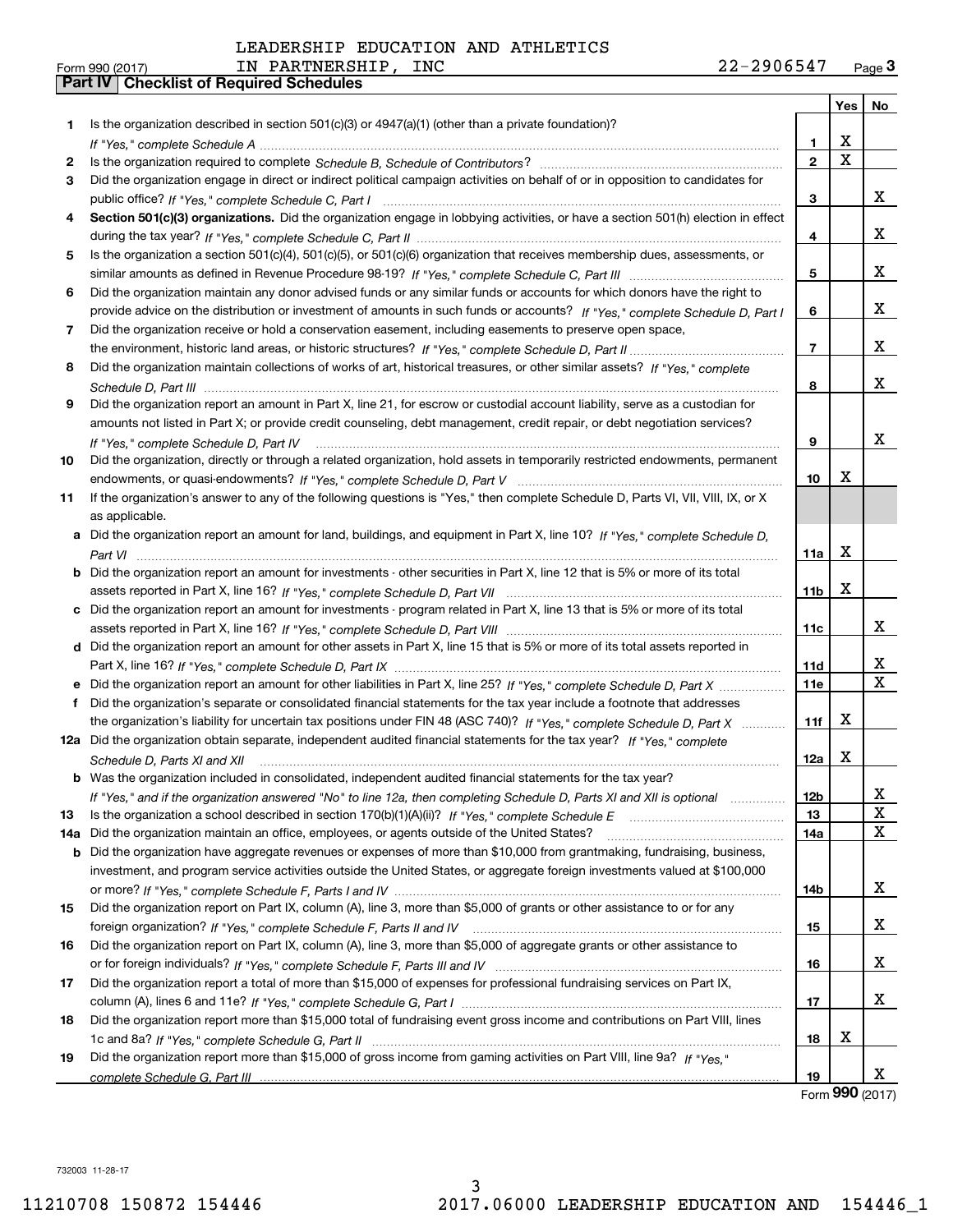LEADERSHIP EDUCATION AND ATHLETICS IN PARTNERSHIP, INC 22-2906547

Form 990 (2017)

## Part IV Checklist of Required Schedules

| | | | Yes | No |
|---|---|---|---|---|
| 1 | Is the organization described in section 501(c)(3) or 4947(a)(1) (other than a private foundation)? *If "Yes," complete Schedule A* | 1 | X | |
| 2 | Is the organization required to complete *Schedule B, Schedule of Contributors*? | 2 | X | |
| 3 | Did the organization engage in direct or indirect political campaign activities on behalf of or in opposition to candidates for public office? *If "Yes," complete Schedule C, Part I* | 3 | | X |
| 4 | **Section 501(c)(3) organizations.** Did the organization engage in lobbying activities, or have a section 501(h) election in effect during the tax year? *If "Yes," complete Schedule C, Part II* | 4 | | X |
| 5 | Is the organization a section 501(c)(4), 501(c)(5), or 501(c)(6) organization that receives membership dues, assessments, or similar amounts as defined in Revenue Procedure 98-19? *If "Yes," complete Schedule C, Part III* | 5 | | X |
| 6 | Did the organization maintain any donor advised funds or any similar funds or accounts for which donors have the right to provide advice on the distribution or investment of amounts in such funds or accounts? *If "Yes," complete Schedule D, Part I* | 6 | | X |
| 7 | Did the organization receive or hold a conservation easement, including easements to preserve open space, the environment, historic land areas, or historic structures? *If "Yes," complete Schedule D, Part II* | 7 | | X |
| 8 | Did the organization maintain collections of works of art, historical treasures, or other similar assets? *If "Yes," complete Schedule D, Part III* | 8 | | X |
| 9 | Did the organization report an amount in Part X, line 21, for escrow or custodial account liability, serve as a custodian for amounts not listed in Part X; or provide credit counseling, debt management, credit repair, or debt negotiation services? *If "Yes," complete Schedule D, Part IV* | 9 | | X |
| 10 | Did the organization, directly or through a related organization, hold assets in temporarily restricted endowments, permanent endowments, or quasi-endowments? *If "Yes," complete Schedule D, Part V* | 10 | X | |
| 11 | If the organization's answer to any of the following questions is "Yes," then complete Schedule D, Parts VI, VII, VIII, IX, or X as applicable. | | | |
| a | Did the organization report an amount for land, buildings, and equipment in Part X, line 10? *If "Yes," complete Schedule D, Part VI* | 11a | X | |
| b | Did the organization report an amount for investments - other securities in Part X, line 12 that is 5% or more of its total assets reported in Part X, line 16? *If "Yes," complete Schedule D, Part VII* | 11b | X | |
| c | Did the organization report an amount for investments - program related in Part X, line 13 that is 5% or more of its total assets reported in Part X, line 16? *If "Yes," complete Schedule D, Part VIII* | 11c | | X |
| d | Did the organization report an amount for other assets in Part X, line 15 that is 5% or more of its total assets reported in Part X, line 16? *If "Yes," complete Schedule D, Part IX* | 11d | | X |
| e | Did the organization report an amount for other liabilities in Part X, line 25? *If "Yes," complete Schedule D, Part X* | 11e | | X |
| f | Did the organization's separate or consolidated financial statements for the tax year include a footnote that addresses the organization's liability for uncertain tax positions under FIN 48 (ASC 740)? *If "Yes," complete Schedule D, Part X* | 11f | X | |
| 12a | Did the organization obtain separate, independent audited financial statements for the tax year? *If "Yes," complete Schedule D, Parts XI and XII* | 12a | X | |
| b | Was the organization included in consolidated, independent audited financial statements for the tax year? *If "Yes," and if the organization answered "No" to line 12a, then completing Schedule D, Parts XI and XII is optional* | 12b | | X |
| 13 | Is the organization a school described in section 170(b)(1)(A)(ii)? *If "Yes," complete Schedule E* | 13 | | X |
| 14a | Did the organization maintain an office, employees, or agents outside of the United States? | 14a | | X |
| b | Did the organization have aggregate revenues or expenses of more than $10,000 from grantmaking, fundraising, business, investment, and program service activities outside the United States, or aggregate foreign investments valued at $100,000 or more? *If "Yes," complete Schedule F, Parts I and IV* | 14b | | X |
| 15 | Did the organization report on Part IX, column (A), line 3, more than $5,000 of grants or other assistance to or for any foreign organization? *If "Yes," complete Schedule F, Parts II and IV* | 15 | | X |
| 16 | Did the organization report on Part IX, column (A), line 3, more than $5,000 of aggregate grants or other assistance to or for foreign individuals? *If "Yes," complete Schedule F, Parts III and IV* | 16 | | X |
| 17 | Did the organization report a total of more than $15,000 of expenses for professional fundraising services on Part IX, column (A), lines 6 and 11e? *If "Yes," complete Schedule G, Part I* | 17 | | X |
| 18 | Did the organization report more than $15,000 total of fundraising event gross income and contributions on Part VIII, lines 1c and 8a? *If "Yes," complete Schedule G, Part II* | 18 | X | |
| 19 | Did the organization report more than $15,000 of gross income from gaming activities on Part VIII, line 9a? *If "Yes," complete Schedule G, Part III* | 19 | | X |

Form **990** (2017)

732003 11-28-17

11210708 150872 154446 2017.06000 LEADERSHIP EDUCATION AND 154446_1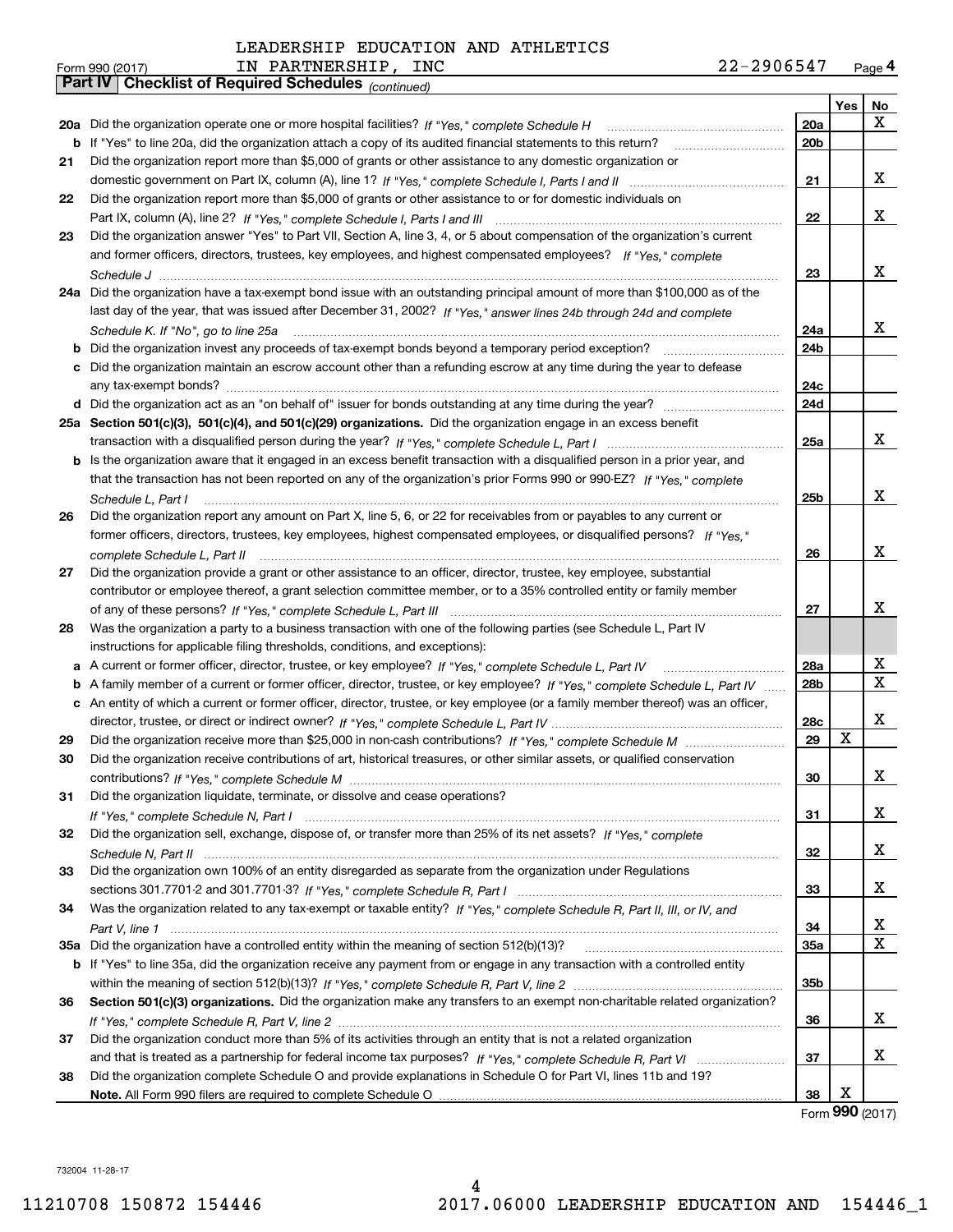LEADERSHIP EDUCATION AND ATHLETICS IN PARTNERSHIP, INC 22-2906547

Form 990 (2017) Page 4

**Part IV Checklist of Required Schedules** *(continued)*

| | | | Yes | No |
|---|---|---|---|---|
| 20a | Did the organization operate one or more hospital facilities? *If "Yes," complete Schedule H* | 20a | | X |
| b | If "Yes" to line 20a, did the organization attach a copy of its audited financial statements to this return? | 20b | | |
| 21 | Did the organization report more than $5,000 of grants or other assistance to any domestic organization or domestic government on Part IX, column (A), line 1? *If "Yes," complete Schedule I, Parts I and II* | 21 | | X |
| 22 | Did the organization report more than $5,000 of grants or other assistance to or for domestic individuals on Part IX, column (A), line 2? *If "Yes," complete Schedule I, Parts I and III* | 22 | | X |
| 23 | Did the organization answer "Yes" to Part VII, Section A, line 3, 4, or 5 about compensation of the organization's current and former officers, directors, trustees, key employees, and highest compensated employees? *If "Yes," complete Schedule J* | 23 | | X |
| 24a | Did the organization have a tax-exempt bond issue with an outstanding principal amount of more than $100,000 as of the last day of the year, that was issued after December 31, 2002? *If "Yes," answer lines 24b through 24d and complete Schedule K. If "No", go to line 25a* | 24a | | X |
| b | Did the organization invest any proceeds of tax-exempt bonds beyond a temporary period exception? | 24b | | |
| c | Did the organization maintain an escrow account other than a refunding escrow at any time during the year to defease any tax-exempt bonds? | 24c | | |
| d | Did the organization act as an "on behalf of" issuer for bonds outstanding at any time during the year? | 24d | | |
| 25a | **Section 501(c)(3), 501(c)(4), and 501(c)(29) organizations.** Did the organization engage in an excess benefit transaction with a disqualified person during the year? *If "Yes," complete Schedule L, Part I* | 25a | | X |
| b | Is the organization aware that it engaged in an excess benefit transaction with a disqualified person in a prior year, and that the transaction has not been reported on any of the organization's prior Forms 990 or 990-EZ? *If "Yes," complete Schedule L, Part I* | 25b | | X |
| 26 | Did the organization report any amount on Part X, line 5, 6, or 22 for receivables from or payables to any current or former officers, directors, trustees, key employees, highest compensated employees, or disqualified persons? *If "Yes," complete Schedule L, Part II* | 26 | | X |
| 27 | Did the organization provide a grant or other assistance to an officer, director, trustee, key employee, substantial contributor or employee thereof, a grant selection committee member, or to a 35% controlled entity or family member of any of these persons? *If "Yes," complete Schedule L, Part III* | 27 | | X |
| 28 | Was the organization a party to a business transaction with one of the following parties (see Schedule L, Part IV instructions for applicable filing thresholds, conditions, and exceptions): | | | |
| a | A current or former officer, director, trustee, or key employee? *If "Yes," complete Schedule L, Part IV* | 28a | | X |
| b | A family member of a current or former officer, director, trustee, or key employee? *If "Yes," complete Schedule L, Part IV* | 28b | | X |
| c | An entity of which a current or former officer, director, trustee, or key employee (or a family member thereof) was an officer, director, trustee, or direct or indirect owner? *If "Yes," complete Schedule L, Part IV* | 28c | | X |
| 29 | Did the organization receive more than $25,000 in non-cash contributions? *If "Yes," complete Schedule M* | 29 | X | |
| 30 | Did the organization receive contributions of art, historical treasures, or other similar assets, or qualified conservation contributions? *If "Yes," complete Schedule M* | 30 | | X |
| 31 | Did the organization liquidate, terminate, or dissolve and cease operations? *If "Yes," complete Schedule N, Part I* | 31 | | X |
| 32 | Did the organization sell, exchange, dispose of, or transfer more than 25% of its net assets? *If "Yes," complete Schedule N, Part II* | 32 | | X |
| 33 | Did the organization own 100% of an entity disregarded as separate from the organization under Regulations sections 301.7701-2 and 301.7701-3? *If "Yes," complete Schedule R, Part I* | 33 | | X |
| 34 | Was the organization related to any tax-exempt or taxable entity? *If "Yes," complete Schedule R, Part II, III, or IV, and Part V, line 1* | 34 | | X |
| 35a | Did the organization have a controlled entity within the meaning of section 512(b)(13)? | 35a | | X |
| b | If "Yes" to line 35a, did the organization receive any payment from or engage in any transaction with a controlled entity within the meaning of section 512(b)(13)? *If "Yes," complete Schedule R, Part V, line 2* | 35b | | |
| 36 | **Section 501(c)(3) organizations.** Did the organization make any transfers to an exempt non-charitable related organization? *If "Yes," complete Schedule R, Part V, line 2* | 36 | | X |
| 37 | Did the organization conduct more than 5% of its activities through an entity that is not a related organization and that is treated as a partnership for federal income tax purposes? *If "Yes," complete Schedule R, Part VI* | 37 | | X |
| 38 | Did the organization complete Schedule O and provide explanations in Schedule O for Part VI, lines 11b and 19? **Note.** All Form 990 filers are required to complete Schedule O | 38 | X | |

Form **990** (2017)

732004 11-28-17

11210708 150872 154446 2017.06000 LEADERSHIP EDUCATION AND 154446_1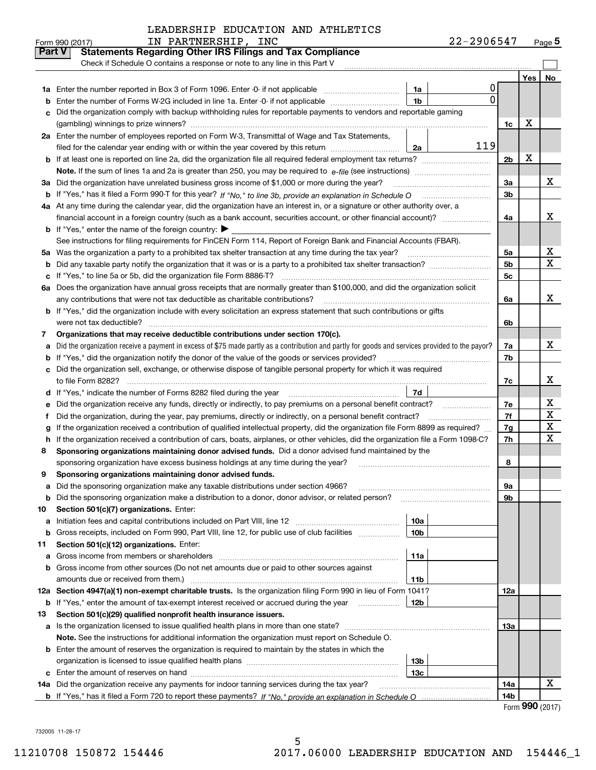LEADERSHIP EDUCATION AND ATHLETICS IN PARTNERSHIP, INC 22-2906547

Form 990 (2017)

## Part V Statements Regarding Other IRS Filings and Tax Compliance

Check if Schedule O contains a response or note to any line in this Part V ☐

| | | | | | Yes | No |
|---|---|---|---|---|---|---|
| **1a** | Enter the number reported in Box 3 of Form 1096. Enter -0- if not applicable | 1a | 0 | | | |
| **b** | Enter the number of Forms W-2G included in line 1a. Enter -0- if not applicable | 1b | 0 | | | |
| **c** | Did the organization comply with backup withholding rules for reportable payments to vendors and reportable gaming (gambling) winnings to prize winners? | | | 1c | X | |
| **2a** | Enter the number of employees reported on Form W-3, Transmittal of Wage and Tax Statements, filed for the calendar year ending with or within the year covered by this return | 2a | 119 | | | |
| **b** | If at least one is reported on line 2a, did the organization file all required federal employment tax returns? | | | 2b | X | |
| | **Note.** If the sum of lines 1a and 2a is greater than 250, you may be required to *e-file* (see instructions) | | | | | |
| **3a** | Did the organization have unrelated business gross income of $1,000 or more during the year? | | | 3a | | X |
| **b** | If "Yes," has it filed a Form 990-T for this year? *If "No," to line 3b, provide an explanation in Schedule O* | | | 3b | | |
| **4a** | At any time during the calendar year, did the organization have an interest in, or a signature or other authority over, a financial account in a foreign country (such as a bank account, securities account, or other financial account)? | | | 4a | | X |
| **b** | If "Yes," enter the name of the foreign country: ▶ | | | | | |
| | See instructions for filing requirements for FinCEN Form 114, Report of Foreign Bank and Financial Accounts (FBAR). | | | | | |
| **5a** | Was the organization a party to a prohibited tax shelter transaction at any time during the tax year? | | | 5a | | X |
| **b** | Did any taxable party notify the organization that it was or is a party to a prohibited tax shelter transaction? | | | 5b | | X |
| **c** | If "Yes," to line 5a or 5b, did the organization file Form 8886-T? | | | 5c | | |
| **6a** | Does the organization have annual gross receipts that are normally greater than $100,000, and did the organization solicit any contributions that were not tax deductible as charitable contributions? | | | 6a | | X |
| **b** | If "Yes," did the organization include with every solicitation an express statement that such contributions or gifts were not tax deductible? | | | 6b | | |
| **7** | **Organizations that may receive deductible contributions under section 170(c).** | | | | | |
| **a** | Did the organization receive a payment in excess of $75 made partly as a contribution and partly for goods and services provided to the payor? | | | 7a | | X |
| **b** | If "Yes," did the organization notify the donor of the value of the goods or services provided? | | | 7b | | |
| **c** | Did the organization sell, exchange, or otherwise dispose of tangible personal property for which it was required to file Form 8282? | | | 7c | | X |
| **d** | If "Yes," indicate the number of Forms 8282 filed during the year | 7d | | | | |
| **e** | Did the organization receive any funds, directly or indirectly, to pay premiums on a personal benefit contract? | | | 7e | | X |
| **f** | Did the organization, during the year, pay premiums, directly or indirectly, on a personal benefit contract? | | | 7f | | X |
| **g** | If the organization received a contribution of qualified intellectual property, did the organization file Form 8899 as required? | | | 7g | | X |
| **h** | If the organization received a contribution of cars, boats, airplanes, or other vehicles, did the organization file a Form 1098-C? | | | 7h | | X |
| **8** | **Sponsoring organizations maintaining donor advised funds.** Did a donor advised fund maintained by the sponsoring organization have excess business holdings at any time during the year? | | | 8 | | |
| **9** | **Sponsoring organizations maintaining donor advised funds.** | | | | | |
| **a** | Did the sponsoring organization make any taxable distributions under section 4966? | | | 9a | | |
| **b** | Did the sponsoring organization make a distribution to a donor, donor advisor, or related person? | | | 9b | | |
| **10** | **Section 501(c)(7) organizations.** Enter: | | | | | |
| **a** | Initiation fees and capital contributions included on Part VIII, line 12 | 10a | | | | |
| **b** | Gross receipts, included on Form 990, Part VIII, line 12, for public use of club facilities | 10b | | | | |
| **11** | **Section 501(c)(12) organizations.** Enter: | | | | | |
| **a** | Gross income from members or shareholders | 11a | | | | |
| **b** | Gross income from other sources (Do not net amounts due or paid to other sources against amounts due or received from them.) | 11b | | | | |
| **12a** | **Section 4947(a)(1) non-exempt charitable trusts.** Is the organization filing Form 990 in lieu of Form 1041? | | | 12a | | |
| **b** | If "Yes," enter the amount of tax-exempt interest received or accrued during the year | 12b | | | | |
| **13** | **Section 501(c)(29) qualified nonprofit health insurance issuers.** | | | | | |
| **a** | Is the organization licensed to issue qualified health plans in more than one state? | | | 13a | | |
| | **Note.** See the instructions for additional information the organization must report on Schedule O. | | | | | |
| **b** | Enter the amount of reserves the organization is required to maintain by the states in which the organization is licensed to issue qualified health plans | 13b | | | | |
| **c** | Enter the amount of reserves on hand | 13c | | | | |
| **14a** | Did the organization receive any payments for indoor tanning services during the tax year? | | | 14a | | X |
| **b** | If "Yes," has it filed a Form 720 to report these payments? *If "No," provide an explanation in Schedule O* | | | 14b | | |

Form **990** (2017)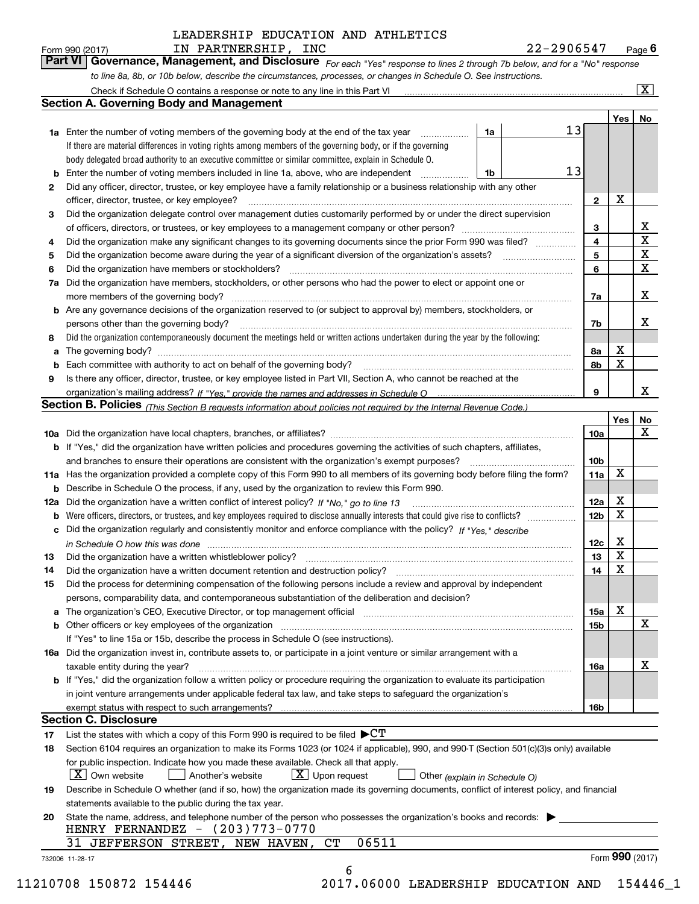LEADERSHIP EDUCATION AND ATHLETICS IN PARTNERSHIP, INC    22-2906547

Form 990 (2017)    Page 6

## Part VI Governance, Management, and Disclosure

*For each "Yes" response to lines 2 through 7b below, and for a "No" response to line 8a, 8b, or 10b below, describe the circumstances, processes, or changes in Schedule O. See instructions.*

Check if Schedule O contains a response or note to any line in this Part VI .... [X]

### Section A. Governing Body and Management

| | | | | Yes | No |
|---|---|---|---|---|---|
| 1a | Enter the number of voting members of the governing body at the end of the tax year ... If there are material differences in voting rights among members of the governing body, or if the governing body delegated broad authority to an executive committee or similar committee, explain in Schedule O. | 1a | 13 | | |
| b | Enter the number of voting members included in line 1a, above, who are independent | 1b | 13 | | |
| 2 | Did any officer, director, trustee, or key employee have a family relationship or a business relationship with any other officer, director, trustee, or key employee? | 2 | | X | |
| 3 | Did the organization delegate control over management duties customarily performed by or under the direct supervision of officers, directors, or trustees, or key employees to a management company or other person? | 3 | | | X |
| 4 | Did the organization make any significant changes to its governing documents since the prior Form 990 was filed? | 4 | | | X |
| 5 | Did the organization become aware during the year of a significant diversion of the organization's assets? | 5 | | | X |
| 6 | Did the organization have members or stockholders? | 6 | | | X |
| 7a | Did the organization have members, stockholders, or other persons who had the power to elect or appoint one or more members of the governing body? | 7a | | | X |
| b | Are any governance decisions of the organization reserved to (or subject to approval by) members, stockholders, or persons other than the governing body? | 7b | | | X |
| 8 | Did the organization contemporaneously document the meetings held or written actions undertaken during the year by the following: | | | | |
| a | The governing body? | 8a | | X | |
| b | Each committee with authority to act on behalf of the governing body? | 8b | | X | |
| 9 | Is there any officer, director, trustee, or key employee listed in Part VII, Section A, who cannot be reached at the organization's mailing address? *If "Yes," provide the names and addresses in Schedule O* | 9 | | | X |

### Section B. Policies *(This Section B requests information about policies not required by the Internal Revenue Code.)*

| | | | Yes | No |
|---|---|---|---|---|
| 10a | Did the organization have local chapters, branches, or affiliates? | 10a | | X |
| b | If "Yes," did the organization have written policies and procedures governing the activities of such chapters, affiliates, and branches to ensure their operations are consistent with the organization's exempt purposes? | 10b | | |
| 11a | Has the organization provided a complete copy of this Form 990 to all members of its governing body before filing the form? | 11a | X | |
| b | Describe in Schedule O the process, if any, used by the organization to review this Form 990. | | | |
| 12a | Did the organization have a written conflict of interest policy? *If "No," go to line 13* | 12a | X | |
| b | Were officers, directors, or trustees, and key employees required to disclose annually interests that could give rise to conflicts? | 12b | X | |
| c | Did the organization regularly and consistently monitor and enforce compliance with the policy? *If "Yes," describe in Schedule O how this was done* | 12c | X | |
| 13 | Did the organization have a written whistleblower policy? | 13 | X | |
| 14 | Did the organization have a written document retention and destruction policy? | 14 | X | |
| 15 | Did the process for determining compensation of the following persons include a review and approval by independent persons, comparability data, and contemporaneous substantiation of the deliberation and decision? | | | |
| a | The organization's CEO, Executive Director, or top management official | 15a | X | |
| b | Other officers or key employees of the organization | 15b | | X |
| | If "Yes" to line 15a or 15b, describe the process in Schedule O (see instructions). | | | |
| 16a | Did the organization invest in, contribute assets to, or participate in a joint venture or similar arrangement with a taxable entity during the year? | 16a | | X |
| b | If "Yes," did the organization follow a written policy or procedure requiring the organization to evaluate its participation in joint venture arrangements under applicable federal tax law, and take steps to safeguard the organization's exempt status with respect to such arrangements? | 16b | | |

### Section C. Disclosure

17 List the states with which a copy of this Form 990 is required to be filed ▶ CT

18 Section 6104 requires an organization to make its Forms 1023 (or 1024 if applicable), 990, and 990-T (Section 501(c)(3)s only) available for public inspection. Indicate how you made these available. Check all that apply.

[X] Own website  [ ] Another's website  [X] Upon request  [ ] Other *(explain in Schedule O)*

19 Describe in Schedule O whether (and if so, how) the organization made its governing documents, conflict of interest policy, and financial statements available to the public during the tax year.

20 State the name, address, and telephone number of the person who possesses the organization's books and records: ▶

HENRY FERNANDEZ - (203)773-0770
31 JEFFERSON STREET, NEW HAVEN, CT 06511

732006 11-28-17    Form 990 (2017)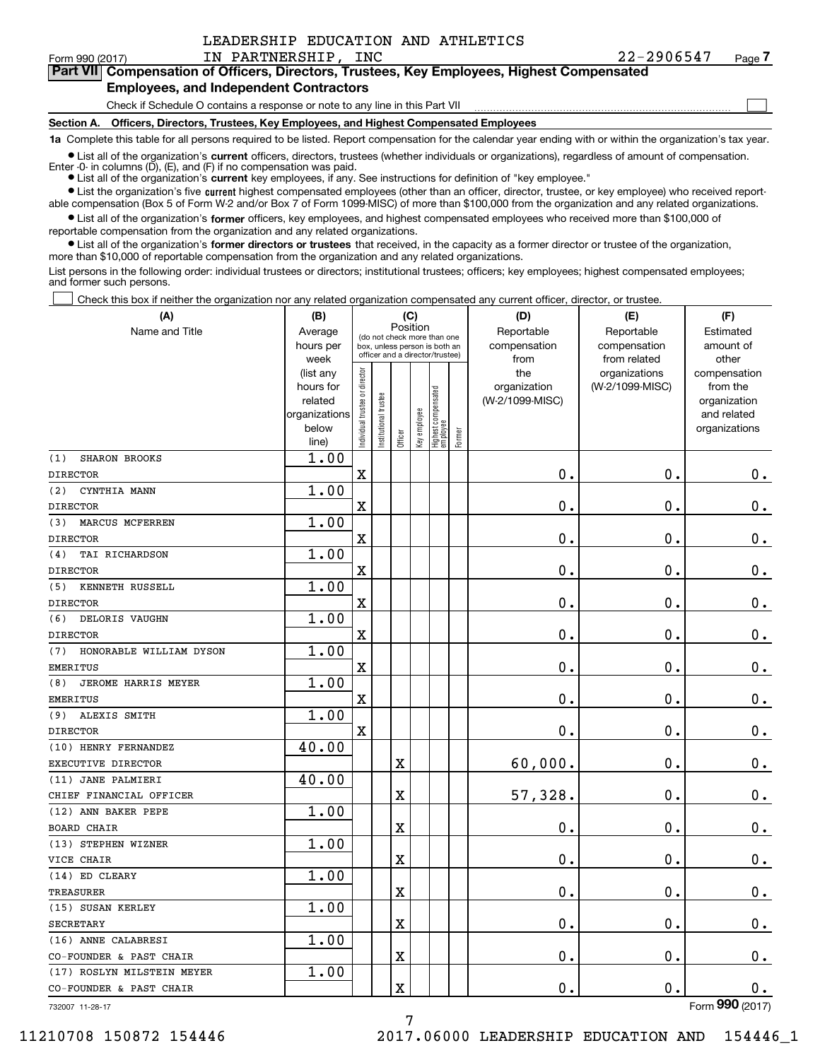LEADERSHIP EDUCATION AND ATHLETICS IN PARTNERSHIP, INC 22-2906547

Form 990 (2017) Page 7

## Part VII Compensation of Officers, Directors, Trustees, Key Employees, Highest Compensated Employees, and Independent Contractors

Check if Schedule O contains a response or note to any line in this Part VII ☐

### Section A. Officers, Directors, Trustees, Key Employees, and Highest Compensated Employees

**1a** Complete this table for all persons required to be listed. Report compensation for the calendar year ending with or within the organization's tax year.

- List all of the organization's **current** officers, directors, trustees (whether individuals or organizations), regardless of amount of compensation. Enter -0- in columns (D), (E), and (F) if no compensation was paid.
- List all of the organization's **current** key employees, if any. See instructions for definition of "key employee."
- List the organization's five **current** highest compensated employees (other than an officer, director, trustee, or key employee) who received reportable compensation (Box 5 of Form W-2 and/or Box 7 of Form 1099-MISC) of more than $100,000 from the organization and any related organizations.
- List all of the organization's **former** officers, key employees, and highest compensated employees who received more than $100,000 of reportable compensation from the organization and any related organizations.
- List all of the organization's **former directors or trustees** that received, in the capacity as a former director or trustee of the organization, more than $10,000 of reportable compensation from the organization and any related organizations.

List persons in the following order: individual trustees or directors; institutional trustees; officers; key employees; highest compensated employees; and former such persons.

☐ Check this box if neither the organization nor any related organization compensated any current officer, director, or trustee.

| (A) Name and Title | (B) Average hours per week (list any hours for related organizations below line) | (C) Position: Individual trustee or director | Institutional trustee | Officer | Key employee | Highest compensated employee | Former | (D) Reportable compensation from the organization (W-2/1099-MISC) | (E) Reportable compensation from related organizations (W-2/1099-MISC) | (F) Estimated amount of other compensation from the organization and related organizations |
|---|---|---|---|---|---|---|---|---|---|---|
| (1) SHARON BROOKS<br>DIRECTOR | 1.00 | X | | | | | | 0. | 0. | 0. |
| (2) CYNTHIA MANN<br>DIRECTOR | 1.00 | X | | | | | | 0. | 0. | 0. |
| (3) MARCUS MCFERREN<br>DIRECTOR | 1.00 | X | | | | | | 0. | 0. | 0. |
| (4) TAI RICHARDSON<br>DIRECTOR | 1.00 | X | | | | | | 0. | 0. | 0. |
| (5) KENNETH RUSSELL<br>DIRECTOR | 1.00 | X | | | | | | 0. | 0. | 0. |
| (6) DELORIS VAUGHN<br>DIRECTOR | 1.00 | X | | | | | | 0. | 0. | 0. |
| (7) HONORABLE WILLIAM DYSON<br>EMERITUS | 1.00 | X | | | | | | 0. | 0. | 0. |
| (8) JEROME HARRIS MEYER<br>EMERITUS | 1.00 | X | | | | | | 0. | 0. | 0. |
| (9) ALEXIS SMITH<br>DIRECTOR | 1.00 | X | | | | | | 0. | 0. | 0. |
| (10) HENRY FERNANDEZ<br>EXECUTIVE DIRECTOR | 40.00 | | | X | | | | 60,000. | 0. | 0. |
| (11) JANE PALMIERI<br>CHIEF FINANCIAL OFFICER | 40.00 | | | X | | | | 57,328. | 0. | 0. |
| (12) ANN BAKER PEPE<br>BOARD CHAIR | 1.00 | | | X | | | | 0. | 0. | 0. |
| (13) STEPHEN WIZNER<br>VICE CHAIR | 1.00 | | | X | | | | 0. | 0. | 0. |
| (14) ED CLEARY<br>TREASURER | 1.00 | | | X | | | | 0. | 0. | 0. |
| (15) SUSAN KERLEY<br>SECRETARY | 1.00 | | | X | | | | 0. | 0. | 0. |
| (16) ANNE CALABRESI<br>CO-FOUNDER & PAST CHAIR | 1.00 | | | X | | | | 0. | 0. | 0. |
| (17) ROSLYN MILSTEIN MEYER<br>CO-FOUNDER & PAST CHAIR | 1.00 | | | X | | | | 0. | 0. | 0. |

732007 11-28-17 Form 990 (2017)

11210708 150872 154446 2017.06000 LEADERSHIP EDUCATION AND 154446_1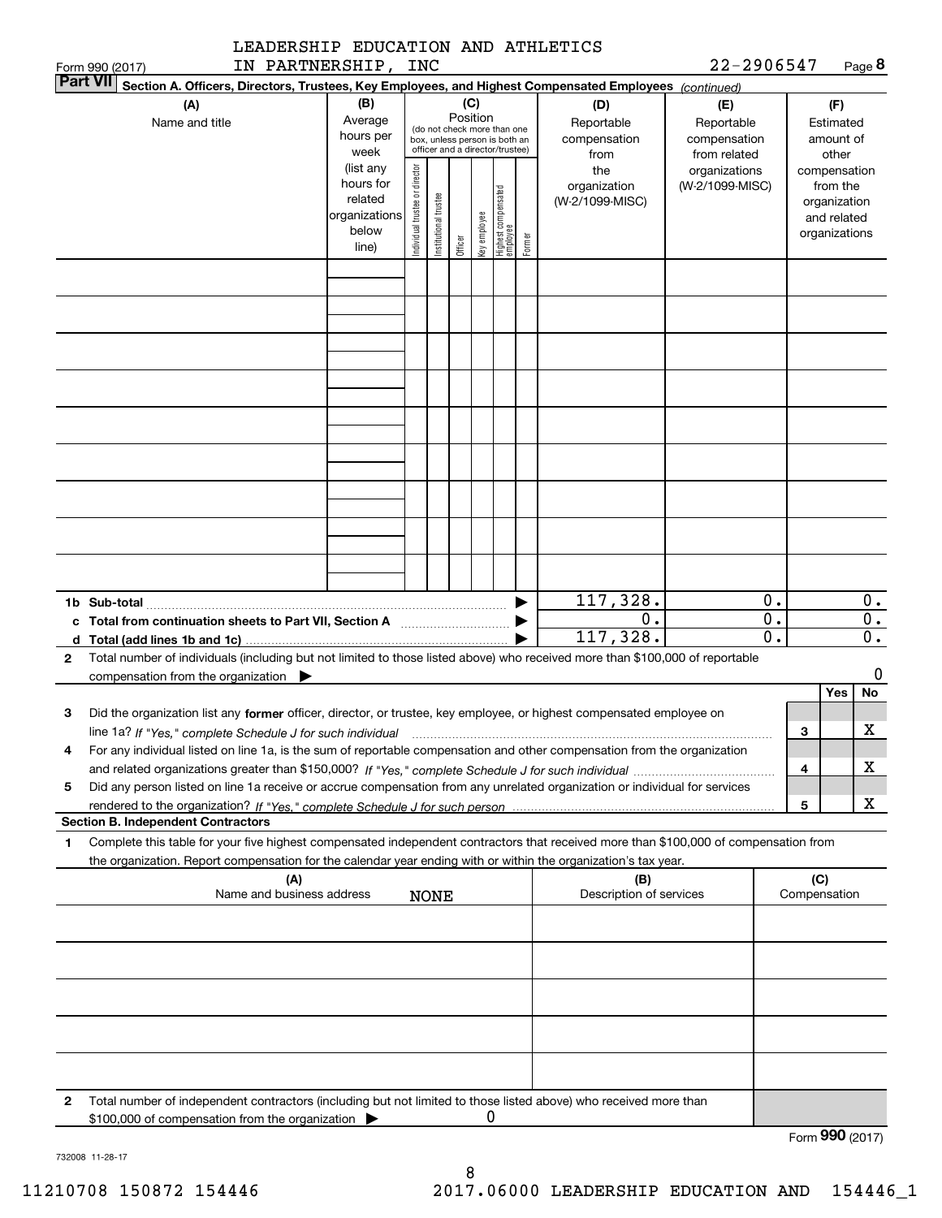LEADERSHIP EDUCATION AND ATHLETICS IN PARTNERSHIP, INC — 22-2906547

Form 990 (2017) Page 8

**Part VII Section A. Officers, Directors, Trustees, Key Employees, and Highest Compensated Employees** *(continued)*

| (A) Name and title | (B) Average hours per week (list any hours for related organizations below line) | (C) Position: Individual trustee or director | Institutional trustee | Officer | Key employee | Highest compensated employee | Former | (D) Reportable compensation from the organization (W-2/1099-MISC) | (E) Reportable compensation from related organizations (W-2/1099-MISC) | (F) Estimated amount of other compensation from the organization and related organizations |
|---|---|---|---|---|---|---|---|---|---|---|
| | | | | | | | | | | |
| | | | | | | | | | | |
| | | | | | | | | | | |
| | | | | | | | | | | |
| | | | | | | | | | | |
| | | | | | | | | | | |
| | | | | | | | | | | |
| | | | | | | | | | | |
| | | | | | | | | | | |

| | (D) | (E) | (F) |
|---|---|---|---|
| **1b Sub-total** | 117,328. | 0. | 0. |
| **c Total from continuation sheets to Part VII, Section A** | 0. | 0. | 0. |
| **d Total (add lines 1b and 1c)** | 117,328. | 0. | 0. |

**2** Total number of individuals (including but not limited to those listed above) who received more than $100,000 of reportable compensation from the organization ▶ 0

| | | | Yes | No |
|---|---|---|---|---|
| **3** | Did the organization list any **former** officer, director, or trustee, key employee, or highest compensated employee on line 1a? *If "Yes," complete Schedule J for such individual* | 3 | | X |
| **4** | For any individual listed on line 1a, is the sum of reportable compensation and other compensation from the organization and related organizations greater than $150,000? *If "Yes," complete Schedule J for such individual* | 4 | | X |
| **5** | Did any person listed on line 1a receive or accrue compensation from any unrelated organization or individual for services rendered to the organization? *If "Yes," complete Schedule J for such person* | 5 | | X |

**Section B. Independent Contractors**

**1** Complete this table for your five highest compensated independent contractors that received more than $100,000 of compensation from the organization. Report compensation for the calendar year ending with or within the organization's tax year.

| (A) Name and business address | (B) Description of services | (C) Compensation |
|---|---|---|
| NONE | | |
| | | |
| | | |
| | | |
| | | |

**2** Total number of independent contractors (including but not limited to those listed above) who received more than $100,000 of compensation from the organization ▶ 0

Form **990** (2017)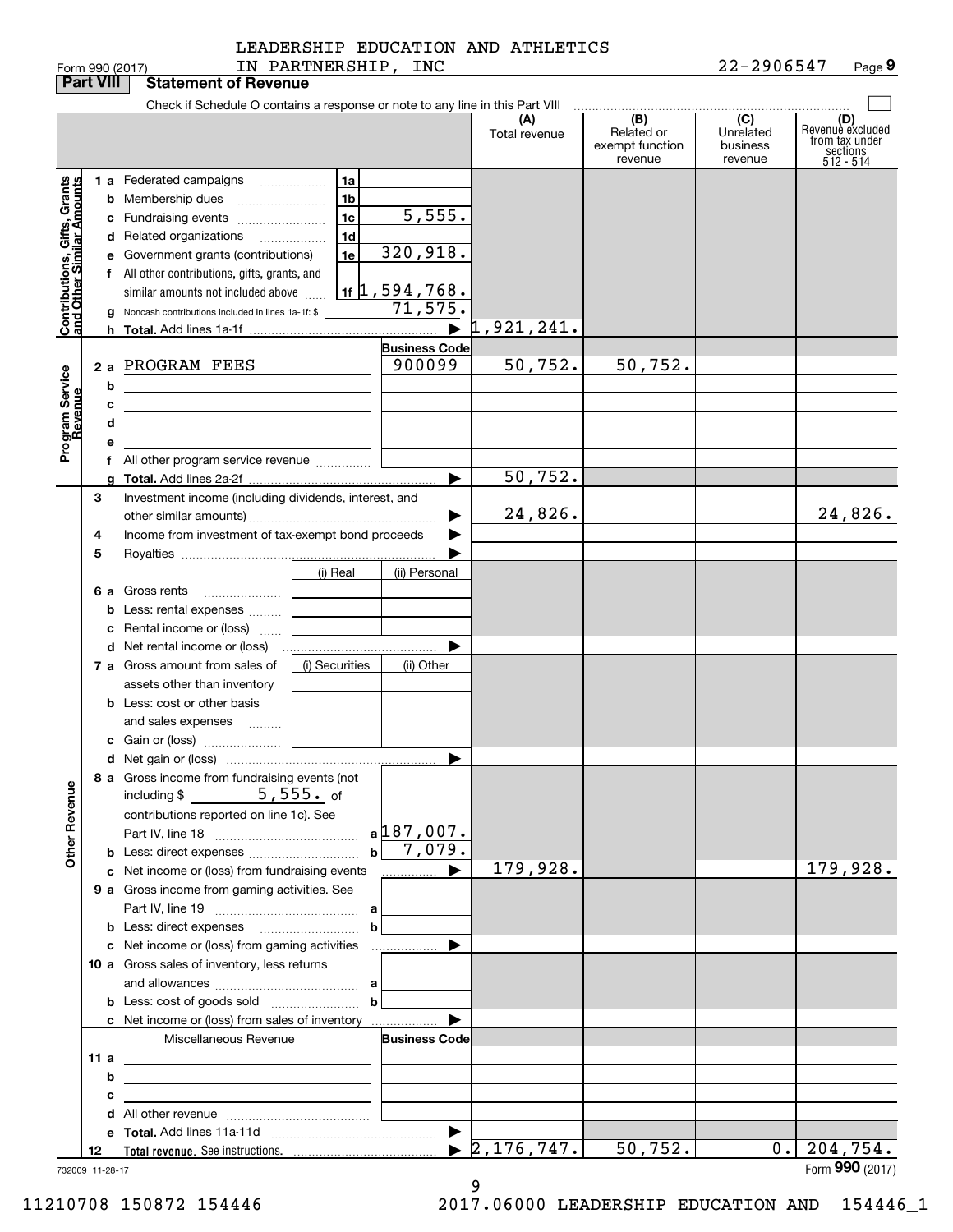LEADERSHIP EDUCATION AND ATHLETICS IN PARTNERSHIP, INC — 22-2906547

Form 990 (2017)

## Part VIII Statement of Revenue

Check if Schedule O contains a response or note to any line in this Part VIII

| | | | (A) Total revenue | (B) Related or exempt function revenue | (C) Unrelated business revenue | (D) Revenue excluded from tax under sections 512 - 514 |
|---|---|---|---|---|---|---|
| **Contributions, Gifts, Grants and Other Similar Amounts** | | | | | | |
| 1 a | Federated campaigns — 1a | | | | | |
| b | Membership dues — 1b | | | | | |
| c | Fundraising events — 1c | 5,555. | | | | |
| d | Related organizations — 1d | | | | | |
| e | Government grants (contributions) — 1e | 320,918. | | | | |
| f | All other contributions, gifts, grants, and similar amounts not included above — 1f | 1,594,768. | | | | |
| g | Noncash contributions included in lines 1a-1f: $ | 71,575. | | | | |
| h | **Total.** Add lines 1a-1f | | 1,921,241. | | | |
| **Program Service Revenue** | | **Business Code** | | | | |
| 2 a | PROGRAM FEES | 900099 | 50,752. | 50,752. | | |
| b | | | | | | |
| c | | | | | | |
| d | | | | | | |
| e | | | | | | |
| f | All other program service revenue | | | | | |
| g | **Total.** Add lines 2a-2f | | 50,752. | | | |
| **Other Revenue** | | | | | | |
| 3 | Investment income (including dividends, interest, and other similar amounts) | | 24,826. | | | 24,826. |
| 4 | Income from investment of tax-exempt bond proceeds | | | | | |
| 5 | Royalties | | | | | |
| | | (i) Real / (ii) Personal | | | | |
| 6 a | Gross rents | | | | | |
| b | Less: rental expenses | | | | | |
| c | Rental income or (loss) | | | | | |
| d | Net rental income or (loss) | | | | | |
| | | (i) Securities / (ii) Other | | | | |
| 7 a | Gross amount from sales of assets other than inventory | | | | | |
| b | Less: cost or other basis and sales expenses | | | | | |
| c | Gain or (loss) | | | | | |
| d | Net gain or (loss) | | | | | |
| 8 a | Gross income from fundraising events (not including $ 5,555. of contributions reported on line 1c). See Part IV, line 18 — a | 187,007. | | | | |
| b | Less: direct expenses — b | 7,079. | | | | |
| c | Net income or (loss) from fundraising events | | 179,928. | | | 179,928. |
| 9 a | Gross income from gaming activities. See Part IV, line 19 — a | | | | | |
| b | Less: direct expenses — b | | | | | |
| c | Net income or (loss) from gaming activities | | | | | |
| 10 a | Gross sales of inventory, less returns and allowances — a | | | | | |
| b | Less: cost of goods sold — b | | | | | |
| c | Net income or (loss) from sales of inventory | | | | | |
| | Miscellaneous Revenue | **Business Code** | | | | |
| 11 a | | | | | | |
| b | | | | | | |
| c | | | | | | |
| d | All other revenue | | | | | |
| e | **Total.** Add lines 11a-11d | | | | | |
| 12 | **Total revenue.** See instructions. | | 2,176,747. | 50,752. | 0. | 204,754. |

732009 11-28-17

Form **990** (2017)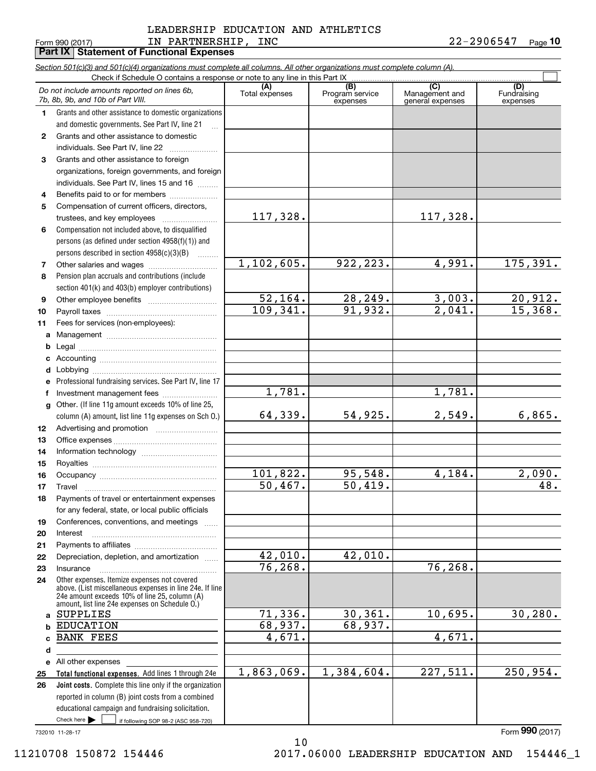LEADERSHIP EDUCATION AND ATHLETICS
IN PARTNERSHIP, INC

Form 990 (2017) 22-2906547 Page **10**

## Part IX Statement of Functional Expenses

*Section 501(c)(3) and 501(c)(4) organizations must complete all columns. All other organizations must complete column (A).*

Check if Schedule O contains a response or note to any line in this Part IX ☐

| | *Do not include amounts reported on lines 6b, 7b, 8b, 9b, and 10b of Part VIII.* | (A) Total expenses | (B) Program service expenses | (C) Management and general expenses | (D) Fundraising expenses |
|---|---|---|---|---|---|
| 1 | Grants and other assistance to domestic organizations and domestic governments. See Part IV, line 21 | | | | |
| 2 | Grants and other assistance to domestic individuals. See Part IV, line 22 | | | | |
| 3 | Grants and other assistance to foreign organizations, foreign governments, and foreign individuals. See Part IV, lines 15 and 16 | | | | |
| 4 | Benefits paid to or for members | | | | |
| 5 | Compensation of current officers, directors, trustees, and key employees | 117,328. | | 117,328. | |
| 6 | Compensation not included above, to disqualified persons (as defined under section 4958(f)(1)) and persons described in section 4958(c)(3)(B) | | | | |
| 7 | Other salaries and wages | 1,102,605. | 922,223. | 4,991. | 175,391. |
| 8 | Pension plan accruals and contributions (include section 401(k) and 403(b) employer contributions) | | | | |
| 9 | Other employee benefits | 52,164. | 28,249. | 3,003. | 20,912. |
| 10 | Payroll taxes | 109,341. | 91,932. | 2,041. | 15,368. |
| 11 | Fees for services (non-employees): | | | | |
| a | Management | | | | |
| b | Legal | | | | |
| c | Accounting | | | | |
| d | Lobbying | | | | |
| e | Professional fundraising services. See Part IV, line 17 | | | | |
| f | Investment management fees | 1,781. | | 1,781. | |
| g | Other. (If line 11g amount exceeds 10% of line 25, column (A) amount, list line 11g expenses on Sch O.) | 64,339. | 54,925. | 2,549. | 6,865. |
| 12 | Advertising and promotion | | | | |
| 13 | Office expenses | | | | |
| 14 | Information technology | | | | |
| 15 | Royalties | | | | |
| 16 | Occupancy | 101,822. | 95,548. | 4,184. | 2,090. |
| 17 | Travel | 50,467. | 50,419. | | 48. |
| 18 | Payments of travel or entertainment expenses for any federal, state, or local public officials | | | | |
| 19 | Conferences, conventions, and meetings | | | | |
| 20 | Interest | | | | |
| 21 | Payments to affiliates | | | | |
| 22 | Depreciation, depletion, and amortization | 42,010. | 42,010. | | |
| 23 | Insurance | 76,268. | | 76,268. | |
| 24 | Other expenses. Itemize expenses not covered above. (List miscellaneous expenses in line 24e. If line 24e amount exceeds 10% of line 25, column (A) amount, list line 24e expenses on Schedule O.) | | | | |
| a | SUPPLIES | 71,336. | 30,361. | 10,695. | 30,280. |
| b | EDUCATION | 68,937. | 68,937. | | |
| c | BANK FEES | 4,671. | | 4,671. | |
| d | | | | | |
| e | All other expenses | | | | |
| 25 | **Total functional expenses.** Add lines 1 through 24e | 1,863,069. | 1,384,604. | 227,511. | 250,954. |
| 26 | **Joint costs.** Complete this line only if the organization reported in column (B) joint costs from a combined educational campaign and fundraising solicitation. Check here ▶ ☐ if following SOP 98-2 (ASC 958-720) | | | | |

732010 11-28-17

Form **990** (2017)

11210708 150872 154446 2017.06000 LEADERSHIP EDUCATION AND 154446_1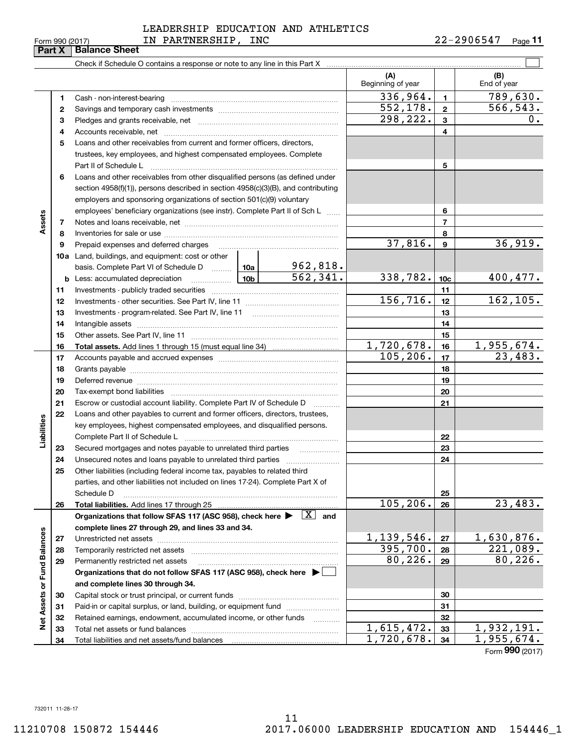LEADERSHIP EDUCATION AND ATHLETICS IN PARTNERSHIP, INC

Form 990 (2017) 22-2906547 Page 11

## Part X Balance Sheet

Check if Schedule O contains a response or note to any line in this Part X ☐

| Section | Line | Description | | | (A) Beginning of year | Line | (B) End of year |
|---|---|---|---|---|---|---|---|
| Assets | 1 | Cash - non-interest-bearing | | | 336,964. | 1 | 789,630. |
| | 2 | Savings and temporary cash investments | | | 552,178. | 2 | 566,543. |
| | 3 | Pledges and grants receivable, net | | | 298,222. | 3 | 0. |
| | 4 | Accounts receivable, net | | | | 4 | |
| | 5 | Loans and other receivables from current and former officers, directors, trustees, key employees, and highest compensated employees. Complete Part II of Schedule L | | | | 5 | |
| | 6 | Loans and other receivables from other disqualified persons (as defined under section 4958(f)(1)), persons described in section 4958(c)(3)(B), and contributing employers and sponsoring organizations of section 501(c)(9) voluntary employees' beneficiary organizations (see instr). Complete Part II of Sch L | | | | 6 | |
| | 7 | Notes and loans receivable, net | | | | 7 | |
| | 8 | Inventories for sale or use | | | | 8 | |
| | 9 | Prepaid expenses and deferred charges | | | 37,816. | 9 | 36,919. |
| | 10a | Land, buildings, and equipment: cost or other basis. Complete Part VI of Schedule D | 10a | 962,818. | | | |
| | b | Less: accumulated depreciation | 10b | 562,341. | 338,782. | 10c | 400,477. |
| | 11 | Investments - publicly traded securities | | | | 11 | |
| | 12 | Investments - other securities. See Part IV, line 11 | | | 156,716. | 12 | 162,105. |
| | 13 | Investments - program-related. See Part IV, line 11 | | | | 13 | |
| | 14 | Intangible assets | | | | 14 | |
| | 15 | Other assets. See Part IV, line 11 | | | | 15 | |
| | 16 | **Total assets.** Add lines 1 through 15 (must equal line 34) | | | 1,720,678. | 16 | 1,955,674. |
| Liabilities | 17 | Accounts payable and accrued expenses | | | 105,206. | 17 | 23,483. |
| | 18 | Grants payable | | | | 18 | |
| | 19 | Deferred revenue | | | | 19 | |
| | 20 | Tax-exempt bond liabilities | | | | 20 | |
| | 21 | Escrow or custodial account liability. Complete Part IV of Schedule D | | | | 21 | |
| | 22 | Loans and other payables to current and former officers, directors, trustees, key employees, highest compensated employees, and disqualified persons. Complete Part II of Schedule L | | | | 22 | |
| | 23 | Secured mortgages and notes payable to unrelated third parties | | | | 23 | |
| | 24 | Unsecured notes and loans payable to unrelated third parties | | | | 24 | |
| | 25 | Other liabilities (including federal income tax, payables to related third parties, and other liabilities not included on lines 17-24). Complete Part X of Schedule D | | | | 25 | |
| | 26 | **Total liabilities.** Add lines 17 through 25 | | | 105,206. | 26 | 23,483. |
| Net Assets or Fund Balances | | **Organizations that follow SFAS 117 (ASC 958), check here ▶ [X] and complete lines 27 through 29, and lines 33 and 34.** | | | | | |
| | 27 | Unrestricted net assets | | | 1,139,546. | 27 | 1,630,876. |
| | 28 | Temporarily restricted net assets | | | 395,700. | 28 | 221,089. |
| | 29 | Permanently restricted net assets | | | 80,226. | 29 | 80,226. |
| | | **Organizations that do not follow SFAS 117 (ASC 958), check here ▶ ☐ and complete lines 30 through 34.** | | | | | |
| | 30 | Capital stock or trust principal, or current funds | | | | 30 | |
| | 31 | Paid-in or capital surplus, or land, building, or equipment fund | | | | 31 | |
| | 32 | Retained earnings, endowment, accumulated income, or other funds | | | | 32 | |
| | 33 | Total net assets or fund balances | | | 1,615,472. | 33 | 1,932,191. |
| | 34 | Total liabilities and net assets/fund balances | | | 1,720,678. | 34 | 1,955,674. |

Form **990** (2017)

732011 11-28-17

11210708 150872 154446 2017.06000 LEADERSHIP EDUCATION AND 154446_1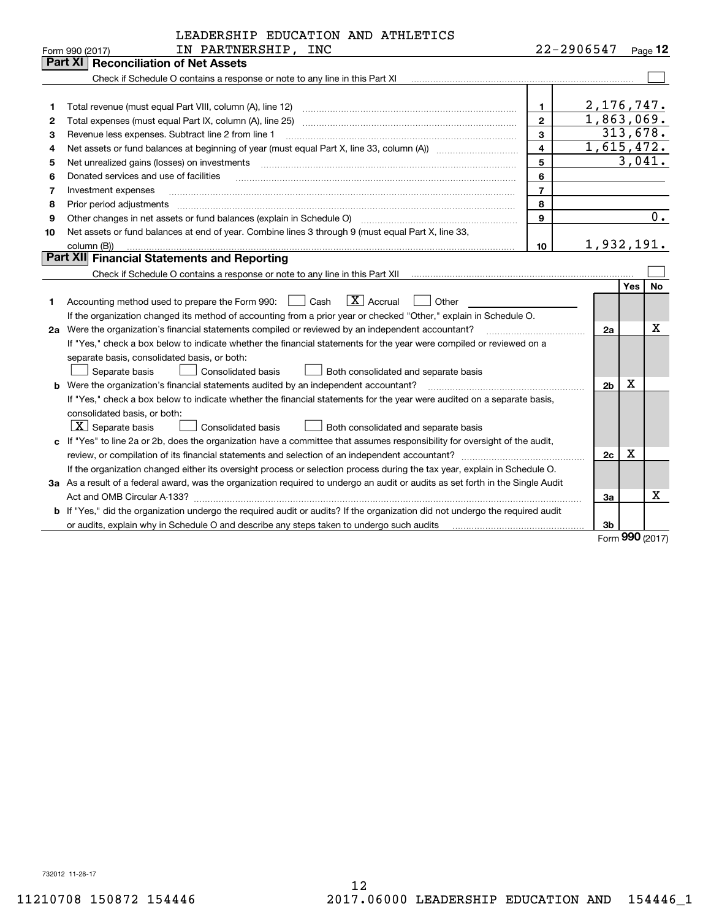LEADERSHIP EDUCATION AND ATHLETICS IN PARTNERSHIP, INC

Form 990 (2017) 22-2906547 Page 12

## Part XI Reconciliation of Net Assets

Check if Schedule O contains a response or note to any line in this Part XI ☐

| | | | |
|---|---|---|---|
| 1 | Total revenue (must equal Part VIII, column (A), line 12) | 1 | 2,176,747. |
| 2 | Total expenses (must equal Part IX, column (A), line 25) | 2 | 1,863,069. |
| 3 | Revenue less expenses. Subtract line 2 from line 1 | 3 | 313,678. |
| 4 | Net assets or fund balances at beginning of year (must equal Part X, line 33, column (A)) | 4 | 1,615,472. |
| 5 | Net unrealized gains (losses) on investments | 5 | 3,041. |
| 6 | Donated services and use of facilities | 6 | |
| 7 | Investment expenses | 7 | |
| 8 | Prior period adjustments | 8 | |
| 9 | Other changes in net assets or fund balances (explain in Schedule O) | 9 | 0. |
| 10 | Net assets or fund balances at end of year. Combine lines 3 through 9 (must equal Part X, line 33, column (B)) | 10 | 1,932,191. |

## Part XII Financial Statements and Reporting

Check if Schedule O contains a response or note to any line in this Part XII ☐

| | | | Yes | No |
|---|---|---|---|---|
| 1 | Accounting method used to prepare the Form 990: ☐ Cash ☒ Accrual ☐ Other | | | |
| | If the organization changed its method of accounting from a prior year or checked "Other," explain in Schedule O. | | | |
| 2a | Were the organization's financial statements compiled or reviewed by an independent accountant? | 2a | | X |
| | If "Yes," check a box below to indicate whether the financial statements for the year were compiled or reviewed on a separate basis, consolidated basis, or both: ☐ Separate basis ☐ Consolidated basis ☐ Both consolidated and separate basis | | | |
| b | Were the organization's financial statements audited by an independent accountant? | 2b | X | |
| | If "Yes," check a box below to indicate whether the financial statements for the year were audited on a separate basis, consolidated basis, or both: ☒ Separate basis ☐ Consolidated basis ☐ Both consolidated and separate basis | | | |
| c | If "Yes" to line 2a or 2b, does the organization have a committee that assumes responsibility for oversight of the audit, review, or compilation of its financial statements and selection of an independent accountant? | 2c | X | |
| | If the organization changed either its oversight process or selection process during the tax year, explain in Schedule O. | | | |
| 3a | As a result of a federal award, was the organization required to undergo an audit or audits as set forth in the Single Audit Act and OMB Circular A-133? | 3a | | X |
| b | If "Yes," did the organization undergo the required audit or audits? If the organization did not undergo the required audit or audits, explain why in Schedule O and describe any steps taken to undergo such audits | 3b | | |

Form 990 (2017)

732012 11-28-17

11210708 150872 154446 2017.06000 LEADERSHIP EDUCATION AND 154446_1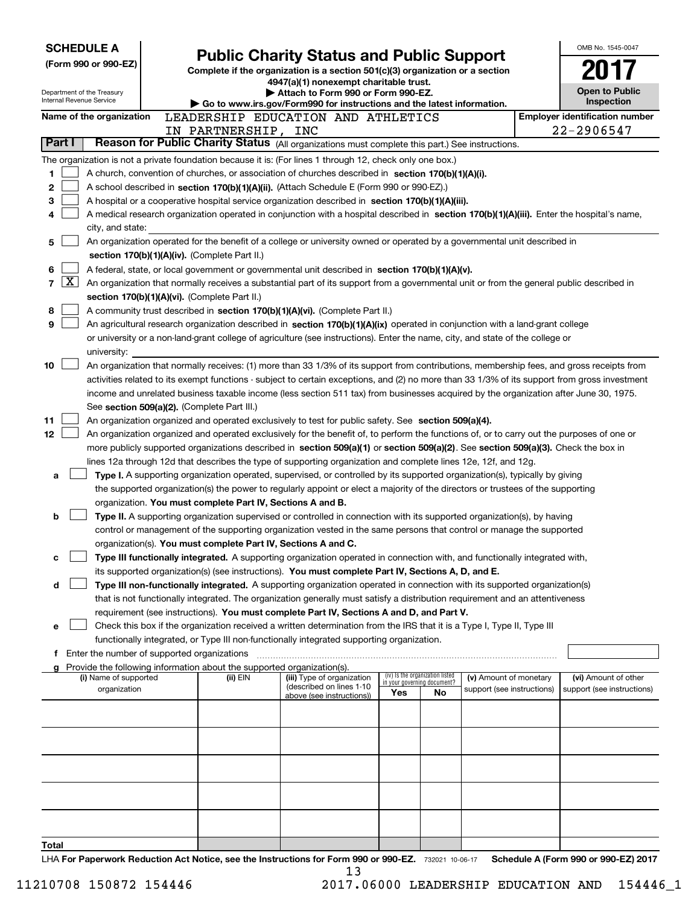**SCHEDULE A**
**(Form 990 or 990-EZ)**

Department of the Treasury
Internal Revenue Service

# Public Charity Status and Public Support

**Complete if the organization is a section 501(c)(3) organization or a section 4947(a)(1) nonexempt charitable trust.**
**▶ Attach to Form 990 or Form 990-EZ.**
**▶ Go to www.irs.gov/Form990 for instructions and the latest information.**

OMB No. 1545-0047
**2017**
**Open to Public Inspection**

**Name of the organization** LEADERSHIP EDUCATION AND ATHLETICS IN PARTNERSHIP, INC

**Employer identification number** 22-2906547

## Part I Reason for Public Charity Status (All organizations must complete this part.) See instructions.

The organization is not a private foundation because it is: (For lines 1 through 12, check only one box.)

1 [ ] A church, convention of churches, or association of churches described in **section 170(b)(1)(A)(i).**

2 [ ] A school described in **section 170(b)(1)(A)(ii).** (Attach Schedule E (Form 990 or 990-EZ).)

3 [ ] A hospital or a cooperative hospital service organization described in **section 170(b)(1)(A)(iii).**

4 [ ] A medical research organization operated in conjunction with a hospital described in **section 170(b)(1)(A)(iii).** Enter the hospital's name, city, and state:

5 [ ] An organization operated for the benefit of a college or university owned or operated by a governmental unit described in **section 170(b)(1)(A)(iv).** (Complete Part II.)

6 [ ] A federal, state, or local government or governmental unit described in **section 170(b)(1)(A)(v).**

7 [X] An organization that normally receives a substantial part of its support from a governmental unit or from the general public described in **section 170(b)(1)(A)(vi).** (Complete Part II.)

8 [ ] A community trust described in **section 170(b)(1)(A)(vi).** (Complete Part II.)

9 [ ] An agricultural research organization described in **section 170(b)(1)(A)(ix)** operated in conjunction with a land-grant college or university or a non-land-grant college of agriculture (see instructions). Enter the name, city, and state of the college or university:

10 [ ] An organization that normally receives: (1) more than 33 1/3% of its support from contributions, membership fees, and gross receipts from activities related to its exempt functions - subject to certain exceptions, and (2) no more than 33 1/3% of its support from gross investment income and unrelated business taxable income (less section 511 tax) from businesses acquired by the organization after June 30, 1975. See **section 509(a)(2).** (Complete Part III.)

11 [ ] An organization organized and operated exclusively to test for public safety. See **section 509(a)(4).**

12 [ ] An organization organized and operated exclusively for the benefit of, to perform the functions of, or to carry out the purposes of one or more publicly supported organizations described in **section 509(a)(1)** or **section 509(a)(2).** See **section 509(a)(3).** Check the box in lines 12a through 12d that describes the type of supporting organization and complete lines 12e, 12f, and 12g.

a [ ] **Type I.** A supporting organization operated, supervised, or controlled by its supported organization(s), typically by giving the supported organization(s) the power to regularly appoint or elect a majority of the directors or trustees of the supporting organization. **You must complete Part IV, Sections A and B.**

b [ ] **Type II.** A supporting organization supervised or controlled in connection with its supported organization(s), by having control or management of the supporting organization vested in the same persons that control or manage the supported organization(s). **You must complete Part IV, Sections A and C.**

c [ ] **Type III functionally integrated.** A supporting organization operated in connection with, and functionally integrated with, its supported organization(s) (see instructions). **You must complete Part IV, Sections A, D, and E.**

d [ ] **Type III non-functionally integrated.** A supporting organization operated in connection with its supported organization(s) that is not functionally integrated. The organization generally must satisfy a distribution requirement and an attentiveness requirement (see instructions). **You must complete Part IV, Sections A and D, and Part V.**

e [ ] Check this box if the organization received a written determination from the IRS that it is a Type I, Type II, Type III functionally integrated, or Type III non-functionally integrated supporting organization.

f Enter the number of supported organizations

g Provide the following information about the supported organization(s).

| (i) Name of supported organization | (ii) EIN | (iii) Type of organization (described on lines 1-10 above (see instructions)) | (iv) Is the organization listed in your governing document? Yes | No | (v) Amount of monetary support (see instructions) | (vi) Amount of other support (see instructions) |
|---|---|---|---|---|---|---|
| | | | | | | |
| | | | | | | |
| | | | | | | |
| | | | | | | |
| | | | | | | |
| **Total** | | | | | | |

LHA **For Paperwork Reduction Act Notice, see the Instructions for Form 990 or 990-EZ.** 732021 10-06-17 **Schedule A (Form 990 or 990-EZ) 2017**

11210708 150872 154446 2017.06000 LEADERSHIP EDUCATION AND 154446_1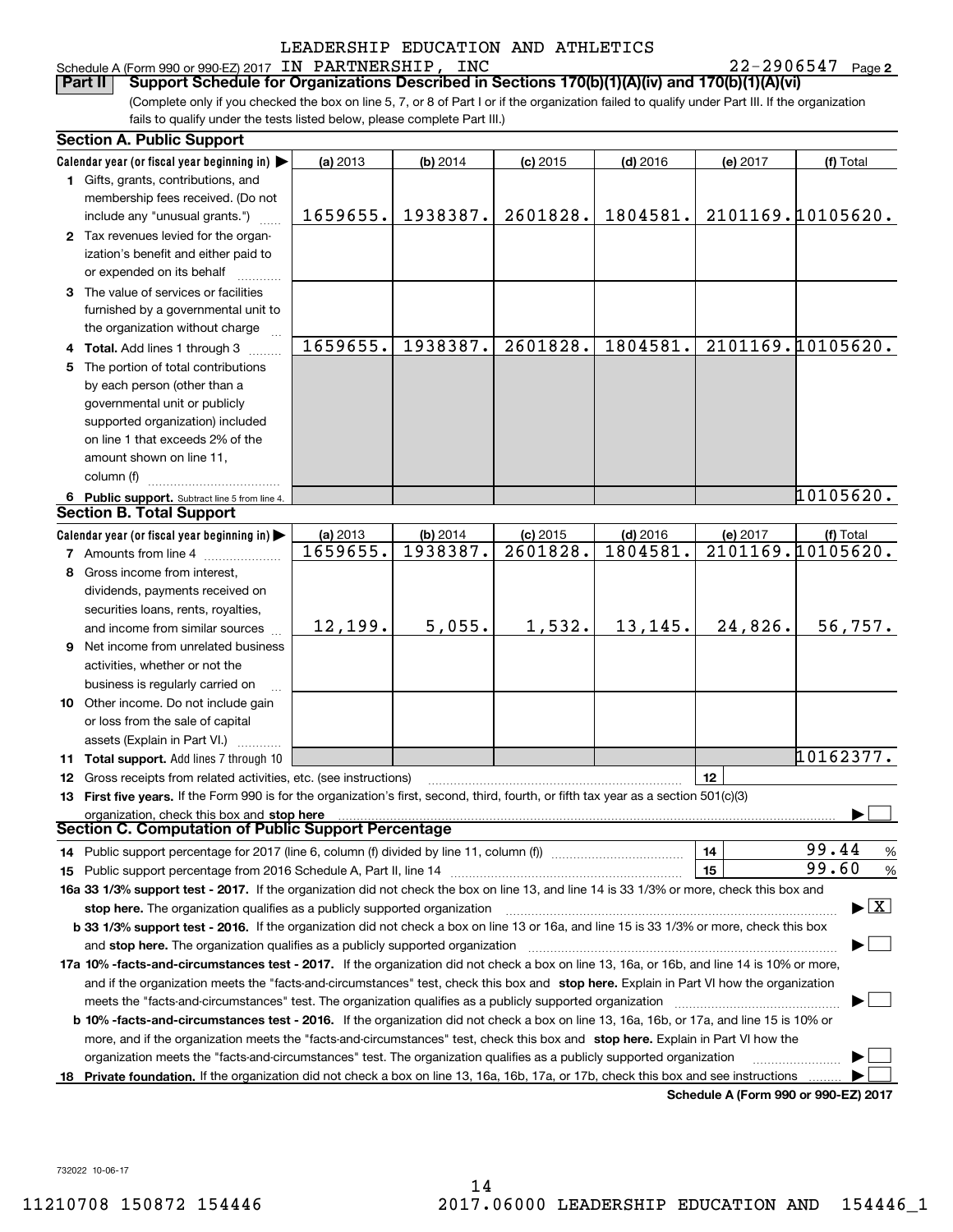LEADERSHIP EDUCATION AND ATHLETICS

Schedule A (Form 990 or 990-EZ) 2017 IN PARTNERSHIP, INC 22-2906547 Page 2

**Part II** **Support Schedule for Organizations Described in Sections 170(b)(1)(A)(iv) and 170(b)(1)(A)(vi)**

(Complete only if you checked the box on line 5, 7, or 8 of Part I or if the organization failed to qualify under Part III. If the organization fails to qualify under the tests listed below, please complete Part III.)

**Section A. Public Support**

| Calendar year (or fiscal year beginning in) ▶ | (a) 2013 | (b) 2014 | (c) 2015 | (d) 2016 | (e) 2017 | (f) Total |
|---|---|---|---|---|---|---|
| **1** Gifts, grants, contributions, and membership fees received. (Do not include any "unusual grants.") | 1659655. | 1938387. | 2601828. | 1804581. | 2101169. | 10105620. |
| **2** Tax revenues levied for the organization's benefit and either paid to or expended on its behalf | | | | | | |
| **3** The value of services or facilities furnished by a governmental unit to the organization without charge | | | | | | |
| **4** **Total.** Add lines 1 through 3 | 1659655. | 1938387. | 2601828. | 1804581. | 2101169. | 10105620. |
| **5** The portion of total contributions by each person (other than a governmental unit or publicly supported organization) included on line 1 that exceeds 2% of the amount shown on line 11, column (f) | | | | | | |
| **6** **Public support.** Subtract line 5 from line 4. | | | | | | 10105620. |

**Section B. Total Support**

| Calendar year (or fiscal year beginning in) ▶ | (a) 2013 | (b) 2014 | (c) 2015 | (d) 2016 | (e) 2017 | (f) Total |
|---|---|---|---|---|---|---|
| **7** Amounts from line 4 | 1659655. | 1938387. | 2601828. | 1804581. | 2101169. | 10105620. |
| **8** Gross income from interest, dividends, payments received on securities loans, rents, royalties, and income from similar sources | 12,199. | 5,055. | 1,532. | 13,145. | 24,826. | 56,757. |
| **9** Net income from unrelated business activities, whether or not the business is regularly carried on | | | | | | |
| **10** Other income. Do not include gain or loss from the sale of capital assets (Explain in Part VI.) | | | | | | |
| **11** **Total support.** Add lines 7 through 10 | | | | | | 10162377. |

**12** Gross receipts from related activities, etc. (see instructions) | 12 |

**13** **First five years.** If the Form 990 is for the organization's first, second, third, fourth, or fifth tax year as a section 501(c)(3) organization, check this box and **stop here** ▶ ☐

**Section C. Computation of Public Support Percentage**

**14** Public support percentage for 2017 (line 6, column (f) divided by line 11, column (f)) | 14 | 99.44 %

**15** Public support percentage from 2016 Schedule A, Part II, line 14 | 15 | 99.60 %

**16a 33 1/3% support test - 2017.** If the organization did not check the box on line 13, and line 14 is 33 1/3% or more, check this box and **stop here.** The organization qualifies as a publicly supported organization ▶ ☒

**b 33 1/3% support test - 2016.** If the organization did not check a box on line 13 or 16a, and line 15 is 33 1/3% or more, check this box and **stop here.** The organization qualifies as a publicly supported organization ▶ ☐

**17a 10% -facts-and-circumstances test - 2017.** If the organization did not check a box on line 13, 16a, or 16b, and line 14 is 10% or more, and if the organization meets the "facts-and-circumstances" test, check this box and **stop here.** Explain in Part VI how the organization meets the "facts-and-circumstances" test. The organization qualifies as a publicly supported organization ▶ ☐

**b 10% -facts-and-circumstances test - 2016.** If the organization did not check a box on line 13, 16a, 16b, or 17a, and line 15 is 10% or more, and if the organization meets the "facts-and-circumstances" test, check this box and **stop here.** Explain in Part VI how the organization meets the "facts-and-circumstances" test. The organization qualifies as a publicly supported organization ▶ ☐

**18** **Private foundation.** If the organization did not check a box on line 13, 16a, 16b, 17a, or 17b, check this box and see instructions ▶ ☐

**Schedule A (Form 990 or 990-EZ) 2017**

732022 10-06-17

11210708 150872 154446 2017.06000 LEADERSHIP EDUCATION AND 154446_1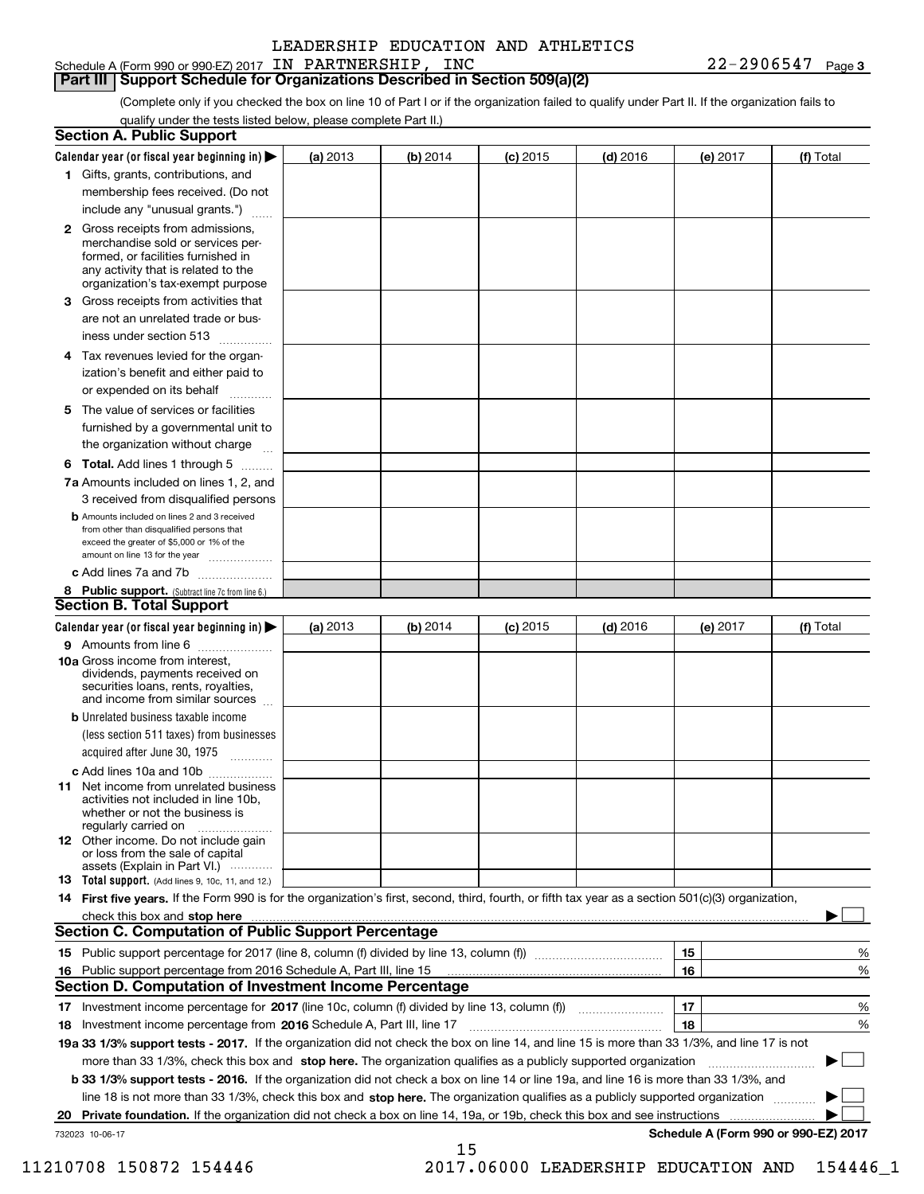Schedule A (Form 990 or 990-EZ) 2017 LEADERSHIP EDUCATION AND ATHLETICS IN PARTNERSHIP, INC 22-2906547 Page 3

## Part III Support Schedule for Organizations Described in Section 509(a)(2)

(Complete only if you checked the box on line 10 of Part I or if the organization failed to qualify under Part II. If the organization fails to qualify under the tests listed below, please complete Part II.)

### Section A. Public Support

| Calendar year (or fiscal year beginning in) ▶ | (a) 2013 | (b) 2014 | (c) 2015 | (d) 2016 | (e) 2017 | (f) Total |
|---|---|---|---|---|---|---|
| **1** Gifts, grants, contributions, and membership fees received. (Do not include any "unusual grants.") | | | | | | |
| **2** Gross receipts from admissions, merchandise sold or services performed, or facilities furnished in any activity that is related to the organization's tax-exempt purpose | | | | | | |
| **3** Gross receipts from activities that are not an unrelated trade or business under section 513 | | | | | | |
| **4** Tax revenues levied for the organization's benefit and either paid to or expended on its behalf | | | | | | |
| **5** The value of services or facilities furnished by a governmental unit to the organization without charge | | | | | | |
| **6 Total.** Add lines 1 through 5 | | | | | | |
| **7a** Amounts included on lines 1, 2, and 3 received from disqualified persons | | | | | | |
| **b** Amounts included on lines 2 and 3 received from other than disqualified persons that exceed the greater of $5,000 or 1% of the amount on line 13 for the year | | | | | | |
| **c** Add lines 7a and 7b | | | | | | |
| **8 Public support.** (Subtract line 7c from line 6.) | | | | | | |

### Section B. Total Support

| Calendar year (or fiscal year beginning in) ▶ | (a) 2013 | (b) 2014 | (c) 2015 | (d) 2016 | (e) 2017 | (f) Total |
|---|---|---|---|---|---|---|
| **9** Amounts from line 6 | | | | | | |
| **10a** Gross income from interest, dividends, payments received on securities loans, rents, royalties, and income from similar sources | | | | | | |
| **b** Unrelated business taxable income (less section 511 taxes) from businesses acquired after June 30, 1975 | | | | | | |
| **c** Add lines 10a and 10b | | | | | | |
| **11** Net income from unrelated business activities not included in line 10b, whether or not the business is regularly carried on | | | | | | |
| **12** Other income. Do not include gain or loss from the sale of capital assets (Explain in Part VI.) | | | | | | |
| **13 Total support.** (Add lines 9, 10c, 11, and 12.) | | | | | | |

**14 First five years.** If the Form 990 is for the organization's first, second, third, fourth, or fifth tax year as a section 501(c)(3) organization, check this box and **stop here** ▶ ☐

### Section C. Computation of Public Support Percentage

| | | | |
|---|---|---|---|
| **15** Public support percentage for 2017 (line 8, column (f) divided by line 13, column (f)) | 15 | | % |
| **16** Public support percentage from 2016 Schedule A, Part III, line 15 | 16 | | % |

### Section D. Computation of Investment Income Percentage

| | | | |
|---|---|---|---|
| **17** Investment income percentage for **2017** (line 10c, column (f) divided by line 13, column (f)) | 17 | | % |
| **18** Investment income percentage from **2016** Schedule A, Part III, line 17 | 18 | | % |

**19a 33 1/3% support tests - 2017.** If the organization did not check the box on line 14, and line 15 is more than 33 1/3%, and line 17 is not more than 33 1/3%, check this box and **stop here.** The organization qualifies as a publicly supported organization ▶ ☐

**b 33 1/3% support tests - 2016.** If the organization did not check a box on line 14 or line 19a, and line 16 is more than 33 1/3%, and line 18 is not more than 33 1/3%, check this box and **stop here.** The organization qualifies as a publicly supported organization ▶ ☐

**20 Private foundation.** If the organization did not check a box on line 14, 19a, or 19b, check this box and see instructions ▶ ☐

732023 10-06-17

**Schedule A (Form 990 or 990-EZ) 2017**

11210708 150872 154446 2017.06000 LEADERSHIP EDUCATION AND 154446_1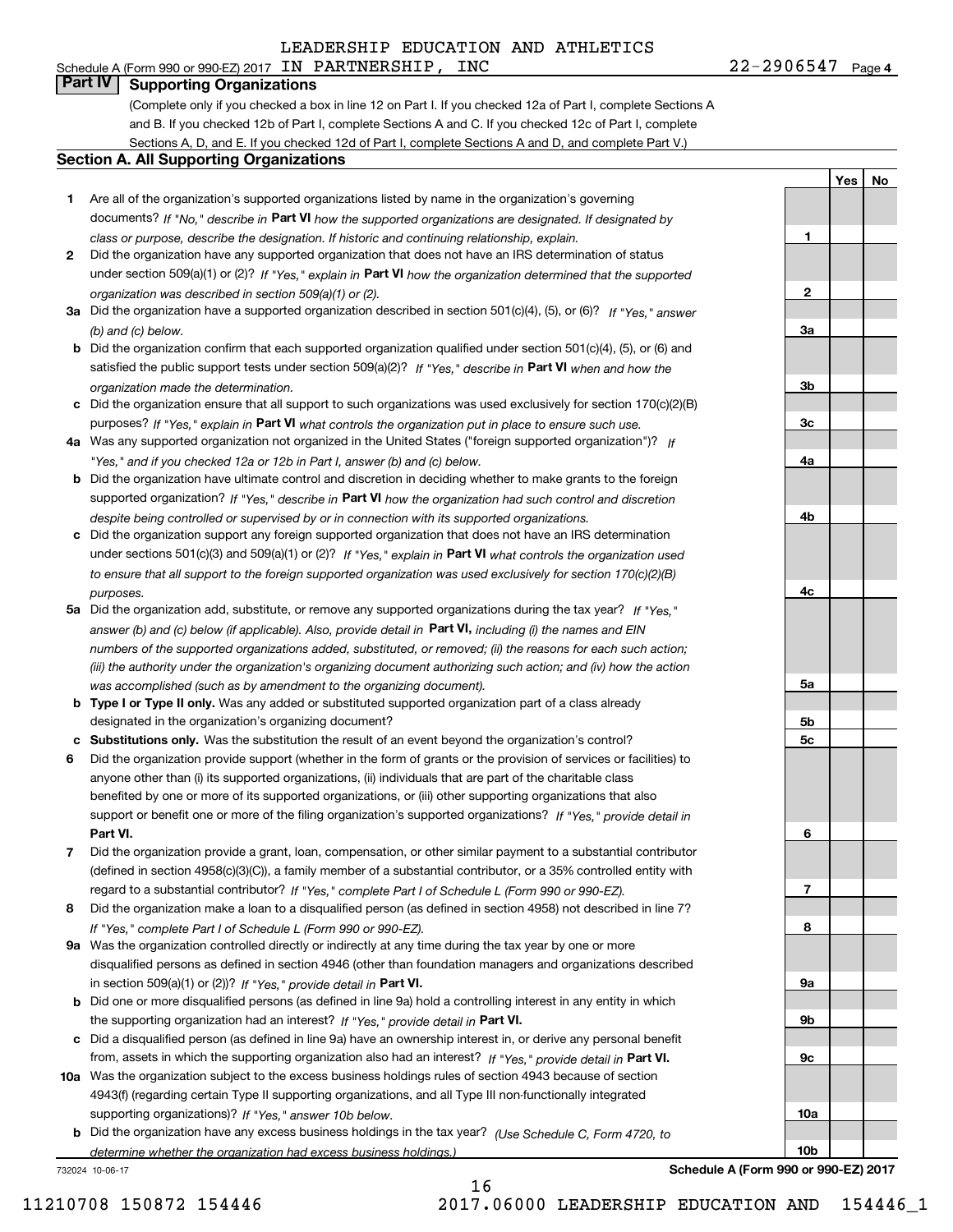LEADERSHIP EDUCATION AND ATHLETICS

Schedule A (Form 990 or 990-EZ) 2017 IN PARTNERSHIP, INC 22-2906547 Page 4

## Part IV Supporting Organizations

(Complete only if you checked a box in line 12 on Part I. If you checked 12a of Part I, complete Sections A and B. If you checked 12b of Part I, complete Sections A and C. If you checked 12c of Part I, complete Sections A, D, and E. If you checked 12d of Part I, complete Sections A and D, and complete Part V.)

### Section A. All Supporting Organizations

| | | | Yes | No |
|---|---|---|---|---|
| **1** | Are all of the organization's supported organizations listed by name in the organization's governing documents? *If "No," describe in* **Part VI** *how the supported organizations are designated. If designated by class or purpose, describe the designation. If historic and continuing relationship, explain.* | 1 | | |
| **2** | Did the organization have any supported organization that does not have an IRS determination of status under section 509(a)(1) or (2)? *If "Yes," explain in* **Part VI** *how the organization determined that the supported organization was described in section 509(a)(1) or (2).* | 2 | | |
| **3a** | Did the organization have a supported organization described in section 501(c)(4), (5), or (6)? *If "Yes," answer (b) and (c) below.* | 3a | | |
| **b** | Did the organization confirm that each supported organization qualified under section 501(c)(4), (5), or (6) and satisfied the public support tests under section 509(a)(2)? *If "Yes," describe in* **Part VI** *when and how the organization made the determination.* | 3b | | |
| **c** | Did the organization ensure that all support to such organizations was used exclusively for section 170(c)(2)(B) purposes? *If "Yes," explain in* **Part VI** *what controls the organization put in place to ensure such use.* | 3c | | |
| **4a** | Was any supported organization not organized in the United States ("foreign supported organization")? *If "Yes," and if you checked 12a or 12b in Part I, answer (b) and (c) below.* | 4a | | |
| **b** | Did the organization have ultimate control and discretion in deciding whether to make grants to the foreign supported organization? *If "Yes," describe in* **Part VI** *how the organization had such control and discretion despite being controlled or supervised by or in connection with its supported organizations.* | 4b | | |
| **c** | Did the organization support any foreign supported organization that does not have an IRS determination under sections 501(c)(3) and 509(a)(1) or (2)? *If "Yes," explain in* **Part VI** *what controls the organization used to ensure that all support to the foreign supported organization was used exclusively for section 170(c)(2)(B) purposes.* | 4c | | |
| **5a** | Did the organization add, substitute, or remove any supported organizations during the tax year? *If "Yes," answer (b) and (c) below (if applicable). Also, provide detail in* **Part VI,** *including (i) the names and EIN numbers of the supported organizations added, substituted, or removed; (ii) the reasons for each such action; (iii) the authority under the organization's organizing document authorizing such action; and (iv) how the action was accomplished (such as by amendment to the organizing document).* | 5a | | |
| **b** | **Type I or Type II only.** Was any added or substituted supported organization part of a class already designated in the organization's organizing document? | 5b | | |
| **c** | **Substitutions only.** Was the substitution the result of an event beyond the organization's control? | 5c | | |
| **6** | Did the organization provide support (whether in the form of grants or the provision of services or facilities) to anyone other than (i) its supported organizations, (ii) individuals that are part of the charitable class benefited by one or more of its supported organizations, or (iii) other supporting organizations that also support or benefit one or more of the filing organization's supported organizations? *If "Yes," provide detail in* **Part VI.** | 6 | | |
| **7** | Did the organization provide a grant, loan, compensation, or other similar payment to a substantial contributor (defined in section 4958(c)(3)(C)), a family member of a substantial contributor, or a 35% controlled entity with regard to a substantial contributor? *If "Yes," complete Part I of Schedule L (Form 990 or 990-EZ).* | 7 | | |
| **8** | Did the organization make a loan to a disqualified person (as defined in section 4958) not described in line 7? *If "Yes," complete Part I of Schedule L (Form 990 or 990-EZ).* | 8 | | |
| **9a** | Was the organization controlled directly or indirectly at any time during the tax year by one or more disqualified persons as defined in section 4946 (other than foundation managers and organizations described in section 509(a)(1) or (2))? *If "Yes," provide detail in* **Part VI.** | 9a | | |
| **b** | Did one or more disqualified persons (as defined in line 9a) hold a controlling interest in any entity in which the supporting organization had an interest? *If "Yes," provide detail in* **Part VI.** | 9b | | |
| **c** | Did a disqualified person (as defined in line 9a) have an ownership interest in, or derive any personal benefit from, assets in which the supporting organization also had an interest? *If "Yes," provide detail in* **Part VI.** | 9c | | |
| **10a** | Was the organization subject to the excess business holdings rules of section 4943 because of section 4943(f) (regarding certain Type II supporting organizations, and all Type III non-functionally integrated supporting organizations)? *If "Yes," answer 10b below.* | 10a | | |
| **b** | Did the organization have any excess business holdings in the tax year? *(Use Schedule C, Form 4720, to determine whether the organization had excess business holdings.)* | 10b | | |

732024 10-06-17 **Schedule A (Form 990 or 990-EZ) 2017**

11210708 150872 154446 2017.06000 LEADERSHIP EDUCATION AND 154446_1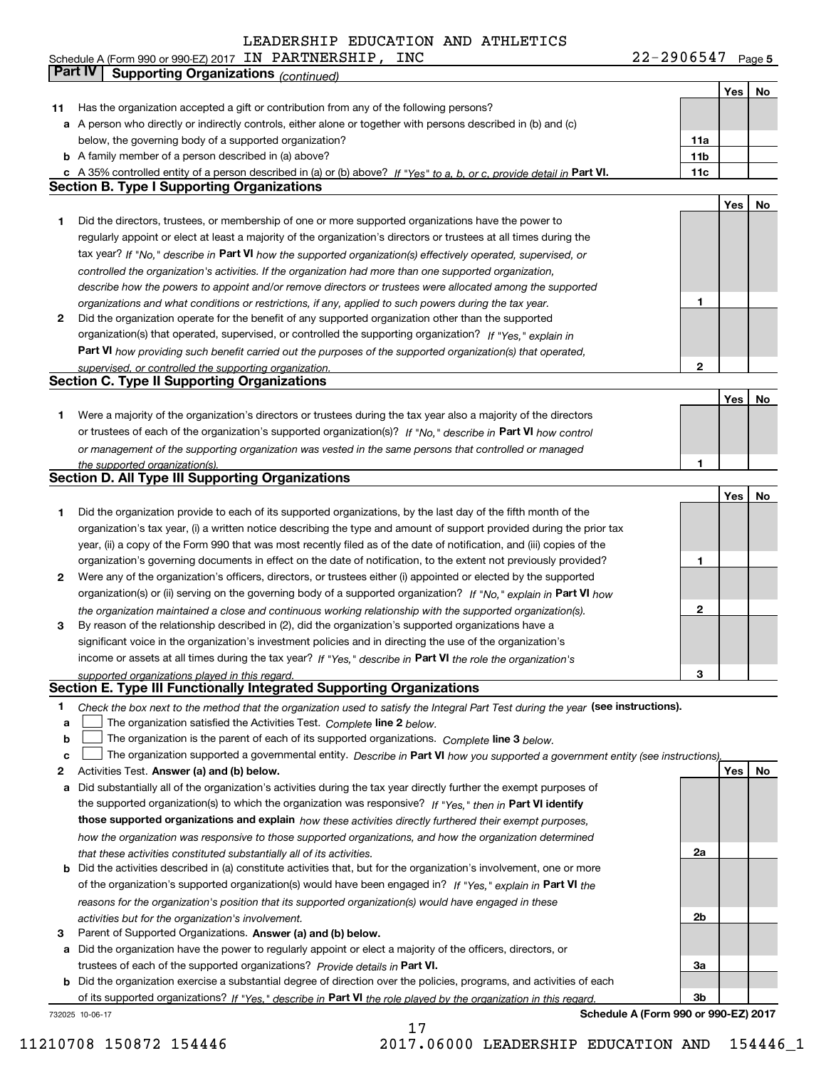LEADERSHIP EDUCATION AND ATHLETICS

Schedule A (Form 990 or 990-EZ) 2017 IN PARTNERSHIP, INC 22-2906547 Page 5

**Part IV Supporting Organizations** *(continued)*

| | | | Yes | No |
|---|---|---|---|---|
| **11** | Has the organization accepted a gift or contribution from any of the following persons? | | | |
| **a** | A person who directly or indirectly controls, either alone or together with persons described in (b) and (c) below, the governing body of a supported organization? | 11a | | |
| **b** | A family member of a person described in (a) above? | 11b | | |
| **c** | A 35% controlled entity of a person described in (a) or (b) above? *If "Yes" to a, b, or c, provide detail in* **Part VI.** | 11c | | |

**Section B. Type I Supporting Organizations**

| | | | Yes | No |
|---|---|---|---|---|
| **1** | Did the directors, trustees, or membership of one or more supported organizations have the power to regularly appoint or elect at least a majority of the organization's directors or trustees at all times during the tax year? *If "No," describe in* **Part VI** *how the supported organization(s) effectively operated, supervised, or controlled the organization's activities. If the organization had more than one supported organization, describe how the powers to appoint and/or remove directors or trustees were allocated among the supported organizations and what conditions or restrictions, if any, applied to such powers during the tax year.* | 1 | | |
| **2** | Did the organization operate for the benefit of any supported organization other than the supported organization(s) that operated, supervised, or controlled the supporting organization? *If "Yes," explain in* **Part VI** *how providing such benefit carried out the purposes of the supported organization(s) that operated, supervised, or controlled the supporting organization.* | 2 | | |

**Section C. Type II Supporting Organizations**

| | | | Yes | No |
|---|---|---|---|---|
| **1** | Were a majority of the organization's directors or trustees during the tax year also a majority of the directors or trustees of each of the organization's supported organization(s)? *If "No," describe in* **Part VI** *how control or management of the supporting organization was vested in the same persons that controlled or managed the supported organization(s).* | 1 | | |

**Section D. All Type III Supporting Organizations**

| | | | Yes | No |
|---|---|---|---|---|
| **1** | Did the organization provide to each of its supported organizations, by the last day of the fifth month of the organization's tax year, (i) a written notice describing the type and amount of support provided during the prior tax year, (ii) a copy of the Form 990 that was most recently filed as of the date of notification, and (iii) copies of the organization's governing documents in effect on the date of notification, to the extent not previously provided? | 1 | | |
| **2** | Were any of the organization's officers, directors, or trustees either (i) appointed or elected by the supported organization(s) or (ii) serving on the governing body of a supported organization? *If "No," explain in* **Part VI** *how the organization maintained a close and continuous working relationship with the supported organization(s).* | 2 | | |
| **3** | By reason of the relationship described in (2), did the organization's supported organizations have a significant voice in the organization's investment policies and in directing the use of the organization's income or assets at all times during the tax year? *If "Yes," describe in* **Part VI** *the role the organization's supported organizations played in this regard.* | 3 | | |

**Section E. Type III Functionally Integrated Supporting Organizations**

**1** *Check the box next to the method that the organization used to satisfy the Integral Part Test during the year* **(see instructions).**

- **a** ☐ The organization satisfied the Activities Test. *Complete* **line 2** *below.*
- **b** ☐ The organization is the parent of each of its supported organizations. *Complete* **line 3** *below.*
- **c** ☐ The organization supported a governmental entity. *Describe in* **Part VI** *how you supported a government entity (see instructions).*

| | | | Yes | No |
|---|---|---|---|---|
| **2** | Activities Test. **Answer (a) and (b) below.** | | | |
| **a** | Did substantially all of the organization's activities during the tax year directly further the exempt purposes of the supported organization(s) to which the organization was responsive? *If "Yes," then in* **Part VI identify those supported organizations and explain** *how these activities directly furthered their exempt purposes, how the organization was responsive to those supported organizations, and how the organization determined that these activities constituted substantially all of its activities.* | 2a | | |
| **b** | Did the activities described in (a) constitute activities that, but for the organization's involvement, one or more of the organization's supported organization(s) would have been engaged in? *If "Yes," explain in* **Part VI** *the reasons for the organization's position that its supported organization(s) would have engaged in these activities but for the organization's involvement.* | 2b | | |
| **3** | Parent of Supported Organizations. **Answer (a) and (b) below.** | | | |
| **a** | Did the organization have the power to regularly appoint or elect a majority of the officers, directors, or trustees of each of the supported organizations? *Provide details in* **Part VI.** | 3a | | |
| **b** | Did the organization exercise a substantial degree of direction over the policies, programs, and activities of each of its supported organizations? *If "Yes," describe in* **Part VI** *the role played by the organization in this regard.* | 3b | | |

732025 10-06-17 **Schedule A (Form 990 or 990-EZ) 2017**

11210708 150872 154446 2017.06000 LEADERSHIP EDUCATION AND 154446_1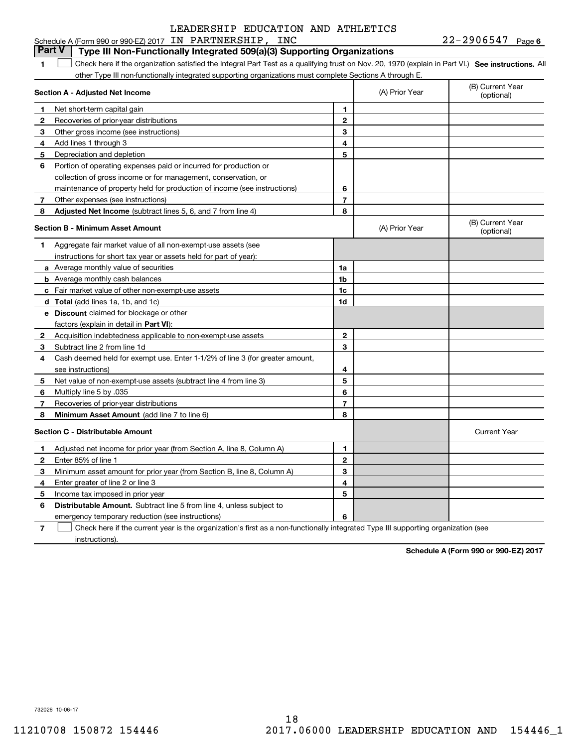LEADERSHIP EDUCATION AND ATHLETICS

Schedule A (Form 990 or 990-EZ) 2017 IN PARTNERSHIP, INC 22-2906547 Page 6

**Part V | Type III Non-Functionally Integrated 509(a)(3) Supporting Organizations**

1 ☐ Check here if the organization satisfied the Integral Part Test as a qualifying trust on Nov. 20, 1970 (explain in Part VI.) **See instructions.** All other Type III non-functionally integrated supporting organizations must complete Sections A through E.

| **Section A - Adjusted Net Income** | | (A) Prior Year | (B) Current Year (optional) |
|---|---|---|---|
| 1 Net short-term capital gain | 1 | | |
| 2 Recoveries of prior-year distributions | 2 | | |
| 3 Other gross income (see instructions) | 3 | | |
| 4 Add lines 1 through 3 | 4 | | |
| 5 Depreciation and depletion | 5 | | |
| 6 Portion of operating expenses paid or incurred for production or collection of gross income or for management, conservation, or maintenance of property held for production of income (see instructions) | 6 | | |
| 7 Other expenses (see instructions) | 7 | | |
| 8 **Adjusted Net Income** (subtract lines 5, 6, and 7 from line 4) | 8 | | |

| **Section B - Minimum Asset Amount** | | (A) Prior Year | (B) Current Year (optional) |
|---|---|---|---|
| 1 Aggregate fair market value of all non-exempt-use assets (see instructions for short tax year or assets held for part of year): | | | |
| a Average monthly value of securities | 1a | | |
| b Average monthly cash balances | 1b | | |
| c Fair market value of other non-exempt-use assets | 1c | | |
| d **Total** (add lines 1a, 1b, and 1c) | 1d | | |
| e **Discount** claimed for blockage or other factors (explain in detail in **Part VI**): | | | |
| 2 Acquisition indebtedness applicable to non-exempt-use assets | 2 | | |
| 3 Subtract line 2 from line 1d | 3 | | |
| 4 Cash deemed held for exempt use. Enter 1-1/2% of line 3 (for greater amount, see instructions) | 4 | | |
| 5 Net value of non-exempt-use assets (subtract line 4 from line 3) | 5 | | |
| 6 Multiply line 5 by .035 | 6 | | |
| 7 Recoveries of prior-year distributions | 7 | | |
| 8 **Minimum Asset Amount** (add line 7 to line 6) | 8 | | |

| **Section C - Distributable Amount** | | | Current Year |
|---|---|---|---|
| 1 Adjusted net income for prior year (from Section A, line 8, Column A) | 1 | | |
| 2 Enter 85% of line 1 | 2 | | |
| 3 Minimum asset amount for prior year (from Section B, line 8, Column A) | 3 | | |
| 4 Enter greater of line 2 or line 3 | 4 | | |
| 5 Income tax imposed in prior year | 5 | | |
| 6 **Distributable Amount.** Subtract line 5 from line 4, unless subject to emergency temporary reduction (see instructions) | 6 | | |

7 ☐ Check here if the current year is the organization's first as a non-functionally integrated Type III supporting organization (see instructions).

**Schedule A (Form 990 or 990-EZ) 2017**

732026 10-06-17

11210708 150872 154446 2017.06000 LEADERSHIP EDUCATION AND 154446_1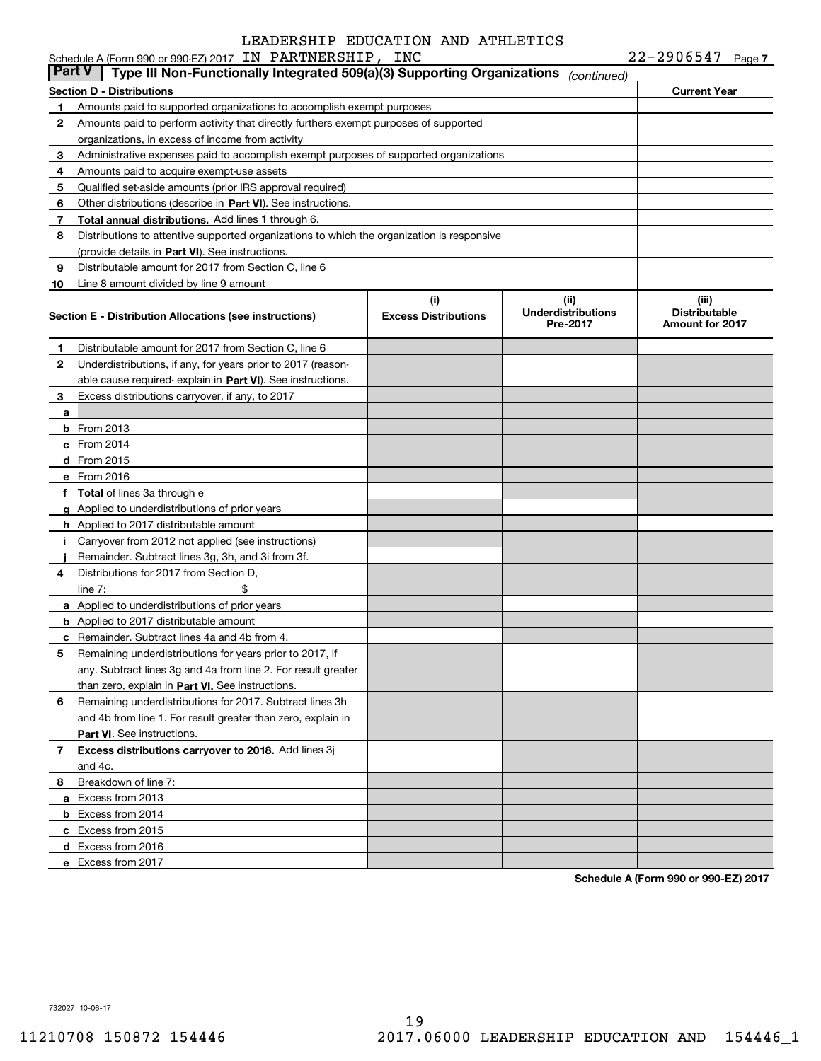LEADERSHIP EDUCATION AND ATHLETICS

Schedule A (Form 990 or 990-EZ) 2017 IN PARTNERSHIP, INC 22-2906547 Page 7

## Part V Type III Non-Functionally Integrated 509(a)(3) Supporting Organizations *(continued)*

| Section D - Distributions | | Current Year |
|---|---|---|
| 1 | Amounts paid to supported organizations to accomplish exempt purposes | |
| 2 | Amounts paid to perform activity that directly furthers exempt purposes of supported organizations, in excess of income from activity | |
| 3 | Administrative expenses paid to accomplish exempt purposes of supported organizations | |
| 4 | Amounts paid to acquire exempt-use assets | |
| 5 | Qualified set-aside amounts (prior IRS approval required) | |
| 6 | Other distributions (describe in **Part VI**). See instructions. | |
| 7 | **Total annual distributions.** Add lines 1 through 6. | |
| 8 | Distributions to attentive supported organizations to which the organization is responsive (provide details in **Part VI**). See instructions. | |
| 9 | Distributable amount for 2017 from Section C, line 6 | |
| 10 | Line 8 amount divided by line 9 amount | |

| Section E - Distribution Allocations (see instructions) | (i) Excess Distributions | (ii) Underdistributions Pre-2017 | (iii) Distributable Amount for 2017 |
|---|---|---|---|
| **1** Distributable amount for 2017 from Section C, line 6 | | | |
| **2** Underdistributions, if any, for years prior to 2017 (reasonable cause required- explain in **Part VI**). See instructions. | | | |
| **3** Excess distributions carryover, if any, to 2017 | | | |
| **a** | | | |
| **b** From 2013 | | | |
| **c** From 2014 | | | |
| **d** From 2015 | | | |
| **e** From 2016 | | | |
| **f Total** of lines 3a through e | | | |
| **g** Applied to underdistributions of prior years | | | |
| **h** Applied to 2017 distributable amount | | | |
| **i** Carryover from 2012 not applied (see instructions) | | | |
| **j** Remainder. Subtract lines 3g, 3h, and 3i from 3f. | | | |
| **4** Distributions for 2017 from Section D, line 7: $ | | | |
| **a** Applied to underdistributions of prior years | | | |
| **b** Applied to 2017 distributable amount | | | |
| **c** Remainder. Subtract lines 4a and 4b from 4. | | | |
| **5** Remaining underdistributions for years prior to 2017, if any. Subtract lines 3g and 4a from line 2. For result greater than zero, explain in **Part VI.** See instructions. | | | |
| **6** Remaining underdistributions for 2017. Subtract lines 3h and 4b from line 1. For result greater than zero, explain in **Part VI**. See instructions. | | | |
| **7 Excess distributions carryover to 2018.** Add lines 3j and 4c. | | | |
| **8** Breakdown of line 7: | | | |
| **a** Excess from 2013 | | | |
| **b** Excess from 2014 | | | |
| **c** Excess from 2015 | | | |
| **d** Excess from 2016 | | | |
| **e** Excess from 2017 | | | |

**Schedule A (Form 990 or 990-EZ) 2017**

732027 10-06-17

11210708 150872 154446 2017.06000 LEADERSHIP EDUCATION AND 154446_1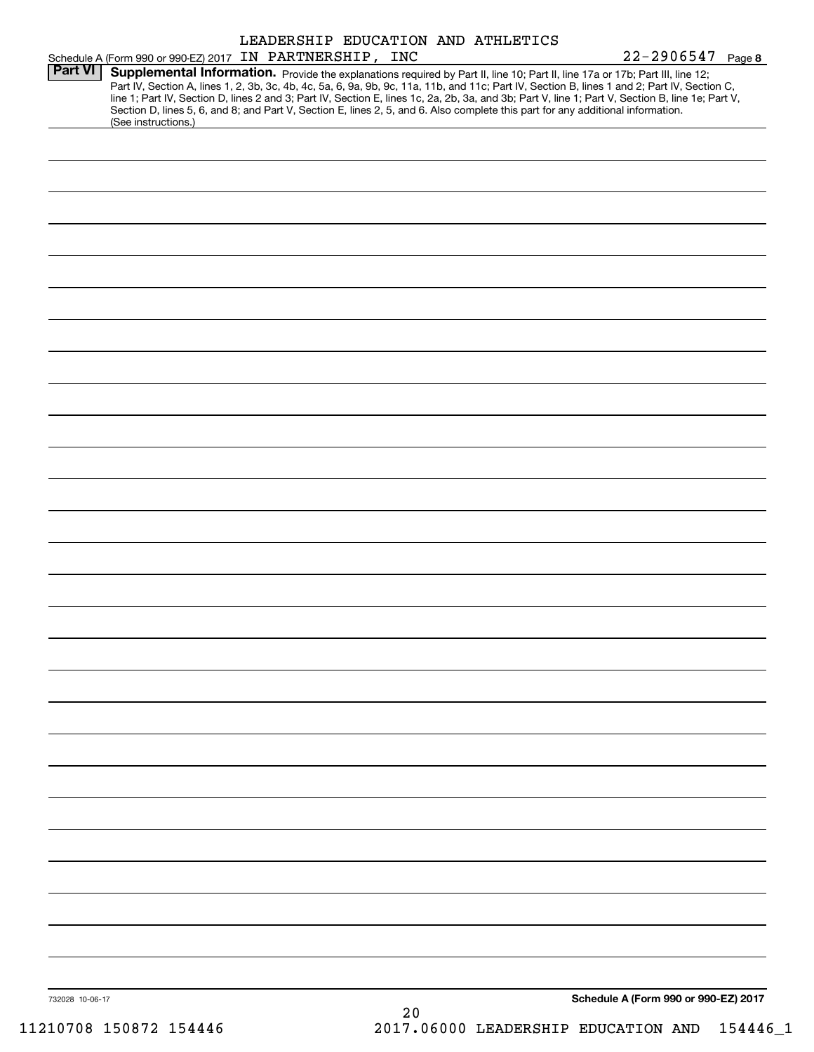LEADERSHIP EDUCATION AND ATHLETICS IN PARTNERSHIP, INC 22-2906547

Schedule A (Form 990 or 990-EZ) 2017 Page 8

**Part VI** **Supplemental Information.** Provide the explanations required by Part II, line 10; Part II, line 17a or 17b; Part III, line 12; Part IV, Section A, lines 1, 2, 3b, 3c, 4b, 4c, 5a, 6, 9a, 9b, 9c, 11a, 11b, and 11c; Part IV, Section B, lines 1 and 2; Part IV, Section C, line 1; Part IV, Section D, lines 2 and 3; Part IV, Section E, lines 1c, 2a, 2b, 3a, and 3b; Part V, line 1; Part V, Section B, line 1e; Part V, Section D, lines 5, 6, and 8; and Part V, Section E, lines 2, 5, and 6. Also complete this part for any additional information. (See instructions.)

732028 10-06-17

**Schedule A (Form 990 or 990-EZ) 2017**

20

11210708 150872 154446 2017.06000 LEADERSHIP EDUCATION AND 154446_1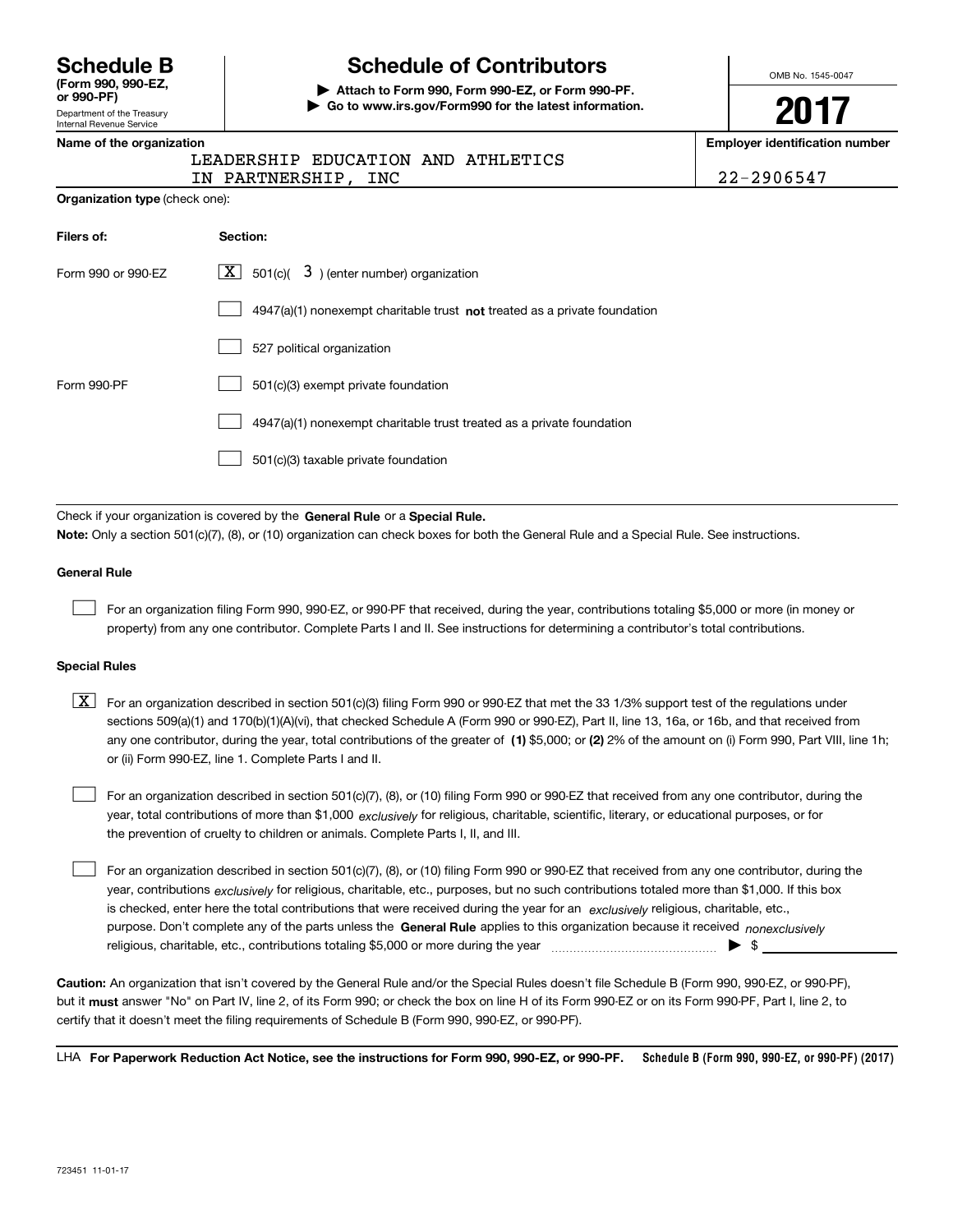# Schedule B

**(Form 990, 990-EZ, or 990-PF)**

Department of the Treasury
Internal Revenue Service

## Schedule of Contributors

▶ **Attach to Form 990, Form 990-EZ, or Form 990-PF.**
▶ **Go to www.irs.gov/Form990 for the latest information.**

OMB No. 1545-0047

**2017**

**Name of the organization**

LEADERSHIP EDUCATION AND ATHLETICS
IN PARTNERSHIP, INC

**Employer identification number**

22-2906547

**Organization type** (check one):

| **Filers of:** | **Section:** |
|---|---|
| Form 990 or 990-EZ | [X] 501(c)( 3 ) (enter number) organization |
| | [ ] 4947(a)(1) nonexempt charitable trust **not** treated as a private foundation |
| | [ ] 527 political organization |
| Form 990-PF | [ ] 501(c)(3) exempt private foundation |
| | [ ] 4947(a)(1) nonexempt charitable trust treated as a private foundation |
| | [ ] 501(c)(3) taxable private foundation |

Check if your organization is covered by the **General Rule** or a **Special Rule.**

**Note:** Only a section 501(c)(7), (8), or (10) organization can check boxes for both the General Rule and a Special Rule. See instructions.

### General Rule

[ ] For an organization filing Form 990, 990-EZ, or 990-PF that received, during the year, contributions totaling $5,000 or more (in money or property) from any one contributor. Complete Parts I and II. See instructions for determining a contributor's total contributions.

### Special Rules

[X] For an organization described in section 501(c)(3) filing Form 990 or 990-EZ that met the 33 1/3% support test of the regulations under sections 509(a)(1) and 170(b)(1)(A)(vi), that checked Schedule A (Form 990 or 990-EZ), Part II, line 13, 16a, or 16b, and that received from any one contributor, during the year, total contributions of the greater of **(1)** $5,000; or **(2)** 2% of the amount on (i) Form 990, Part VIII, line 1h; or (ii) Form 990-EZ, line 1. Complete Parts I and II.

[ ] For an organization described in section 501(c)(7), (8), or (10) filing Form 990 or 990-EZ that received from any one contributor, during the year, total contributions of more than $1,000 *exclusively* for religious, charitable, scientific, literary, or educational purposes, or for the prevention of cruelty to children or animals. Complete Parts I, II, and III.

[ ] For an organization described in section 501(c)(7), (8), or (10) filing Form 990 or 990-EZ that received from any one contributor, during the year, contributions *exclusively* for religious, charitable, etc., purposes, but no such contributions totaled more than $1,000. If this box is checked, enter here the total contributions that were received during the year for an *exclusively* religious, charitable, etc., purpose. Don't complete any of the parts unless the **General Rule** applies to this organization because it received *nonexclusively* religious, charitable, etc., contributions totaling $5,000 or more during the year ▶ $

**Caution:** An organization that isn't covered by the General Rule and/or the Special Rules doesn't file Schedule B (Form 990, 990-EZ, or 990-PF), but it **must** answer "No" on Part IV, line 2, of its Form 990; or check the box on line H of its Form 990-EZ or on its Form 990-PF, Part I, line 2, to certify that it doesn't meet the filing requirements of Schedule B (Form 990, 990-EZ, or 990-PF).

LHA **For Paperwork Reduction Act Notice, see the instructions for Form 990, 990-EZ, or 990-PF.** **Schedule B (Form 990, 990-EZ, or 990-PF) (2017)**

723451 11-01-17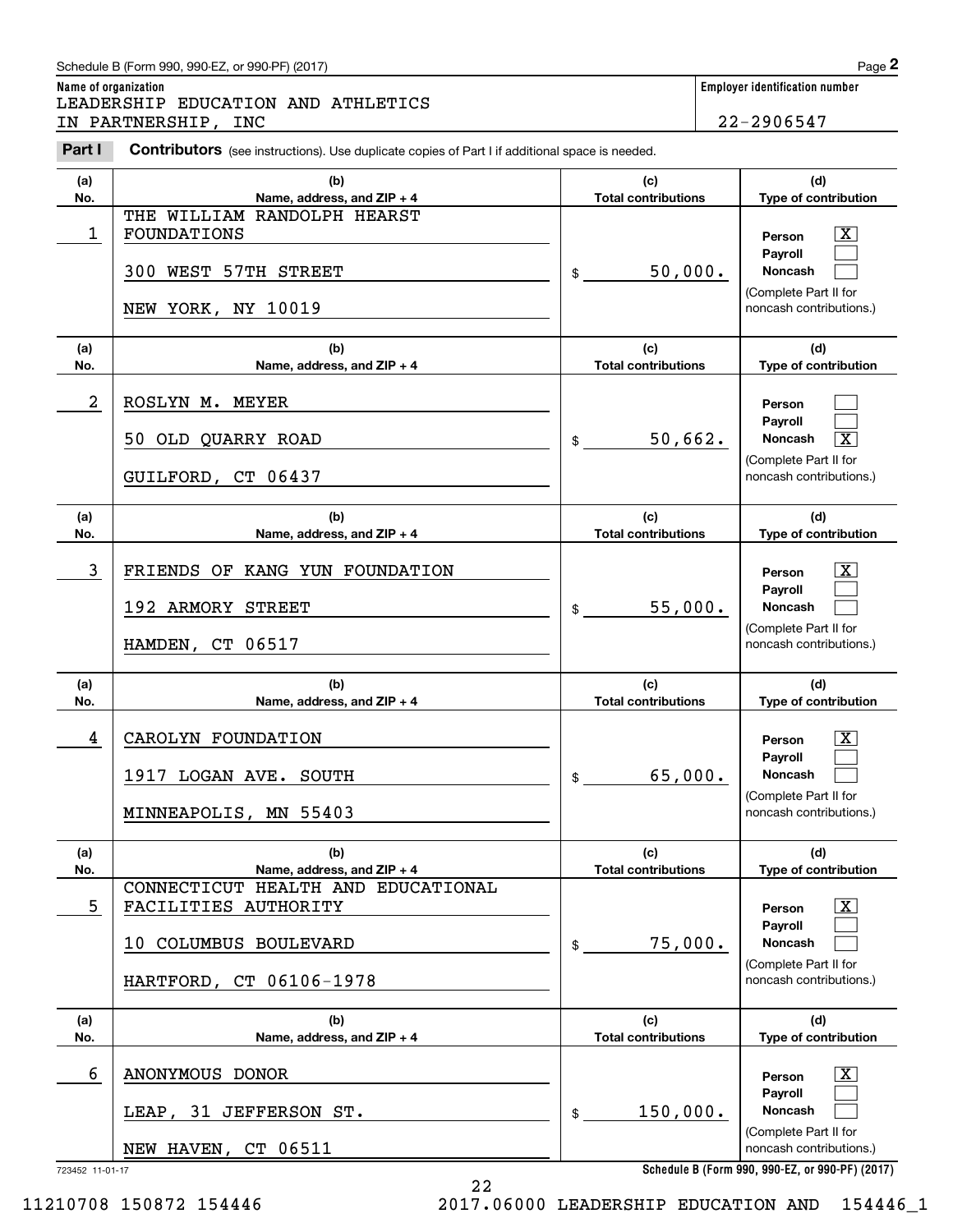Schedule B (Form 990, 990-EZ, or 990-PF) (2017)

**Name of organization**
LEADERSHIP EDUCATION AND ATHLETICS
IN PARTNERSHIP, INC

**Employer identification number**
22-2906547

**Part I** **Contributors** (see instructions). Use duplicate copies of Part I if additional space is needed.

| (a) No. | (b) Name, address, and ZIP + 4 | (c) Total contributions | (d) Type of contribution |
|---|---|---|---|
| 1 | THE WILLIAM RANDOLPH HEARST FOUNDATIONS<br>300 WEST 57TH STREET<br>NEW YORK, NY 10019 | $ 50,000. | Person [X]<br>Payroll [ ]<br>Noncash [ ]<br>(Complete Part II for noncash contributions.) |
| 2 | ROSLYN M. MEYER<br>50 OLD QUARRY ROAD<br>GUILFORD, CT 06437 | $ 50,662. | Person [ ]<br>Payroll [ ]<br>Noncash [X]<br>(Complete Part II for noncash contributions.) |
| 3 | FRIENDS OF KANG YUN FOUNDATION<br>192 ARMORY STREET<br>HAMDEN, CT 06517 | $ 55,000. | Person [X]<br>Payroll [ ]<br>Noncash [ ]<br>(Complete Part II for noncash contributions.) |
| 4 | CAROLYN FOUNDATION<br>1917 LOGAN AVE. SOUTH<br>MINNEAPOLIS, MN 55403 | $ 65,000. | Person [X]<br>Payroll [ ]<br>Noncash [ ]<br>(Complete Part II for noncash contributions.) |
| 5 | CONNECTICUT HEALTH AND EDUCATIONAL FACILITIES AUTHORITY<br>10 COLUMBUS BOULEVARD<br>HARTFORD, CT 06106-1978 | $ 75,000. | Person [X]<br>Payroll [ ]<br>Noncash [ ]<br>(Complete Part II for noncash contributions.) |
| 6 | ANONYMOUS DONOR<br>LEAP, 31 JEFFERSON ST.<br>NEW HAVEN, CT 06511 | $ 150,000. | Person [X]<br>Payroll [ ]<br>Noncash [ ]<br>(Complete Part II for noncash contributions.) |

723452 11-01-17

Schedule B (Form 990, 990-EZ, or 990-PF) (2017)

11210708 150872 154446 2017.06000 LEADERSHIP EDUCATION AND 154446_1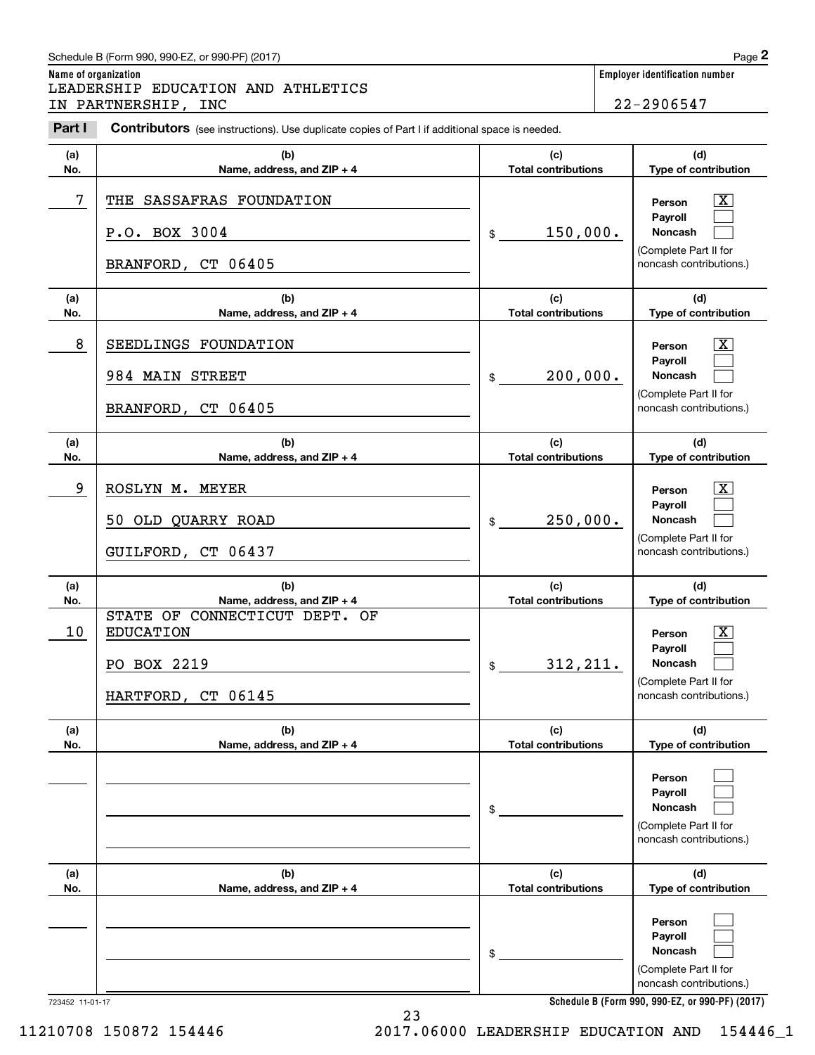Schedule B (Form 990, 990-EZ, or 990-PF) (2017) Page **2**

**Name of organization**

LEADERSHIP EDUCATION AND ATHLETICS IN PARTNERSHIP, INC

**Employer identification number**

22-2906547

**Part I** **Contributors** (see instructions). Use duplicate copies of Part I if additional space is needed.

| (a) No. | (b) Name, address, and ZIP + 4 | (c) Total contributions | (d) Type of contribution |
|---|---|---|---|
| 7 | THE SASSAFRAS FOUNDATION<br>P.O. BOX 3004<br>BRANFORD, CT 06405 | $ 150,000. | Person [X]<br>Payroll [ ]<br>Noncash [ ]<br>(Complete Part II for noncash contributions.) |
| 8 | SEEDLINGS FOUNDATION<br>984 MAIN STREET<br>BRANFORD, CT 06405 | $ 200,000. | Person [X]<br>Payroll [ ]<br>Noncash [ ]<br>(Complete Part II for noncash contributions.) |
| 9 | ROSLYN M. MEYER<br>50 OLD QUARRY ROAD<br>GUILFORD, CT 06437 | $ 250,000. | Person [X]<br>Payroll [ ]<br>Noncash [ ]<br>(Complete Part II for noncash contributions.) |
| 10 | STATE OF CONNECTICUT DEPT. OF EDUCATION<br>PO BOX 2219<br>HARTFORD, CT 06145 | $ 312,211. | Person [X]<br>Payroll [ ]<br>Noncash [ ]<br>(Complete Part II for noncash contributions.) |
| | | $ | Person [ ]<br>Payroll [ ]<br>Noncash [ ]<br>(Complete Part II for noncash contributions.) |
| | | $ | Person [ ]<br>Payroll [ ]<br>Noncash [ ]<br>(Complete Part II for noncash contributions.) |

723452 11-01-17 **Schedule B (Form 990, 990-EZ, or 990-PF) (2017)**

11210708 150872 154446 2017.06000 LEADERSHIP EDUCATION AND 154446_1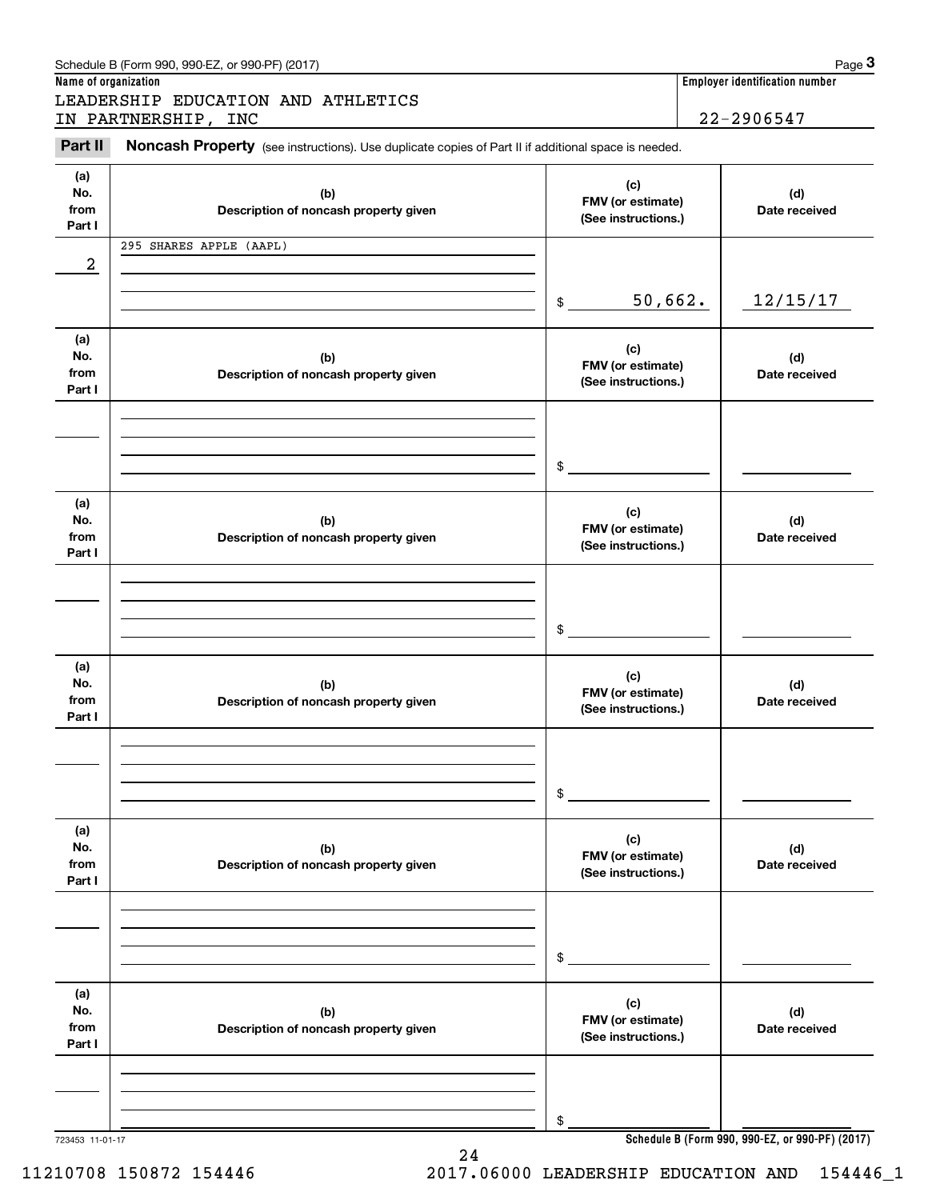Schedule B (Form 990, 990-EZ, or 990-PF) (2017)

**Name of organization**

LEADERSHIP EDUCATION AND ATHLETICS IN PARTNERSHIP, INC

**Employer identification number**

22-2906547

## Part II Noncash Property

(see instructions). Use duplicate copies of Part II if additional space is needed.

| (a) No. from Part I | (b) Description of noncash property given | (c) FMV (or estimate) (See instructions.) | (d) Date received |
|---|---|---|---|
| 2 | 295 SHARES APPLE (AAPL) | $ 50,662. | 12/15/17 |

| (a) No. from Part I | (b) Description of noncash property given | (c) FMV (or estimate) (See instructions.) | (d) Date received |
|---|---|---|---|
| | | $ | |

| (a) No. from Part I | (b) Description of noncash property given | (c) FMV (or estimate) (See instructions.) | (d) Date received |
|---|---|---|---|
| | | $ | |

| (a) No. from Part I | (b) Description of noncash property given | (c) FMV (or estimate) (See instructions.) | (d) Date received |
|---|---|---|---|
| | | $ | |

| (a) No. from Part I | (b) Description of noncash property given | (c) FMV (or estimate) (See instructions.) | (d) Date received |
|---|---|---|---|
| | | $ | |

| (a) No. from Part I | (b) Description of noncash property given | (c) FMV (or estimate) (See instructions.) | (d) Date received |
|---|---|---|---|
| | | $ | |

723453 11-01-17

**Schedule B (Form 990, 990-EZ, or 990-PF) (2017)**

11210708 150872 154446 2017.06000 LEADERSHIP EDUCATION AND 154446_1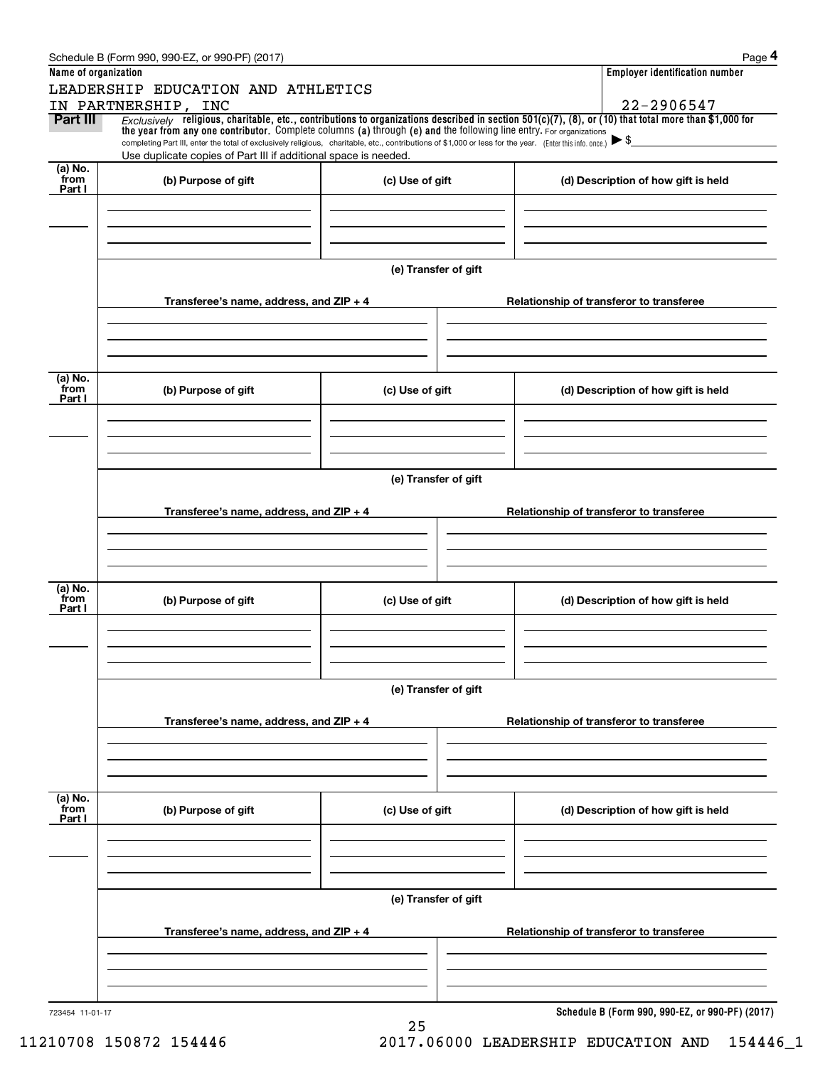Schedule B (Form 990, 990-EZ, or 990-PF) (2017)

**Name of organization**

LEADERSHIP EDUCATION AND ATHLETICS IN PARTNERSHIP, INC

**Employer identification number**

22-2906547

**Part III** *Exclusively* **religious, charitable, etc., contributions to organizations described in section 501(c)(7), (8), or (10) that total more than $1,000 for the year from any one contributor.** Complete columns **(a)** through **(e) and** the following line entry. For organizations completing Part III, enter the total of exclusively religious, charitable, etc., contributions of $1,000 or less for the year. (Enter this info. once.) ▶ $

Use duplicate copies of Part III if additional space is needed.

| (a) No. from Part I | (b) Purpose of gift | (c) Use of gift | (d) Description of how gift is held |
|---|---|---|---|
| | | | |

**(e) Transfer of gift**

| Transferee's name, address, and ZIP + 4 | Relationship of transferor to transferee |
|---|---|
| | |

| (a) No. from Part I | (b) Purpose of gift | (c) Use of gift | (d) Description of how gift is held |
|---|---|---|---|
| | | | |

**(e) Transfer of gift**

| Transferee's name, address, and ZIP + 4 | Relationship of transferor to transferee |
|---|---|
| | |

| (a) No. from Part I | (b) Purpose of gift | (c) Use of gift | (d) Description of how gift is held |
|---|---|---|---|
| | | | |

**(e) Transfer of gift**

| Transferee's name, address, and ZIP + 4 | Relationship of transferor to transferee |
|---|---|
| | |

| (a) No. from Part I | (b) Purpose of gift | (c) Use of gift | (d) Description of how gift is held |
|---|---|---|---|
| | | | |

**(e) Transfer of gift**

| Transferee's name, address, and ZIP + 4 | Relationship of transferor to transferee |
|---|---|
| | |

723454 11-01-17

**Schedule B (Form 990, 990-EZ, or 990-PF) (2017)**

11210708 150872 154446 2017.06000 LEADERSHIP EDUCATION AND 154446_1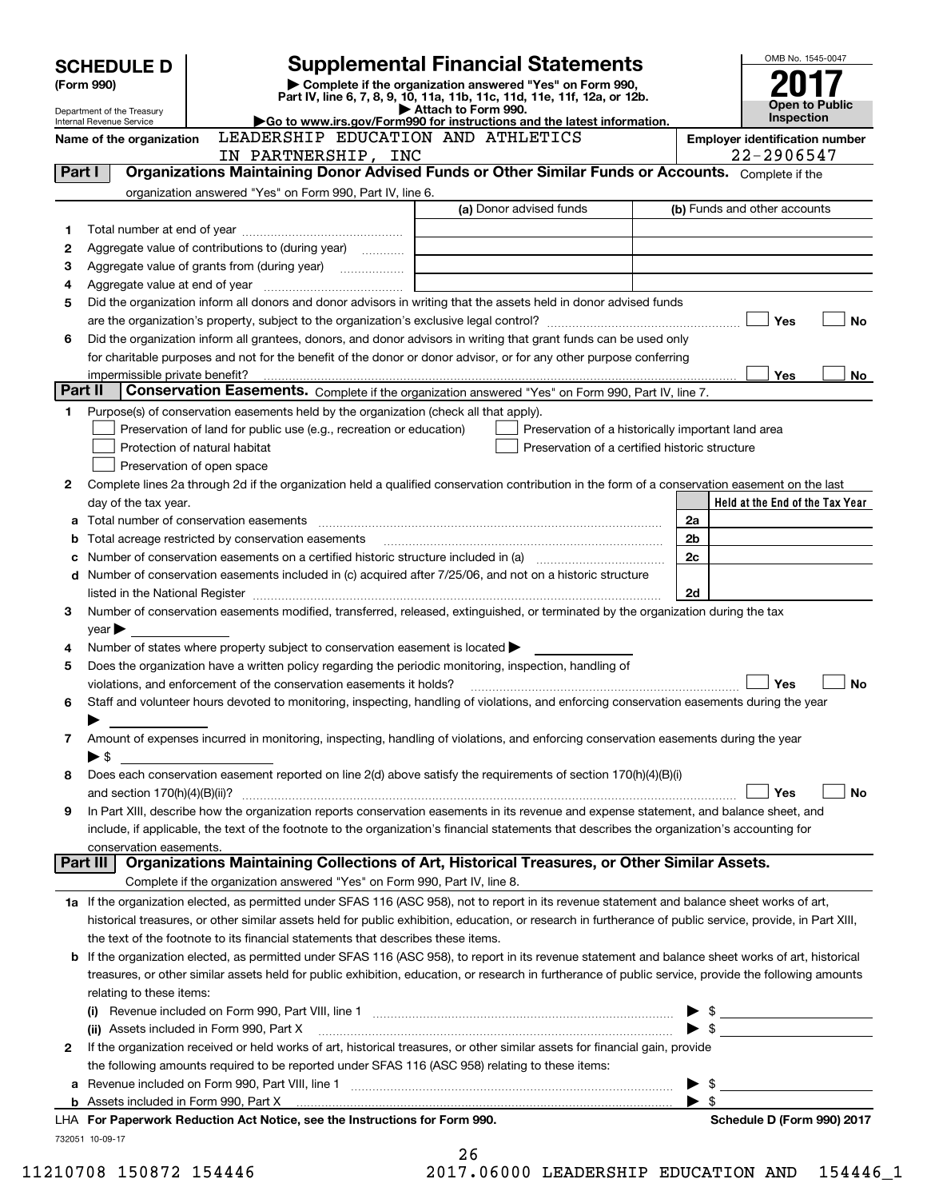# SCHEDULE D (Form 990)

Department of the Treasury
Internal Revenue Service

# Supplemental Financial Statements

▶ Complete if the organization answered "Yes" on Form 990, Part IV, line 6, 7, 8, 9, 10, 11a, 11b, 11c, 11d, 11e, 11f, 12a, or 12b.
▶ Attach to Form 990.
▶Go to www.irs.gov/Form990 for instructions and the latest information.

OMB No. 1545-0047

**2017**

**Open to Public Inspection**

**Name of the organization:** LEADERSHIP EDUCATION AND ATHLETICS IN PARTNERSHIP, INC

**Employer identification number:** 22-2906547

## Part I — Organizations Maintaining Donor Advised Funds or Other Similar Funds or Accounts.
Complete if the organization answered "Yes" on Form 990, Part IV, line 6.

| | | (a) Donor advised funds | (b) Funds and other accounts |
|---|---|---|---|
| 1 | Total number at end of year | | |
| 2 | Aggregate value of contributions to (during year) | | |
| 3 | Aggregate value of grants from (during year) | | |
| 4 | Aggregate value at end of year | | |

5 Did the organization inform all donors and donor advisors in writing that the assets held in donor advised funds are the organization's property, subject to the organization's exclusive legal control? ☐ Yes ☐ No

6 Did the organization inform all grantees, donors, and donor advisors in writing that grant funds can be used only for charitable purposes and not for the benefit of the donor or donor advisor, or for any other purpose conferring impermissible private benefit? ☐ Yes ☐ No

## Part II — Conservation Easements.
Complete if the organization answered "Yes" on Form 990, Part IV, line 7.

1 Purpose(s) of conservation easements held by the organization (check all that apply).

- ☐ Preservation of land for public use (e.g., recreation or education)
- ☐ Protection of natural habitat
- ☐ Preservation of open space
- ☐ Preservation of a historically important land area
- ☐ Preservation of a certified historic structure

2 Complete lines 2a through 2d if the organization held a qualified conservation contribution in the form of a conservation easement on the last day of the tax year.

| | | | Held at the End of the Tax Year |
|---|---|---|---|
| a | Total number of conservation easements | 2a | |
| b | Total acreage restricted by conservation easements | 2b | |
| c | Number of conservation easements on a certified historic structure included in (a) | 2c | |
| d | Number of conservation easements included in (c) acquired after 7/25/06, and not on a historic structure listed in the National Register | 2d | |

3 Number of conservation easements modified, transferred, released, extinguished, or terminated by the organization during the tax year ▶

4 Number of states where property subject to conservation easement is located ▶

5 Does the organization have a written policy regarding the periodic monitoring, inspection, handling of violations, and enforcement of the conservation easements it holds? ☐ Yes ☐ No

6 Staff and volunteer hours devoted to monitoring, inspecting, handling of violations, and enforcing conservation easements during the year ▶

7 Amount of expenses incurred in monitoring, inspecting, handling of violations, and enforcing conservation easements during the year ▶ $

8 Does each conservation easement reported on line 2(d) above satisfy the requirements of section 170(h)(4)(B)(i) and section 170(h)(4)(B)(ii)? ☐ Yes ☐ No

9 In Part XIII, describe how the organization reports conservation easements in its revenue and expense statement, and balance sheet, and include, if applicable, the text of the footnote to the organization's financial statements that describes the organization's accounting for conservation easements.

## Part III — Organizations Maintaining Collections of Art, Historical Treasures, or Other Similar Assets.
Complete if the organization answered "Yes" on Form 990, Part IV, line 8.

1a If the organization elected, as permitted under SFAS 116 (ASC 958), not to report in its revenue statement and balance sheet works of art, historical treasures, or other similar assets held for public exhibition, education, or research in furtherance of public service, provide, in Part XIII, the text of the footnote to its financial statements that describes these items.

b If the organization elected, as permitted under SFAS 116 (ASC 958), to report in its revenue statement and balance sheet works of art, historical treasures, or other similar assets held for public exhibition, education, or research in furtherance of public service, provide the following amounts relating to these items:

(i) Revenue included on Form 990, Part VIII, line 1 ▶ $

(ii) Assets included in Form 990, Part X ▶ $

2 If the organization received or held works of art, historical treasures, or other similar assets for financial gain, provide the following amounts required to be reported under SFAS 116 (ASC 958) relating to these items:

a Revenue included on Form 990, Part VIII, line 1 ▶ $

b Assets included in Form 990, Part X ▶ $

**LHA For Paperwork Reduction Act Notice, see the Instructions for Form 990.** **Schedule D (Form 990) 2017**

732051 10-09-17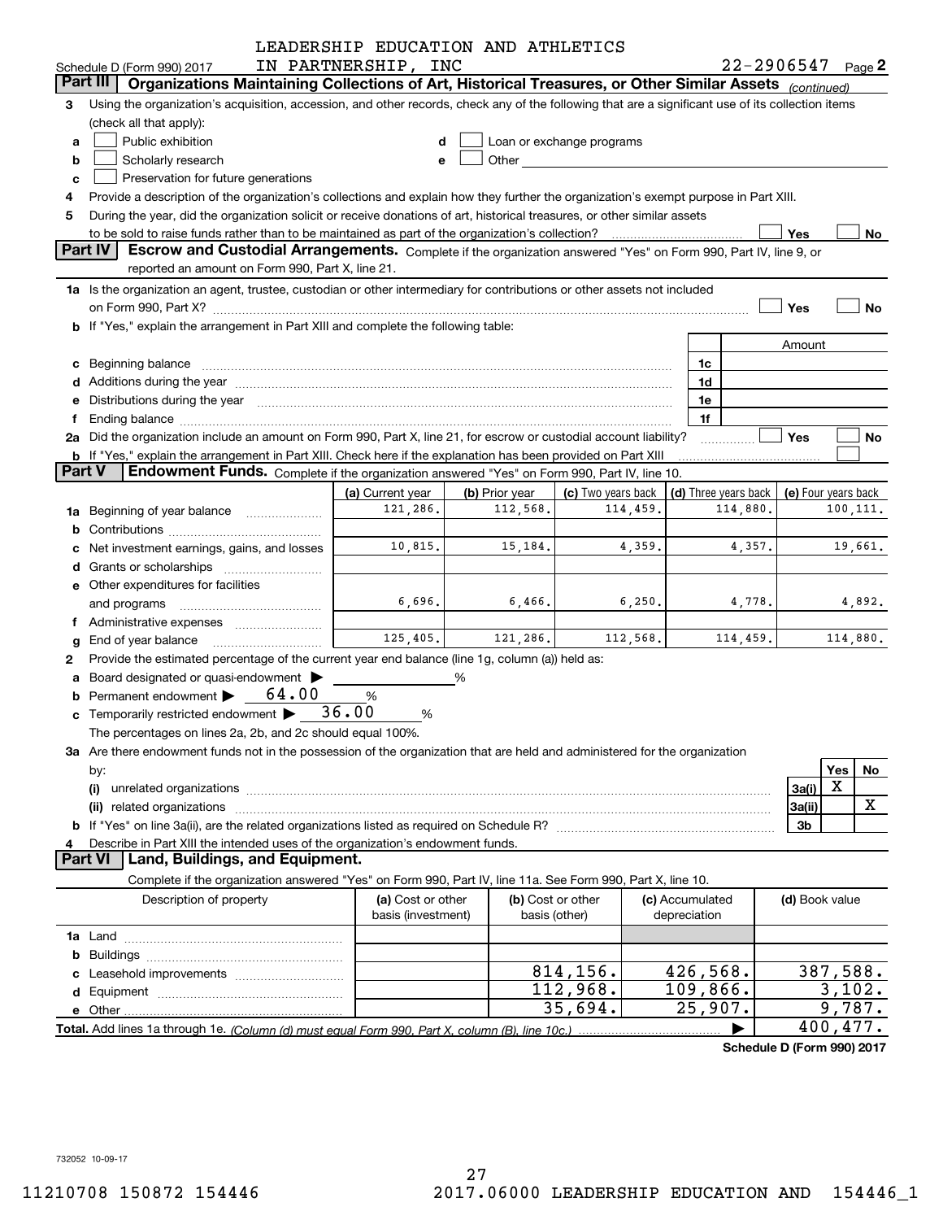LEADERSHIP EDUCATION AND ATHLETICS IN PARTNERSHIP, INC

Schedule D (Form 990) 2017 — 22-2906547 Page 2

## Part III Organizations Maintaining Collections of Art, Historical Treasures, or Other Similar Assets *(continued)*

3 Using the organization's acquisition, accession, and other records, check any of the following that are a significant use of its collection items (check all that apply):

- a ☐ Public exhibition
- b ☐ Scholarly research
- c ☐ Preservation for future generations
- d ☐ Loan or exchange programs
- e ☐ Other

4 Provide a description of the organization's collections and explain how they further the organization's exempt purpose in Part XIII.

5 During the year, did the organization solicit or receive donations of art, historical treasures, or other similar assets to be sold to raise funds rather than to be maintained as part of the organization's collection? ☐ Yes ☐ No

## Part IV Escrow and Custodial Arrangements.

Complete if the organization answered "Yes" on Form 990, Part IV, line 9, or reported an amount on Form 990, Part X, line 21.

1a Is the organization an agent, trustee, custodian or other intermediary for contributions or other assets not included on Form 990, Part X? ☐ Yes ☐ No

b If "Yes," explain the arrangement in Part XIII and complete the following table:

| | | Amount |
|---|---|---|
| c Beginning balance | 1c | |
| d Additions during the year | 1d | |
| e Distributions during the year | 1e | |
| f Ending balance | 1f | |

2a Did the organization include an amount on Form 990, Part X, line 21, for escrow or custodial account liability? ☐ Yes ☐ No

b If "Yes," explain the arrangement in Part XIII. Check here if the explanation has been provided on Part XIII ☐

## Part V Endowment Funds.

Complete if the organization answered "Yes" on Form 990, Part IV, line 10.

| | (a) Current year | (b) Prior year | (c) Two years back | (d) Three years back | (e) Four years back |
|---|---|---|---|---|---|
| 1a Beginning of year balance | 121,286. | 112,568. | 114,459. | 114,880. | 100,111. |
| b Contributions | | | | | |
| c Net investment earnings, gains, and losses | 10,815. | 15,184. | 4,359. | 4,357. | 19,661. |
| d Grants or scholarships | | | | | |
| e Other expenditures for facilities and programs | 6,696. | 6,466. | 6,250. | 4,778. | 4,892. |
| f Administrative expenses | | | | | |
| g End of year balance | 125,405. | 121,286. | 112,568. | 114,459. | 114,880. |

2 Provide the estimated percentage of the current year end balance (line 1g, column (a)) held as:

- a Board designated or quasi-endowment ▶ ______ %
- b Permanent endowment ▶ 64.00 %
- c Temporarily restricted endowment ▶ 36.00 %

The percentages on lines 2a, 2b, and 2c should equal 100%.

3a Are there endowment funds not in the possession of the organization that are held and administered for the organization by:

| | | Yes | No |
|---|---|---|---|
| (i) unrelated organizations | 3a(i) | X | |
| (ii) related organizations | 3a(ii) | | X |
| b If "Yes" on line 3a(ii), are the related organizations listed as required on Schedule R? | 3b | | |

4 Describe in Part XIII the intended uses of the organization's endowment funds.

## Part VI Land, Buildings, and Equipment.

Complete if the organization answered "Yes" on Form 990, Part IV, line 11a. See Form 990, Part X, line 10.

| Description of property | (a) Cost or other basis (investment) | (b) Cost or other basis (other) | (c) Accumulated depreciation | (d) Book value |
|---|---|---|---|---|
| 1a Land | | | | |
| b Buildings | | | | |
| c Leasehold improvements | | 814,156. | 426,568. | 387,588. |
| d Equipment | | 112,968. | 109,866. | 3,102. |
| e Other | | 35,694. | 25,907. | 9,787. |
| **Total.** Add lines 1a through 1e. *(Column (d) must equal Form 990, Part X, column (B), line 10c.)* | | | ▶ | 400,477. |

**Schedule D (Form 990) 2017**

732052 10-09-17

11210708 150872 154446 2017.06000 LEADERSHIP EDUCATION AND 154446_1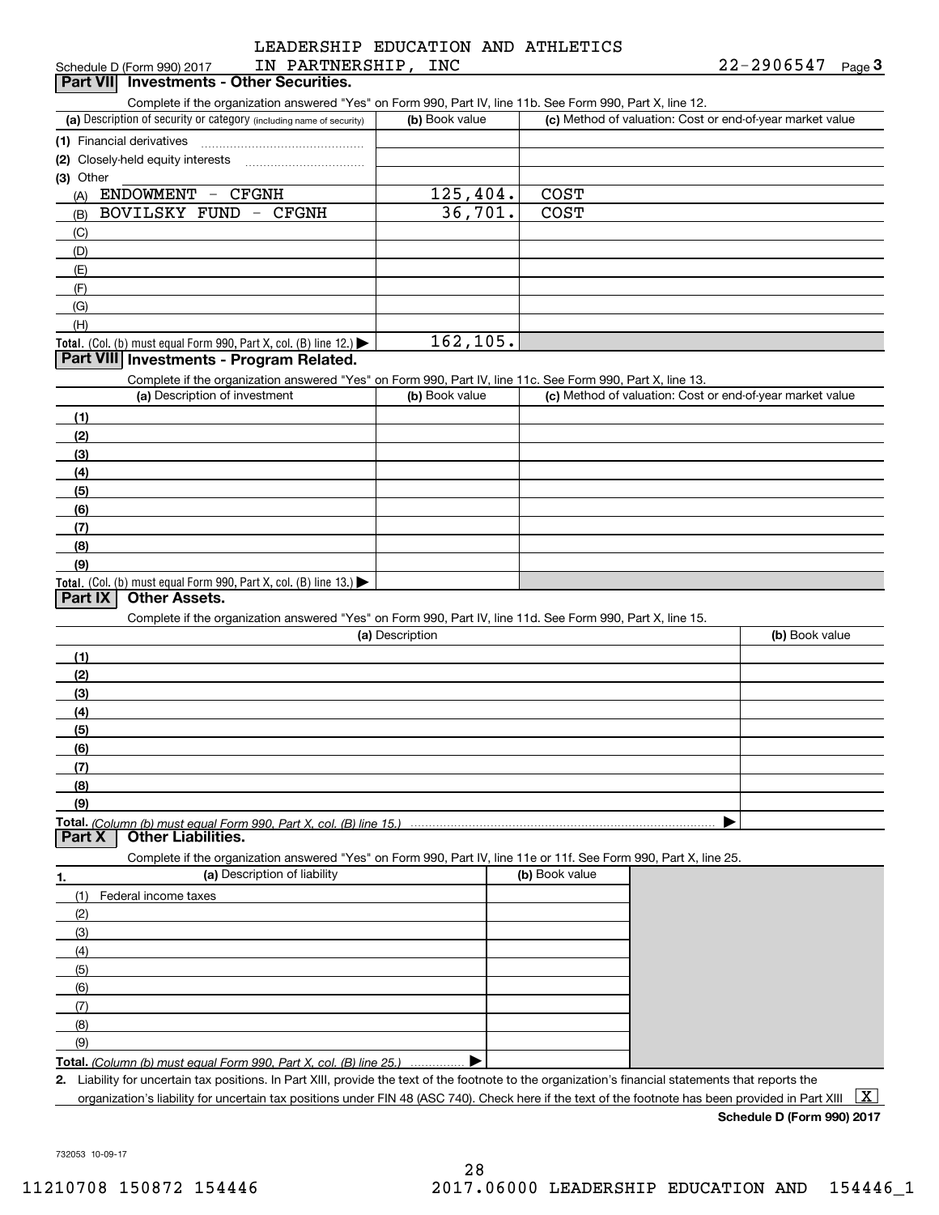LEADERSHIP EDUCATION AND ATHLETICS IN PARTNERSHIP, INC

Schedule D (Form 990) 2017 | 22-2906547 | Page 3

## Part VII Investments - Other Securities.

Complete if the organization answered "Yes" on Form 990, Part IV, line 11b. See Form 990, Part X, line 12.

| (a) Description of security or category (including name of security) | (b) Book value | (c) Method of valuation: Cost or end-of-year market value |
|---|---|---|
| (1) Financial derivatives | | |
| (2) Closely-held equity interests | | |
| (3) Other | | |
| (A) ENDOWMENT - CFGNH | 125,404. | COST |
| (B) BOVILSKY FUND - CFGNH | 36,701. | COST |
| (C) | | |
| (D) | | |
| (E) | | |
| (F) | | |
| (G) | | |
| (H) | | |
| **Total.** (Col. (b) must equal Form 990, Part X, col. (B) line 12.) ▶ | 162,105. | |

## Part VIII Investments - Program Related.

Complete if the organization answered "Yes" on Form 990, Part IV, line 11c. See Form 990, Part X, line 13.

| (a) Description of investment | (b) Book value | (c) Method of valuation: Cost or end-of-year market value |
|---|---|---|
| (1) | | |
| (2) | | |
| (3) | | |
| (4) | | |
| (5) | | |
| (6) | | |
| (7) | | |
| (8) | | |
| (9) | | |
| **Total.** (Col. (b) must equal Form 990, Part X, col. (B) line 13.) ▶ | | |

## Part IX Other Assets.

Complete if the organization answered "Yes" on Form 990, Part IV, line 11d. See Form 990, Part X, line 15.

| (a) Description | (b) Book value |
|---|---|
| (1) | |
| (2) | |
| (3) | |
| (4) | |
| (5) | |
| (6) | |
| (7) | |
| (8) | |
| (9) | |
| **Total.** *(Column (b) must equal Form 990, Part X, col. (B) line 15.)* ▶ | |

## Part X Other Liabilities.

Complete if the organization answered "Yes" on Form 990, Part IV, line 11e or 11f. See Form 990, Part X, line 25.

| 1. (a) Description of liability | (b) Book value |
|---|---|
| (1) Federal income taxes | |
| (2) | |
| (3) | |
| (4) | |
| (5) | |
| (6) | |
| (7) | |
| (8) | |
| (9) | |
| **Total.** *(Column (b) must equal Form 990, Part X, col. (B) line 25.)* ▶ | |

**2.** Liability for uncertain tax positions. In Part XIII, provide the text of the footnote to the organization's financial statements that reports the organization's liability for uncertain tax positions under FIN 48 (ASC 740). Check here if the text of the footnote has been provided in Part XIII [X]

**Schedule D (Form 990) 2017**

732053 10-09-17

11210708 150872 154446 2017.06000 LEADERSHIP EDUCATION AND 154446_1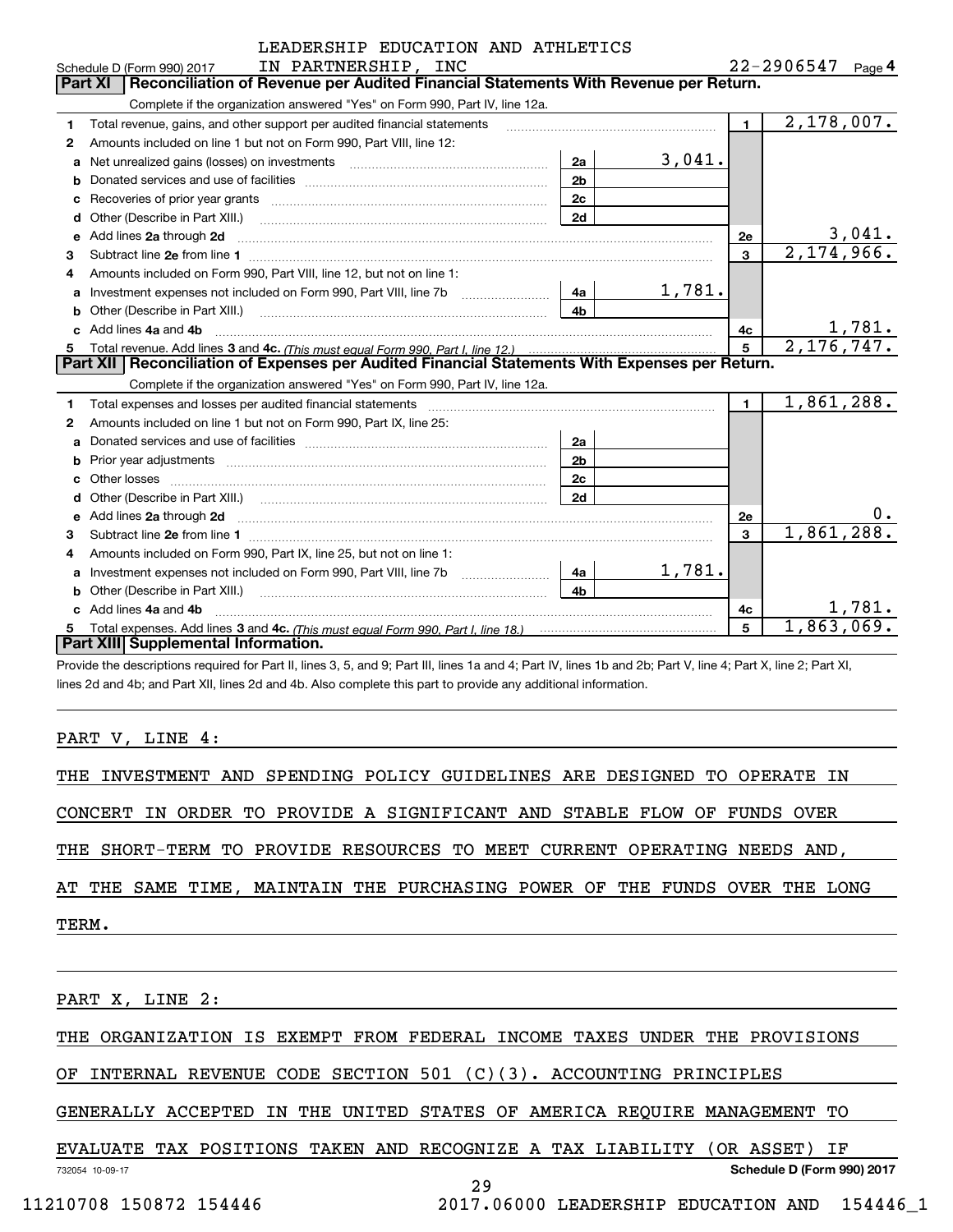Schedule D (Form 990) 2017 LEADERSHIP EDUCATION AND ATHLETICS IN PARTNERSHIP, INC 22-2906547 Page 4

## Part XI Reconciliation of Revenue per Audited Financial Statements With Revenue per Return.

Complete if the organization answered "Yes" on Form 990, Part IV, line 12a.

| | | | | | |
|---|---|---|---|---|---|
| 1 | Total revenue, gains, and other support per audited financial statements | | | 1 | 2,178,007. |
| 2 | Amounts included on line 1 but not on Form 990, Part VIII, line 12: | | | | |
| a | Net unrealized gains (losses) on investments | 2a | 3,041. | | |
| b | Donated services and use of facilities | 2b | | | |
| c | Recoveries of prior year grants | 2c | | | |
| d | Other (Describe in Part XIII.) | 2d | | | |
| e | Add lines 2a through 2d | | | 2e | 3,041. |
| 3 | Subtract line 2e from line 1 | | | 3 | 2,174,966. |
| 4 | Amounts included on Form 990, Part VIII, line 12, but not on line 1: | | | | |
| a | Investment expenses not included on Form 990, Part VIII, line 7b | 4a | 1,781. | | |
| b | Other (Describe in Part XIII.) | 4b | | | |
| c | Add lines 4a and 4b | | | 4c | 1,781. |
| 5 | Total revenue. Add lines 3 and 4c. *(This must equal Form 990, Part I, line 12.)* | | | 5 | 2,176,747. |

## Part XII Reconciliation of Expenses per Audited Financial Statements With Expenses per Return.

Complete if the organization answered "Yes" on Form 990, Part IV, line 12a.

| | | | | | |
|---|---|---|---|---|---|
| 1 | Total expenses and losses per audited financial statements | | | 1 | 1,861,288. |
| 2 | Amounts included on line 1 but not on Form 990, Part IX, line 25: | | | | |
| a | Donated services and use of facilities | 2a | | | |
| b | Prior year adjustments | 2b | | | |
| c | Other losses | 2c | | | |
| d | Other (Describe in Part XIII.) | 2d | | | |
| e | Add lines 2a through 2d | | | 2e | 0. |
| 3 | Subtract line 2e from line 1 | | | 3 | 1,861,288. |
| 4 | Amounts included on Form 990, Part IX, line 25, but not on line 1: | | | | |
| a | Investment expenses not included on Form 990, Part VIII, line 7b | 4a | 1,781. | | |
| b | Other (Describe in Part XIII.) | 4b | | | |
| c | Add lines 4a and 4b | | | 4c | 1,781. |
| 5 | Total expenses. Add lines 3 and 4c. *(This must equal Form 990, Part I, line 18.)* | | | 5 | 1,863,069. |

## Part XIII Supplemental Information.

Provide the descriptions required for Part II, lines 3, 5, and 9; Part III, lines 1a and 4; Part IV, lines 1b and 2b; Part V, line 4; Part X, line 2; Part XI, lines 2d and 4b; and Part XII, lines 2d and 4b. Also complete this part to provide any additional information.

PART V, LINE 4:

THE INVESTMENT AND SPENDING POLICY GUIDELINES ARE DESIGNED TO OPERATE IN CONCERT IN ORDER TO PROVIDE A SIGNIFICANT AND STABLE FLOW OF FUNDS OVER THE SHORT-TERM TO PROVIDE RESOURCES TO MEET CURRENT OPERATING NEEDS AND, AT THE SAME TIME, MAINTAIN THE PURCHASING POWER OF THE FUNDS OVER THE LONG TERM.

PART X, LINE 2:

THE ORGANIZATION IS EXEMPT FROM FEDERAL INCOME TAXES UNDER THE PROVISIONS OF INTERNAL REVENUE CODE SECTION 501 (C)(3). ACCOUNTING PRINCIPLES GENERALLY ACCEPTED IN THE UNITED STATES OF AMERICA REQUIRE MANAGEMENT TO EVALUATE TAX POSITIONS TAKEN AND RECOGNIZE A TAX LIABILITY (OR ASSET) IF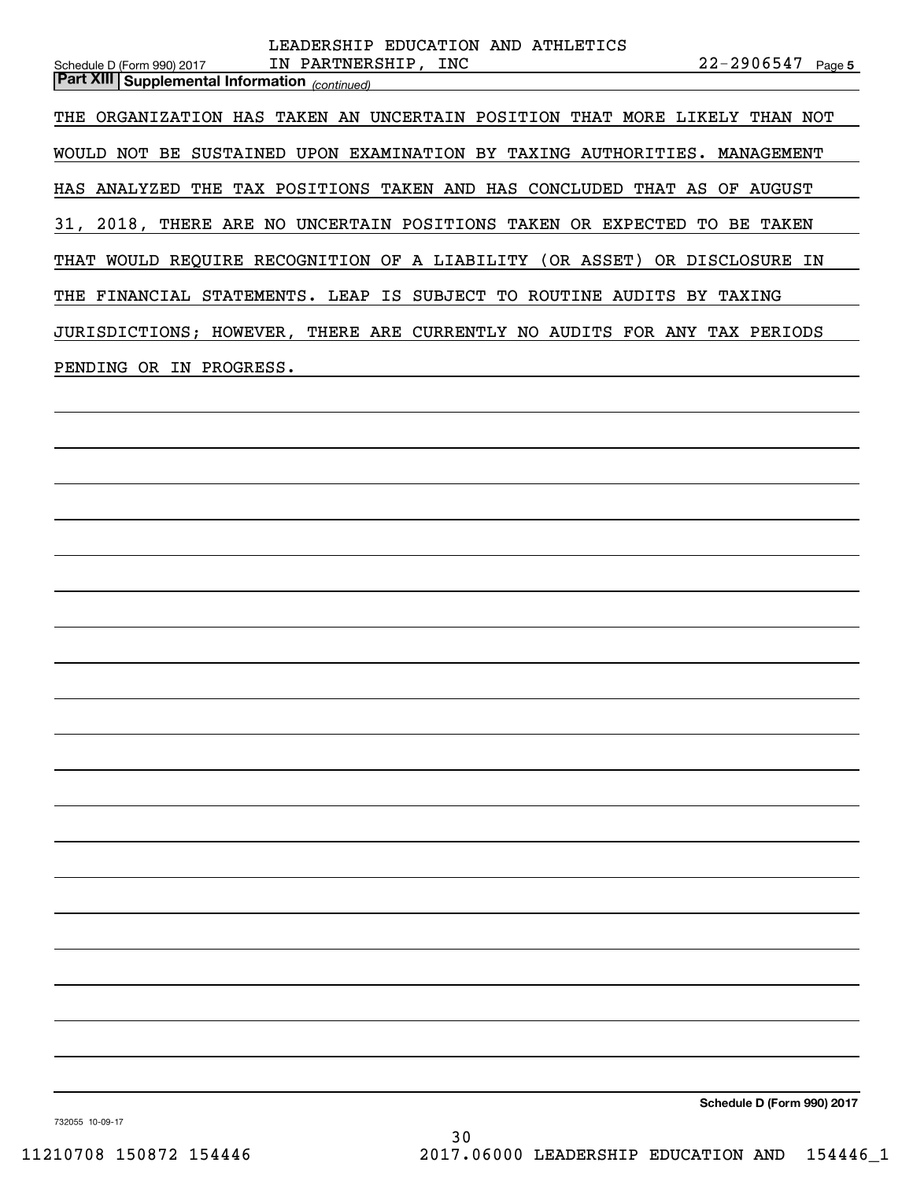**Part XIII | Supplemental Information** *(continued)*

THE ORGANIZATION HAS TAKEN AN UNCERTAIN POSITION THAT MORE LIKELY THAN NOT WOULD NOT BE SUSTAINED UPON EXAMINATION BY TAXING AUTHORITIES. MANAGEMENT HAS ANALYZED THE TAX POSITIONS TAKEN AND HAS CONCLUDED THAT AS OF AUGUST 31, 2018, THERE ARE NO UNCERTAIN POSITIONS TAKEN OR EXPECTED TO BE TAKEN THAT WOULD REQUIRE RECOGNITION OF A LIABILITY (OR ASSET) OR DISCLOSURE IN THE FINANCIAL STATEMENTS. LEAP IS SUBJECT TO ROUTINE AUDITS BY TAXING JURISDICTIONS; HOWEVER, THERE ARE CURRENTLY NO AUDITS FOR ANY TAX PERIODS PENDING OR IN PROGRESS.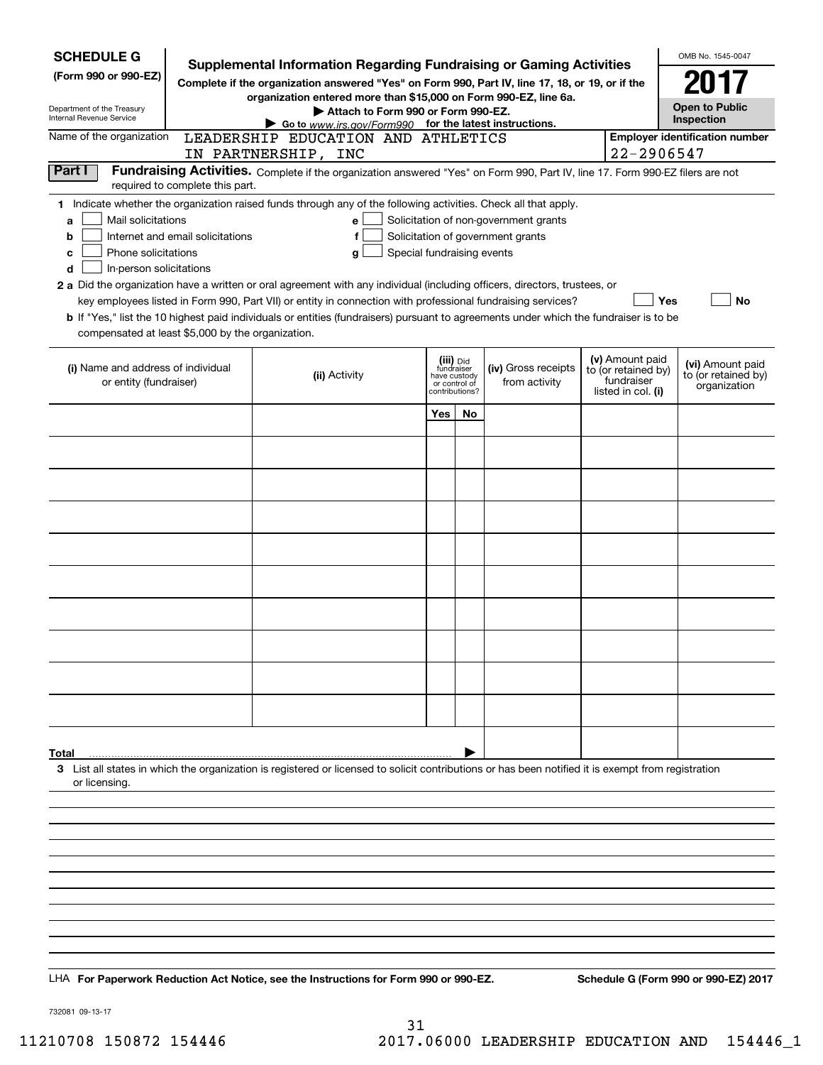**SCHEDULE G**
**(Form 990 or 990-EZ)**

Department of the Treasury
Internal Revenue Service

# Supplemental Information Regarding Fundraising or Gaming Activities

**Complete if the organization answered "Yes" on Form 990, Part IV, line 17, 18, or 19, or if the organization entered more than $15,000 on Form 990-EZ, line 6a.**

**▶ Attach to Form 990 or Form 990-EZ.**

**▶ Go to www.irs.gov/Form990 for the latest instructions.**

OMB No. 1545-0047

**2017**

**Open to Public Inspection**

Name of the organization: LEADERSHIP EDUCATION AND ATHLETICS IN PARTNERSHIP, INC

**Employer identification number:** 22-2906547

## Part I Fundraising Activities.

Complete if the organization answered "Yes" on Form 990, Part IV, line 17. Form 990-EZ filers are not required to complete this part.

**1** Indicate whether the organization raised funds through any of the following activities. Check all that apply.

- **a** ☐ Mail solicitations
- **b** ☐ Internet and email solicitations
- **c** ☐ Phone solicitations
- **d** ☐ In-person solicitations
- **e** ☐ Solicitation of non-government grants
- **f** ☐ Solicitation of government grants
- **g** ☐ Special fundraising events

**2 a** Did the organization have a written or oral agreement with any individual (including officers, directors, trustees, or key employees listed in Form 990, Part VII) or entity in connection with professional fundraising services? ☐ Yes ☐ No

**b** If "Yes," list the 10 highest paid individuals or entities (fundraisers) pursuant to agreements under which the fundraiser is to be compensated at least $5,000 by the organization.

| (i) Name and address of individual or entity (fundraiser) | (ii) Activity | (iii) Did fundraiser have custody or control of contributions? Yes | No | (iv) Gross receipts from activity | (v) Amount paid to (or retained by) fundraiser listed in col. (i) | (vi) Amount paid to (or retained by) organization |
|---|---|---|---|---|---|---|
| | | | | | | |
| | | | | | | |
| | | | | | | |
| | | | | | | |
| | | | | | | |
| | | | | | | |
| | | | | | | |
| | | | | | | |
| | | | | | | |
| | | | | | | |
| **Total** ▶ | | | | | | |

**3** List all states in which the organization is registered or licensed to solicit contributions or has been notified it is exempt from registration or licensing.

LHA **For Paperwork Reduction Act Notice, see the Instructions for Form 990 or 990-EZ.** **Schedule G (Form 990 or 990-EZ) 2017**

732081 09-13-17

11210708 150872 154446 2017.06000 LEADERSHIP EDUCATION AND 154446_1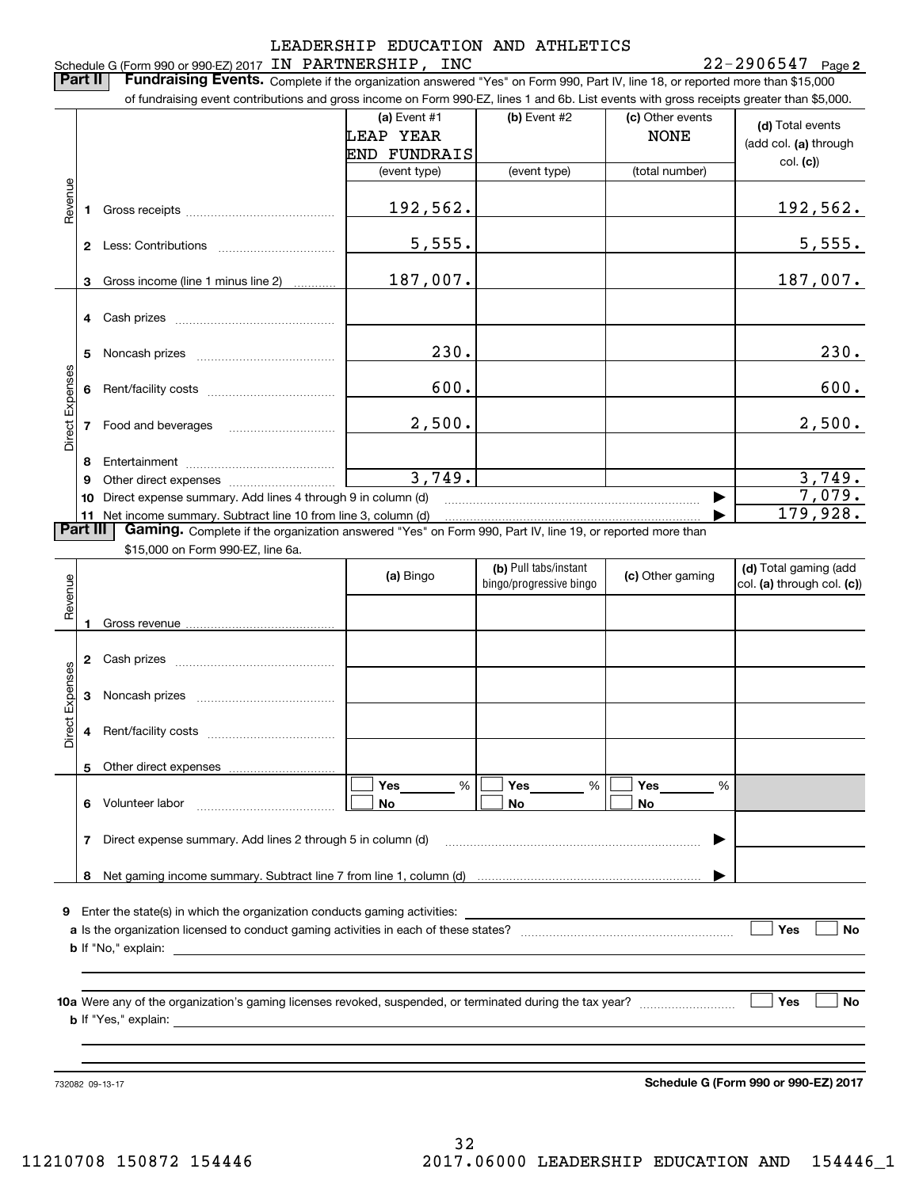LEADERSHIP EDUCATION AND ATHLETICS

Schedule G (Form 990 or 990-EZ) 2017 IN PARTNERSHIP, INC 22-2906547 Page 2

**Part II Fundraising Events.** Complete if the organization answered "Yes" on Form 990, Part IV, line 18, or reported more than $15,000 of fundraising event contributions and gross income on Form 990-EZ, lines 1 and 6b. List events with gross receipts greater than $5,000.

| | | (a) Event #1 LEAP YEAR END FUNDRAIS (event type) | (b) Event #2 (event type) | (c) Other events NONE (total number) | (d) Total events (add col. (a) through col. (c)) |
|---|---|---|---|---|---|
| Revenue | 1 Gross receipts | 192,562. | | | 192,562. |
| | 2 Less: Contributions | 5,555. | | | 5,555. |
| | 3 Gross income (line 1 minus line 2) | 187,007. | | | 187,007. |
| Direct Expenses | 4 Cash prizes | | | | |
| | 5 Noncash prizes | 230. | | | 230. |
| | 6 Rent/facility costs | 600. | | | 600. |
| | 7 Food and beverages | 2,500. | | | 2,500. |
| | 8 Entertainment | | | | |
| | 9 Other direct expenses | 3,749. | | | 3,749. |
| | 10 Direct expense summary. Add lines 4 through 9 in column (d) | | | ▶ | 7,079. |
| | 11 Net income summary. Subtract line 10 from line 3, column (d) | | | ▶ | 179,928. |

**Part III Gaming.** Complete if the organization answered "Yes" on Form 990, Part IV, line 19, or reported more than $15,000 on Form 990-EZ, line 6a.

| | | (a) Bingo | (b) Pull tabs/instant bingo/progressive bingo | (c) Other gaming | (d) Total gaming (add col. (a) through col. (c)) |
|---|---|---|---|---|---|
| Revenue | 1 Gross revenue | | | | |
| Direct Expenses | 2 Cash prizes | | | | |
| | 3 Noncash prizes | | | | |
| | 4 Rent/facility costs | | | | |
| | 5 Other direct expenses | | | | |
| | 6 Volunteer labor | ☐ Yes ____ % ☐ No | ☐ Yes ____ % ☐ No | ☐ Yes ____ % ☐ No | |
| | 7 Direct expense summary. Add lines 2 through 5 in column (d) | | | ▶ | |
| | 8 Net gaming income summary. Subtract line 7 from line 1, column (d) | | | ▶ | |

9 Enter the state(s) in which the organization conducts gaming activities: ____________________

a Is the organization licensed to conduct gaming activities in each of these states? ☐ Yes ☐ No

b If "No," explain: ____________________

10a Were any of the organization's gaming licenses revoked, suspended, or terminated during the tax year? ☐ Yes ☐ No

b If "Yes," explain: ____________________

732082 09-13-17

**Schedule G (Form 990 or 990-EZ) 2017**

11210708 150872 154446 2017.06000 LEADERSHIP EDUCATION AND 154446_1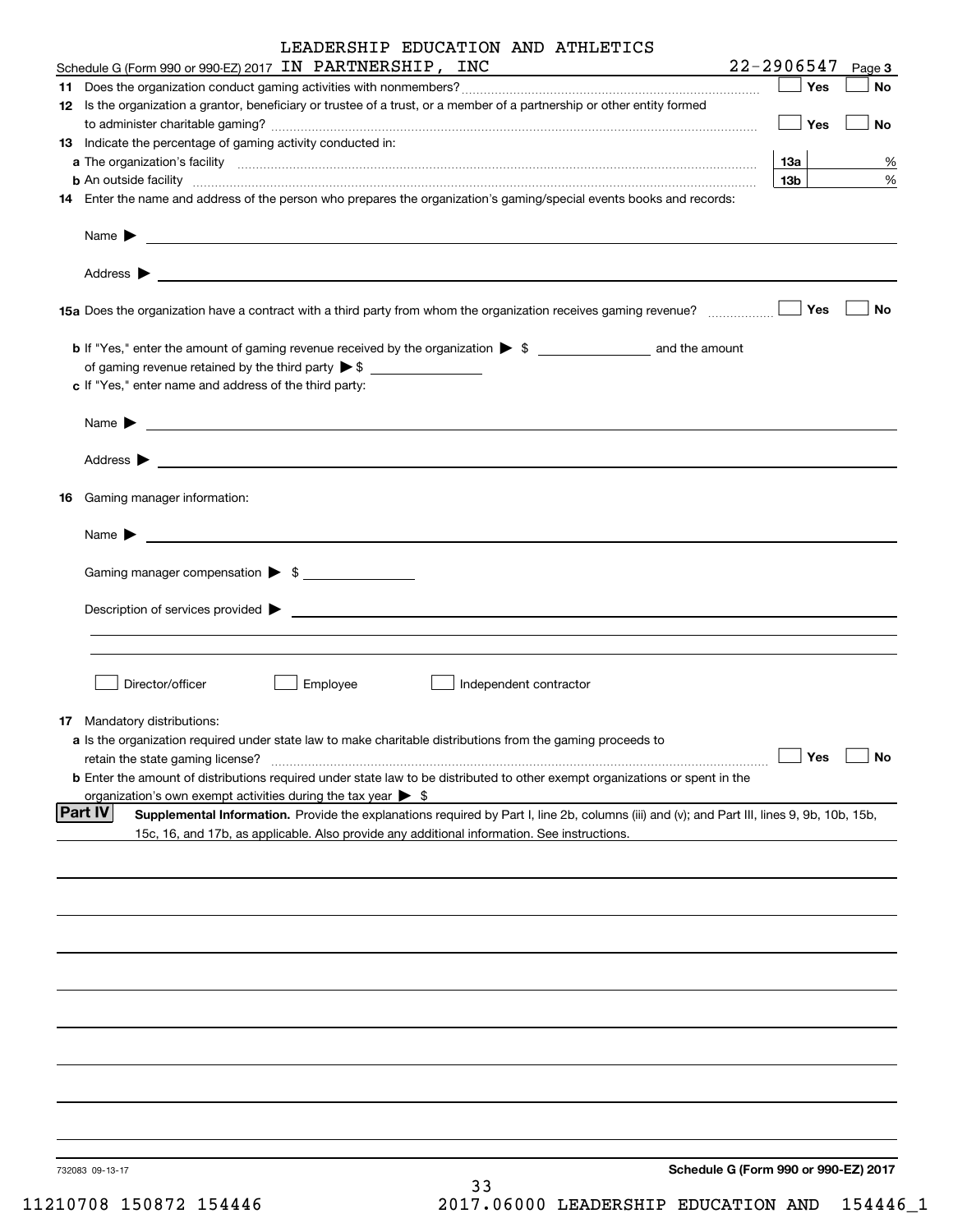LEADERSHIP EDUCATION AND ATHLETICS

Schedule G (Form 990 or 990-EZ) 2017 IN PARTNERSHIP, INC 22-2906547 Page 3

**11** Does the organization conduct gaming activities with nonmembers? ☐ Yes ☐ No

**12** Is the organization a grantor, beneficiary or trustee of a trust, or a member of a partnership or other entity formed to administer charitable gaming? ☐ Yes ☐ No

**13** Indicate the percentage of gaming activity conducted in:

**a** The organization's facility **13a** %

**b** An outside facility **13b** %

**14** Enter the name and address of the person who prepares the organization's gaming/special events books and records:

Name ▶

Address ▶

**15a** Does the organization have a contract with a third party from whom the organization receives gaming revenue? ☐ Yes ☐ No

**b** If "Yes," enter the amount of gaming revenue received by the organization ▶ $ ______ and the amount of gaming revenue retained by the third party ▶ $ ______

**c** If "Yes," enter name and address of the third party:

Name ▶

Address ▶

**16** Gaming manager information:

Name ▶

Gaming manager compensation ▶ $

Description of services provided ▶

☐ Director/officer ☐ Employee ☐ Independent contractor

**17** Mandatory distributions:

**a** Is the organization required under state law to make charitable distributions from the gaming proceeds to retain the state gaming license? ☐ Yes ☐ No

**b** Enter the amount of distributions required under state law to be distributed to other exempt organizations or spent in the organization's own exempt activities during the tax year ▶ $

**Part IV** **Supplemental Information.** Provide the explanations required by Part I, line 2b, columns (iii) and (v); and Part III, lines 9, 9b, 10b, 15b, 15c, 16, and 17b, as applicable. Also provide any additional information. See instructions.

732083 09-13-17 **Schedule G (Form 990 or 990-EZ) 2017**

11210708 150872 154446 2017.06000 LEADERSHIP EDUCATION AND 154446_1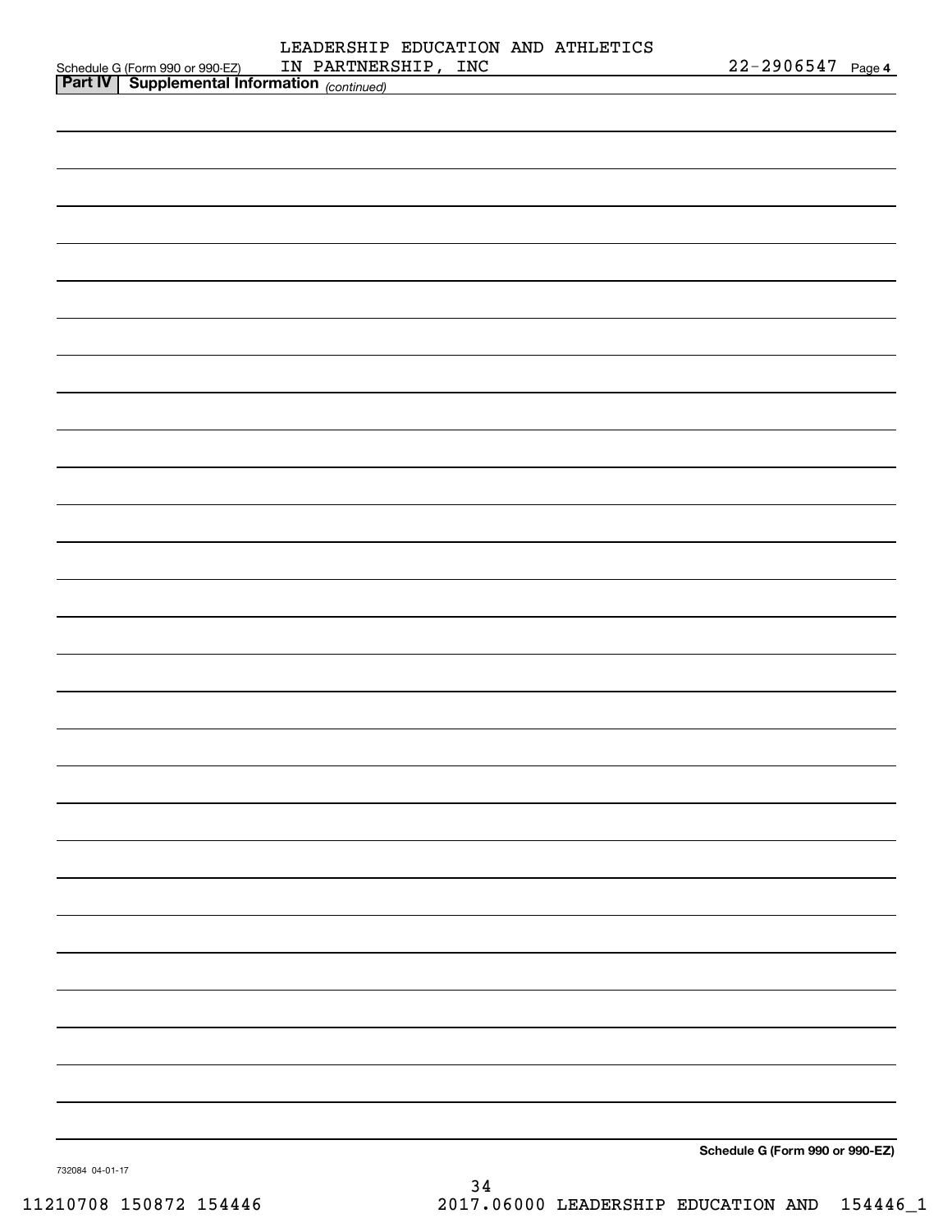Schedule G (Form 990 or 990-EZ) LEADERSHIP EDUCATION AND ATHLETICS IN PARTNERSHIP, INC 22-2906547 Page 4

**Part IV | Supplemental Information** *(continued)*

**Schedule G (Form 990 or 990-EZ)**

732084 04-01-17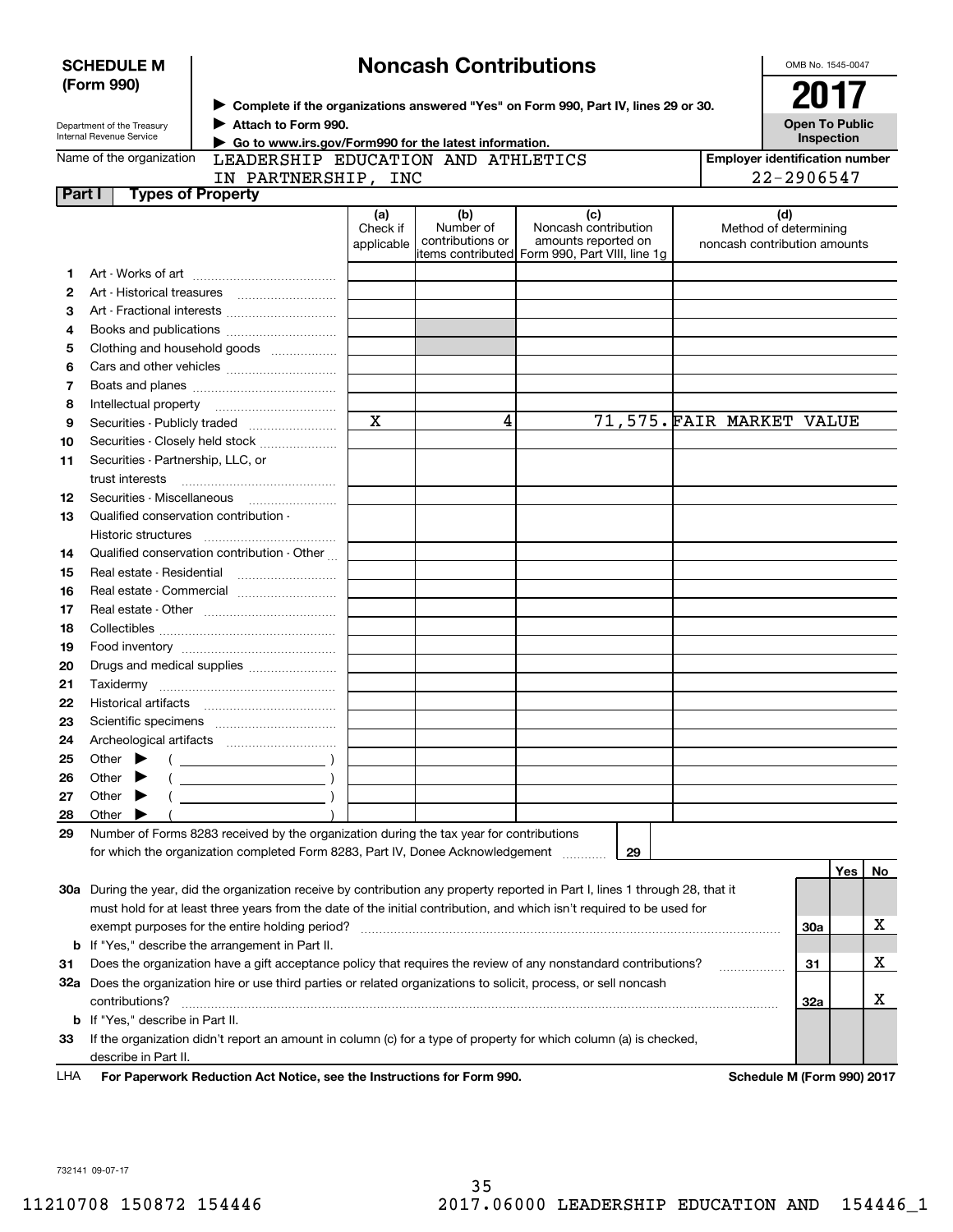**SCHEDULE M (Form 990)**

Department of the Treasury
Internal Revenue Service

# Noncash Contributions

▶ Complete if the organizations answered "Yes" on Form 990, Part IV, lines 29 or 30.
▶ Attach to Form 990.
▶ Go to www.irs.gov/Form990 for the latest information.

OMB No. 1545-0047

**2017**

**Open To Public Inspection**

Name of the organization: LEADERSHIP EDUCATION AND ATHLETICS IN PARTNERSHIP, INC

Employer identification number: 22-2906547

**Part I Types of Property**

| | | (a) Check if applicable | (b) Number of contributions or items contributed | (c) Noncash contribution amounts reported on Form 990, Part VIII, line 1g | (d) Method of determining noncash contribution amounts |
|---|---|---|---|---|---|
| 1 | Art - Works of art | | | | |
| 2 | Art - Historical treasures | | | | |
| 3 | Art - Fractional interests | | | | |
| 4 | Books and publications | | | | |
| 5 | Clothing and household goods | | | | |
| 6 | Cars and other vehicles | | | | |
| 7 | Boats and planes | | | | |
| 8 | Intellectual property | | | | |
| 9 | Securities - Publicly traded | X | 4 | 71,575. | FAIR MARKET VALUE |
| 10 | Securities - Closely held stock | | | | |
| 11 | Securities - Partnership, LLC, or trust interests | | | | |
| 12 | Securities - Miscellaneous | | | | |
| 13 | Qualified conservation contribution - Historic structures | | | | |
| 14 | Qualified conservation contribution - Other | | | | |
| 15 | Real estate - Residential | | | | |
| 16 | Real estate - Commercial | | | | |
| 17 | Real estate - Other | | | | |
| 18 | Collectibles | | | | |
| 19 | Food inventory | | | | |
| 20 | Drugs and medical supplies | | | | |
| 21 | Taxidermy | | | | |
| 22 | Historical artifacts | | | | |
| 23 | Scientific specimens | | | | |
| 24 | Archeological artifacts | | | | |
| 25 | Other ▶ ( ) | | | | |
| 26 | Other ▶ ( ) | | | | |
| 27 | Other ▶ ( ) | | | | |
| 28 | Other ▶ ( ) | | | | |

29 Number of Forms 8283 received by the organization during the tax year for contributions for which the organization completed Form 8283, Part IV, Donee Acknowledgement ..... **29**

| | | | Yes | No |
|---|---|---|---|---|
| 30a | During the year, did the organization receive by contribution any property reported in Part I, lines 1 through 28, that it must hold for at least three years from the date of the initial contribution, and which isn't required to be used for exempt purposes for the entire holding period? | 30a | | X |
| b | If "Yes," describe the arrangement in Part II. | | | |
| 31 | Does the organization have a gift acceptance policy that requires the review of any nonstandard contributions? | 31 | | X |
| 32a | Does the organization hire or use third parties or related organizations to solicit, process, or sell noncash contributions? | 32a | | X |
| b | If "Yes," describe in Part II. | | | |
| 33 | If the organization didn't report an amount in column (c) for a type of property for which column (a) is checked, describe in Part II. | | | |

LHA **For Paperwork Reduction Act Notice, see the Instructions for Form 990.** **Schedule M (Form 990) 2017**

732141 09-07-17

11210708 150872 154446 2017.06000 LEADERSHIP EDUCATION AND 154446_1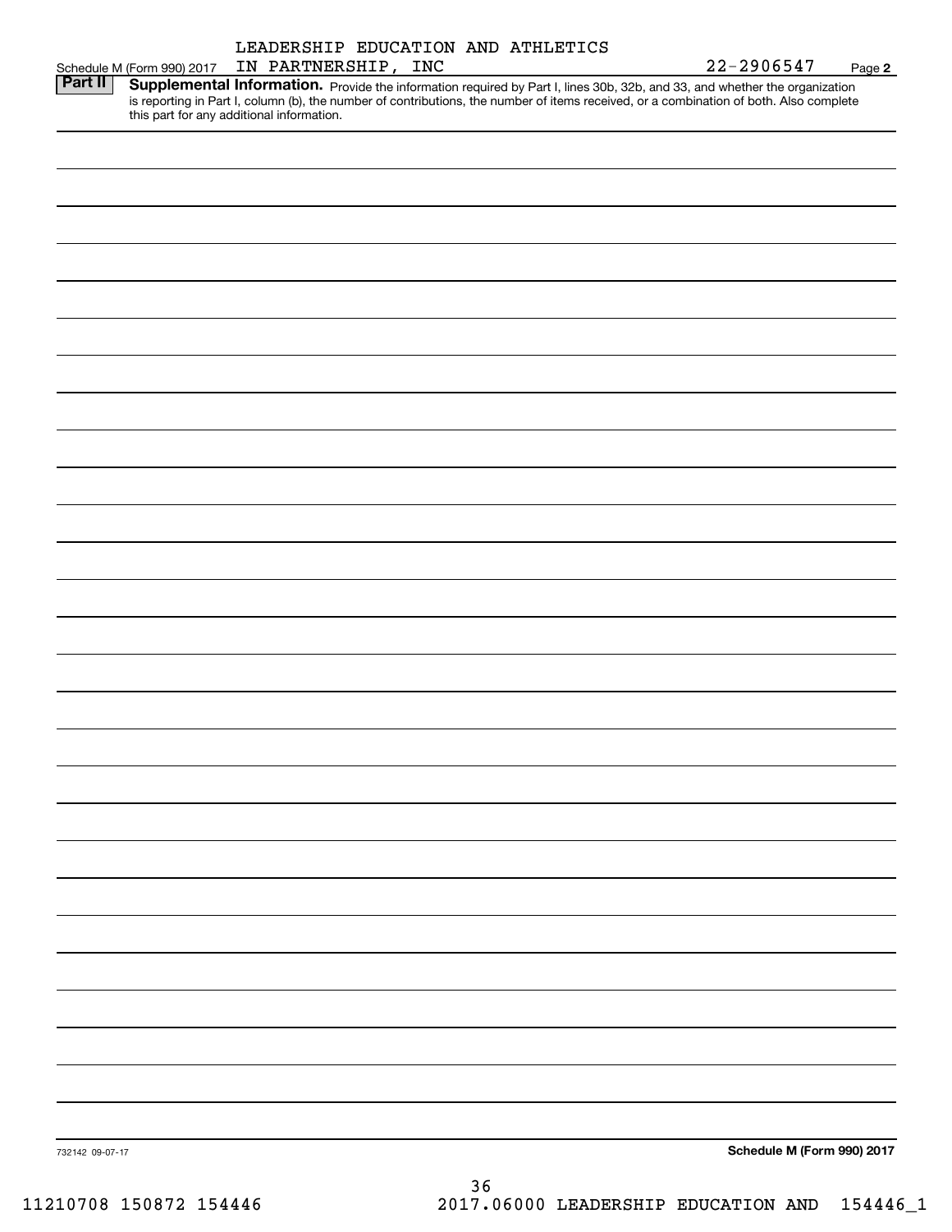LEADERSHIP EDUCATION AND ATHLETICS IN PARTNERSHIP, INC — 22-2906547

Schedule M (Form 990) 2017 — Page 2

## Part II Supplemental Information.

Provide the information required by Part I, lines 30b, 32b, and 33, and whether the organization is reporting in Part I, column (b), the number of contributions, the number of items received, or a combination of both. Also complete this part for any additional information.

732142 09-07-17

**Schedule M (Form 990) 2017**

11210708 150872 154446 2017.06000 LEADERSHIP EDUCATION AND 154446_1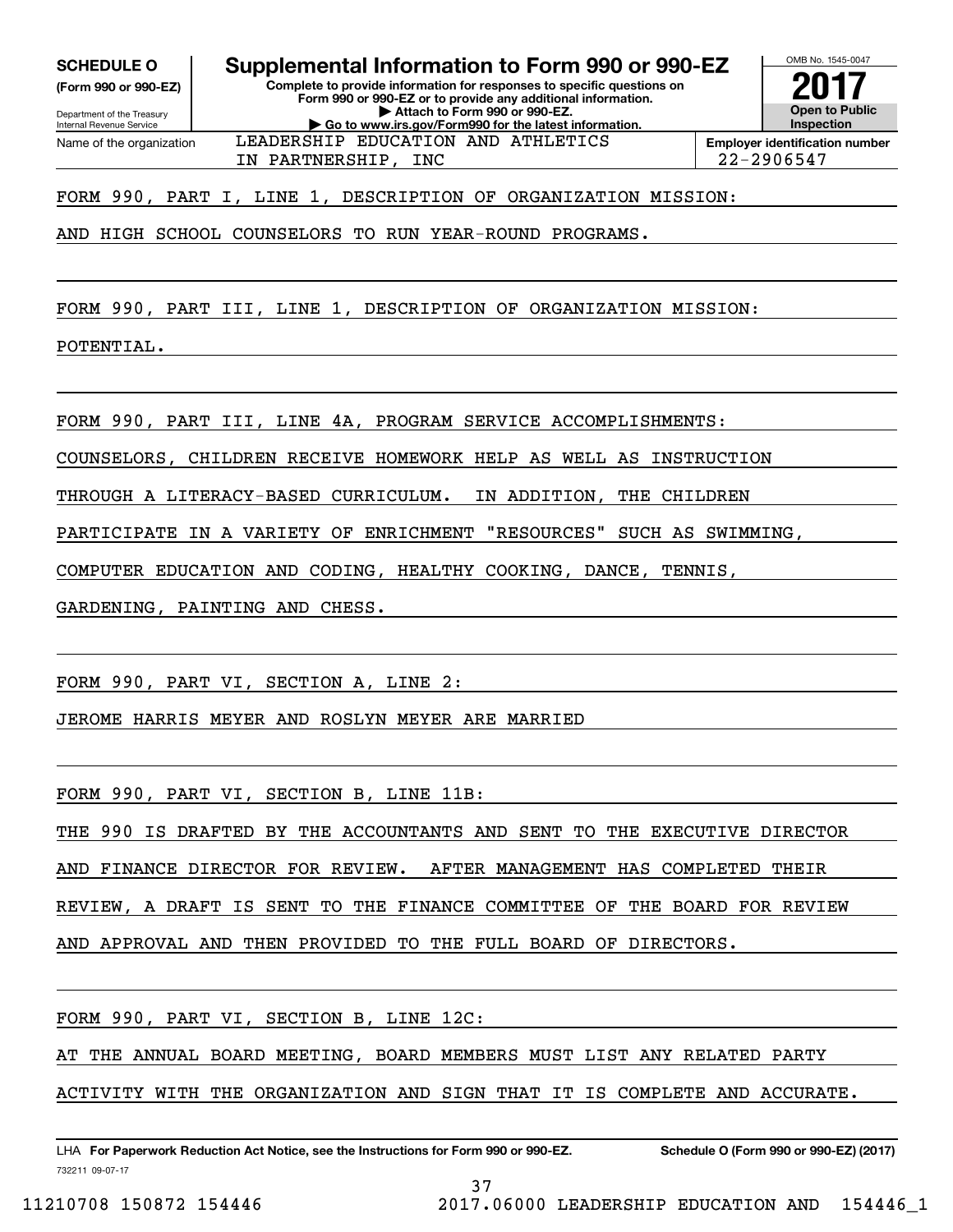**SCHEDULE O**
**(Form 990 or 990-EZ)**

Department of the Treasury
Internal Revenue Service

# Supplemental Information to Form 990 or 990-EZ

**Complete to provide information for responses to specific questions on Form 990 or 990-EZ or to provide any additional information.**
**▶ Attach to Form 990 or 990-EZ.**
**▶ Go to www.irs.gov/Form990 for the latest information.**

OMB No. 1545-0047
**2017**
**Open to Public Inspection**

Name of the organization: LEADERSHIP EDUCATION AND ATHLETICS IN PARTNERSHIP, INC

**Employer identification number** 22-2906547

FORM 990, PART I, LINE 1, DESCRIPTION OF ORGANIZATION MISSION:

AND HIGH SCHOOL COUNSELORS TO RUN YEAR-ROUND PROGRAMS.

FORM 990, PART III, LINE 1, DESCRIPTION OF ORGANIZATION MISSION:

POTENTIAL.

FORM 990, PART III, LINE 4A, PROGRAM SERVICE ACCOMPLISHMENTS:

COUNSELORS, CHILDREN RECEIVE HOMEWORK HELP AS WELL AS INSTRUCTION THROUGH A LITERACY-BASED CURRICULUM. IN ADDITION, THE CHILDREN PARTICIPATE IN A VARIETY OF ENRICHMENT "RESOURCES" SUCH AS SWIMMING, COMPUTER EDUCATION AND CODING, HEALTHY COOKING, DANCE, TENNIS, GARDENING, PAINTING AND CHESS.

FORM 990, PART VI, SECTION A, LINE 2:

JEROME HARRIS MEYER AND ROSLYN MEYER ARE MARRIED

FORM 990, PART VI, SECTION B, LINE 11B:

THE 990 IS DRAFTED BY THE ACCOUNTANTS AND SENT TO THE EXECUTIVE DIRECTOR AND FINANCE DIRECTOR FOR REVIEW. AFTER MANAGEMENT HAS COMPLETED THEIR REVIEW, A DRAFT IS SENT TO THE FINANCE COMMITTEE OF THE BOARD FOR REVIEW AND APPROVAL AND THEN PROVIDED TO THE FULL BOARD OF DIRECTORS.

FORM 990, PART VI, SECTION B, LINE 12C:

AT THE ANNUAL BOARD MEETING, BOARD MEMBERS MUST LIST ANY RELATED PARTY ACTIVITY WITH THE ORGANIZATION AND SIGN THAT IT IS COMPLETE AND ACCURATE.

LHA **For Paperwork Reduction Act Notice, see the Instructions for Form 990 or 990-EZ.** **Schedule O (Form 990 or 990-EZ) (2017)**
732211 09-07-17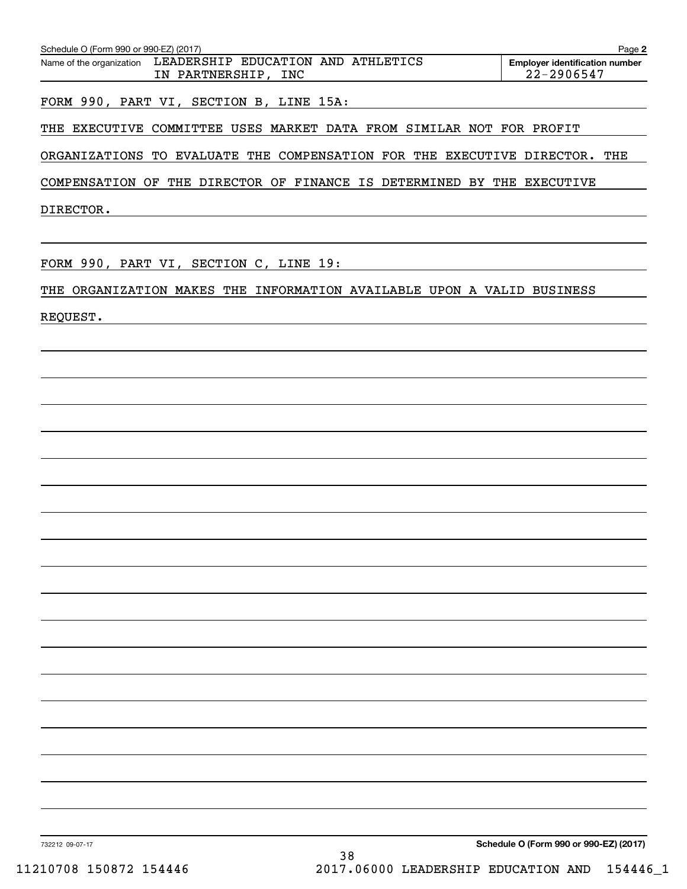Name of the organization: LEADERSHIP EDUCATION AND ATHLETICS IN PARTNERSHIP, INC

**Employer identification number:** 22-2906547

FORM 990, PART VI, SECTION B, LINE 15A:

THE EXECUTIVE COMMITTEE USES MARKET DATA FROM SIMILAR NOT FOR PROFIT ORGANIZATIONS TO EVALUATE THE COMPENSATION FOR THE EXECUTIVE DIRECTOR. THE COMPENSATION OF THE DIRECTOR OF FINANCE IS DETERMINED BY THE EXECUTIVE DIRECTOR.

FORM 990, PART VI, SECTION C, LINE 19:

THE ORGANIZATION MAKES THE INFORMATION AVAILABLE UPON A VALID BUSINESS REQUEST.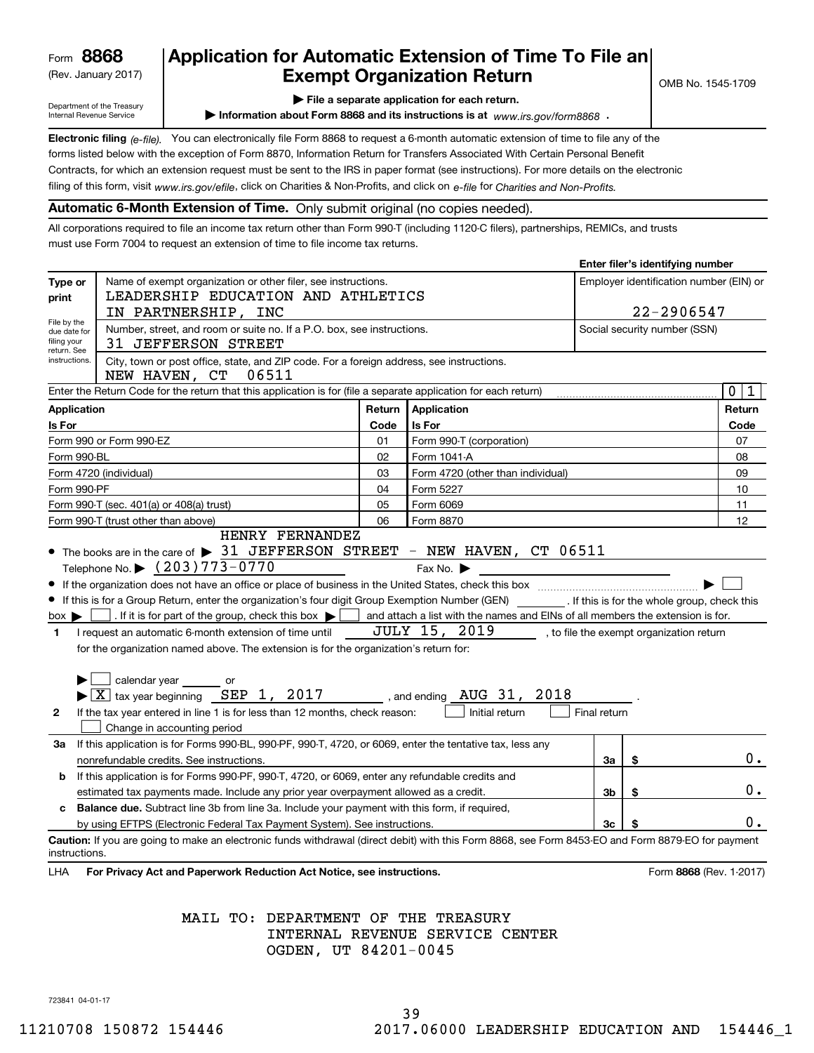Form **8868**
(Rev. January 2017)

Department of the Treasury
Internal Revenue Service

# Application for Automatic Extension of Time To File an Exempt Organization Return

OMB No. 1545-1709

▶ **File a separate application for each return.**

▶ **Information about Form 8868 and its instructions is at** *www.irs.gov/form8868* .

**Electronic filing** *(e-file).* You can electronically file Form 8868 to request a 6-month automatic extension of time to file any of the forms listed below with the exception of Form 8870, Information Return for Transfers Associated With Certain Personal Benefit Contracts, for which an extension request must be sent to the IRS in paper format (see instructions). For more details on the electronic filing of this form, visit *www.irs.gov/efile*, click on Charities & Non-Profits, and click on *e-file* for *Charities and Non-Profits.*

**Automatic 6-Month Extension of Time.** Only submit original (no copies needed).

All corporations required to file an income tax return other than Form 990-T (including 1120-C filers), partnerships, REMICs, and trusts must use Form 7004 to request an extension of time to file income tax returns.

**Enter filer's identifying number**

| | | |
|---|---|---|
| **Type or print** | Name of exempt organization or other filer, see instructions. LEADERSHIP EDUCATION AND ATHLETICS IN PARTNERSHIP, INC | Employer identification number (EIN) or 22-2906547 |
| File by the due date for filing your return. See instructions. | Number, street, and room or suite no. If a P.O. box, see instructions. 31 JEFFERSON STREET | Social security number (SSN) |
| | City, town or post office, state, and ZIP code. For a foreign address, see instructions. NEW HAVEN, CT 06511 | |

Enter the Return Code for the return that this application is for (file a separate application for each return) ..... 0 1

| Application Is For | Return Code | Application Is For | Return Code |
|---|---|---|---|
| Form 990 or Form 990-EZ | 01 | Form 990-T (corporation) | 07 |
| Form 990-BL | 02 | Form 1041-A | 08 |
| Form 4720 (individual) | 03 | Form 4720 (other than individual) | 09 |
| Form 990-PF | 04 | Form 5227 | 10 |
| Form 990-T (sec. 401(a) or 408(a) trust) | 05 | Form 6069 | 11 |
| Form 990-T (trust other than above) | 06 | Form 8870 | 12 |

- The books are in the care of ▶ HENRY FERNANDEZ 31 JEFFERSON STREET - NEW HAVEN, CT 06511
  Telephone No. ▶ (203)773-0770 Fax No. ▶
- If the organization does not have an office or place of business in the United States, check this box ..... ▶ ☐
- If this is for a Group Return, enter the organization's four digit Group Exemption Number (GEN) ______ . If this is for the whole group, check this box ▶ ☐ . If it is for part of the group, check this box ▶ ☐ and attach a list with the names and EINs of all members the extension is for.

**1** I request an automatic 6-month extension of time until JULY 15, 2019 , to file the exempt organization return for the organization named above. The extension is for the organization's return for:

▶ ☐ calendar year ______ or
▶ ☒ tax year beginning SEP 1, 2017 , and ending AUG 31, 2018 .

**2** If the tax year entered in line 1 is for less than 12 months, check reason: ☐ Initial return ☐ Final return
☐ Change in accounting period

| | | | |
|---|---|---|---|
| **3a** | If this application is for Forms 990-BL, 990-PF, 990-T, 4720, or 6069, enter the tentative tax, less any nonrefundable credits. See instructions. | 3a | $ 0. |
| **b** | If this application is for Forms 990-PF, 990-T, 4720, or 6069, enter any refundable credits and estimated tax payments made. Include any prior year overpayment allowed as a credit. | 3b | $ 0. |
| **c** | **Balance due.** Subtract line 3b from line 3a. Include your payment with this form, if required, by using EFTPS (Electronic Federal Tax Payment System). See instructions. | 3c | $ 0. |

**Caution:** If you are going to make an electronic funds withdrawal (direct debit) with this Form 8868, see Form 8453-EO and Form 8879-EO for payment instructions.

LHA **For Privacy Act and Paperwork Reduction Act Notice, see instructions.** Form **8868** (Rev. 1-2017)

MAIL TO: DEPARTMENT OF THE TREASURY
INTERNAL REVENUE SERVICE CENTER
OGDEN, UT 84201-0045

723841 04-01-17

11210708 150872 154446 2017.06000 LEADERSHIP EDUCATION AND 154446_1